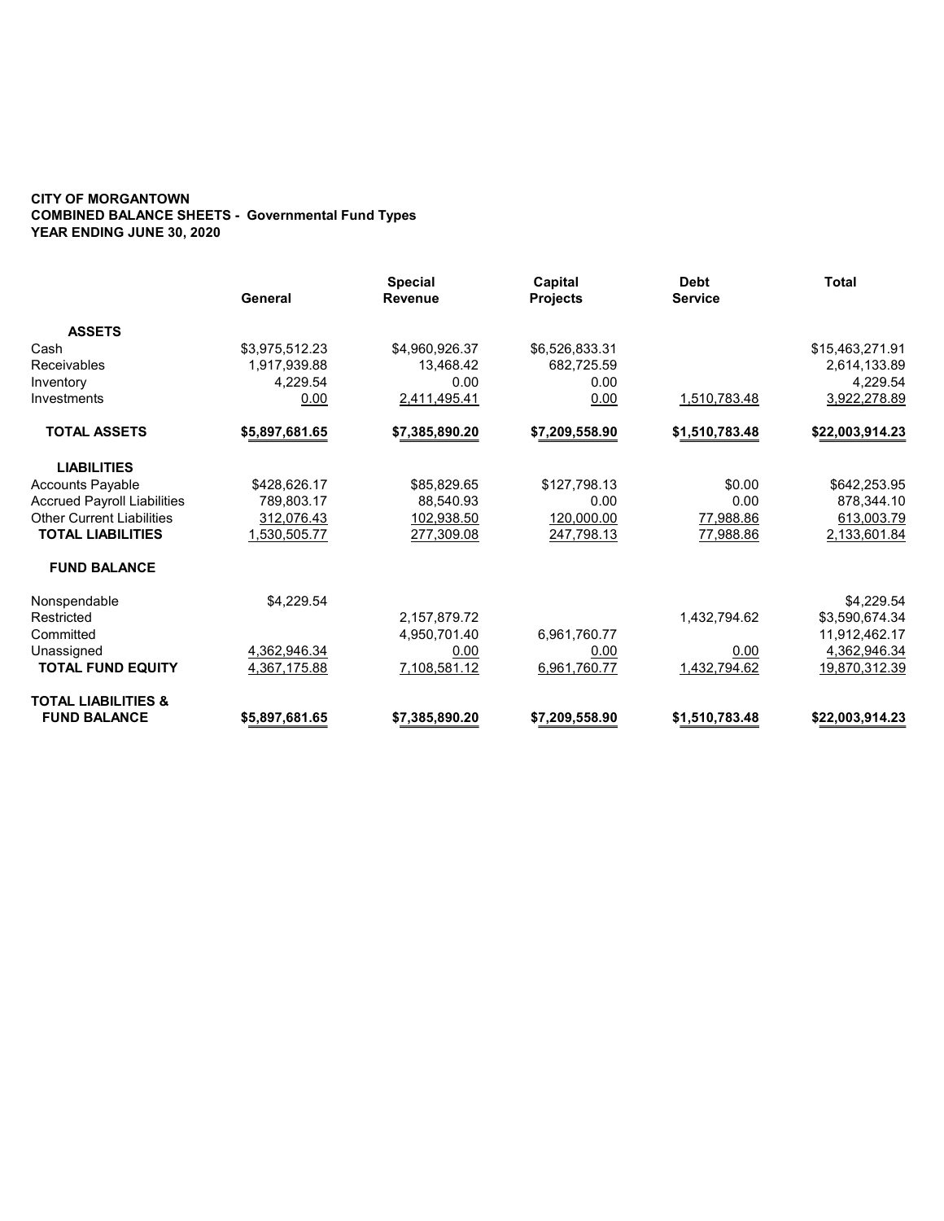**CITY OF MORGANTOWN**
**COMBINED BALANCE SHEETS - Governmental Fund Types**
**YEAR ENDING JUNE 30, 2020**

| | General | Special Revenue | Capital Projects | Debt Service | Total |
|---|---|---|---|---|---|
| **ASSETS** | | | | | |
| Cash | $3,975,512.23 | $4,960,926.37 | $6,526,833.31 | | $15,463,271.91 |
| Receivables | 1,917,939.88 | 13,468.42 | 682,725.59 | | 2,614,133.89 |
| Inventory | 4,229.54 | 0.00 | 0.00 | | 4,229.54 |
| Investments | 0.00 | 2,411,495.41 | 0.00 | 1,510,783.48 | 3,922,278.89 |
| **TOTAL ASSETS** | **$5,897,681.65** | **$7,385,890.20** | **$7,209,558.90** | **$1,510,783.48** | **$22,003,914.23** |
| **LIABILITIES** | | | | | |
| Accounts Payable | $428,626.17 | $85,829.65 | $127,798.13 | $0.00 | $642,253.95 |
| Accrued Payroll Liabilities | 789,803.17 | 88,540.93 | 0.00 | 0.00 | 878,344.10 |
| Other Current Liabilities | 312,076.43 | 102,938.50 | 120,000.00 | 77,988.86 | 613,003.79 |
| **TOTAL LIABILITIES** | 1,530,505.77 | 277,309.08 | 247,798.13 | 77,988.86 | 2,133,601.84 |
| **FUND BALANCE** | | | | | |
| Nonspendable | $4,229.54 | | | | $4,229.54 |
| Restricted | | 2,157,879.72 | | 1,432,794.62 | $3,590,674.34 |
| Committed | | 4,950,701.40 | 6,961,760.77 | | 11,912,462.17 |
| Unassigned | 4,362,946.34 | 0.00 | 0.00 | 0.00 | 4,362,946.34 |
| **TOTAL FUND EQUITY** | 4,367,175.88 | 7,108,581.12 | 6,961,760.77 | 1,432,794.62 | 19,870,312.39 |
| **TOTAL LIABILITIES & FUND BALANCE** | **$5,897,681.65** | **$7,385,890.20** | **$7,209,558.90** | **$1,510,783.48** | **$22,003,914.23** |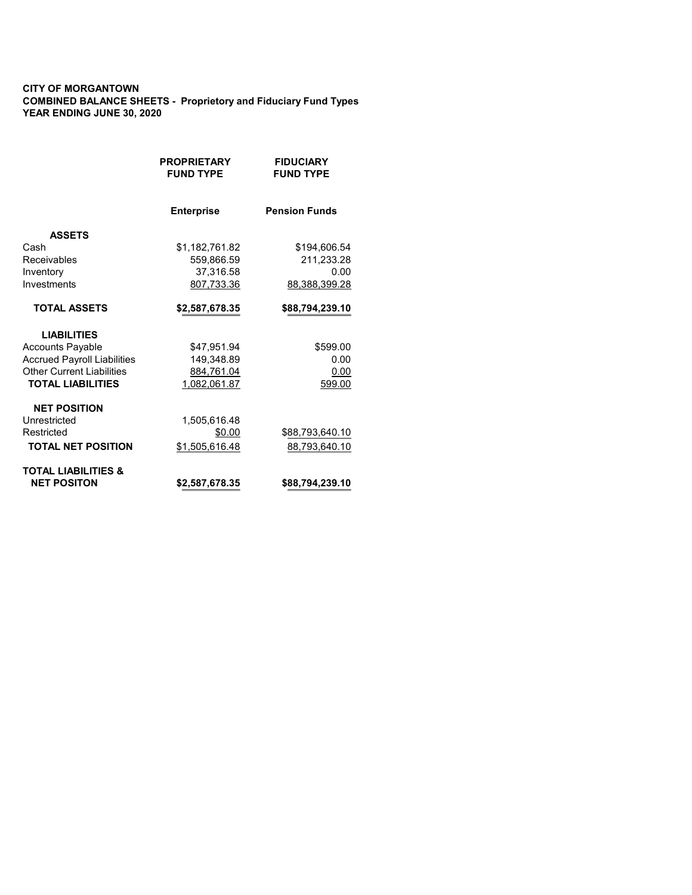**CITY OF MORGANTOWN**
**COMBINED BALANCE SHEETS - Proprietary and Fiduciary Fund Types**
**YEAR ENDING JUNE 30, 2020**

| | PROPRIETARY FUND TYPE | FIDUCIARY FUND TYPE |
|---|---|---|
| | **Enterprise** | **Pension Funds** |
| **ASSETS** | | |
| Cash | $1,182,761.82 | $194,606.54 |
| Receivables | 559,866.59 | 211,233.28 |
| Inventory | 37,316.58 | 0.00 |
| Investments | 807,733.36 | 88,388,399.28 |
| **TOTAL ASSETS** | **$2,587,678.35** | **$88,794,239.10** |
| **LIABILITIES** | | |
| Accounts Payable | $47,951.94 | $599.00 |
| Accrued Payroll Liabilities | 149,348.89 | 0.00 |
| Other Current Liabilities | 884,761.04 | 0.00 |
| **TOTAL LIABILITIES** | 1,082,061.87 | 599.00 |
| **NET POSITION** | | |
| Unrestricted | 1,505,616.48 | |
| Restricted | $0.00 | $88,793,640.10 |
| **TOTAL NET POSITION** | $1,505,616.48 | 88,793,640.10 |
| **TOTAL LIABILITIES & NET POSITON** | **$2,587,678.35** | **$88,794,239.10** |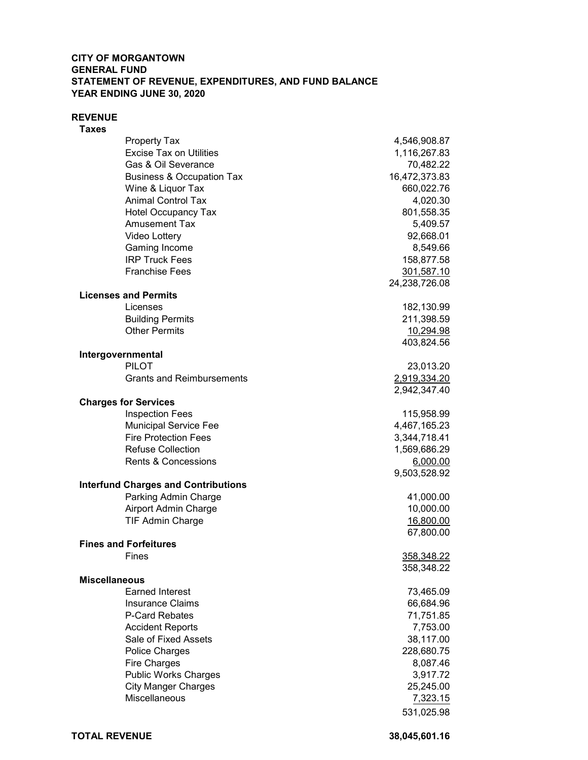**CITY OF MORGANTOWN**
**GENERAL FUND**
**STATEMENT OF REVENUE, EXPENDITURES, AND FUND BALANCE**
**YEAR ENDING JUNE 30, 2020**

| | |
|---|---:|
| **REVENUE** | |
| **Taxes** | |
| Property Tax | 4,546,908.87 |
| Excise Tax on Utilities | 1,116,267.83 |
| Gas & Oil Severance | 70,482.22 |
| Business & Occupation Tax | 16,472,373.83 |
| Wine & Liquor Tax | 660,022.76 |
| Animal Control Tax | 4,020.30 |
| Hotel Occupancy Tax | 801,558.35 |
| Amusement Tax | 5,409.57 |
| Video Lottery | 92,668.01 |
| Gaming Income | 8,549.66 |
| IRP Truck Fees | 158,877.58 |
| Franchise Fees | 301,587.10 |
| | 24,238,726.08 |
| **Licenses and Permits** | |
| Licenses | 182,130.99 |
| Building Permits | 211,398.59 |
| Other Permits | 10,294.98 |
| | 403,824.56 |
| **Intergovernmental** | |
| PILOT | 23,013.20 |
| Grants and Reimbursements | 2,919,334.20 |
| | 2,942,347.40 |
| **Charges for Services** | |
| Inspection Fees | 115,958.99 |
| Municipal Service Fee | 4,467,165.23 |
| Fire Protection Fees | 3,344,718.41 |
| Refuse Collection | 1,569,686.29 |
| Rents & Concessions | 6,000.00 |
| | 9,503,528.92 |
| **Interfund Charges and Contributions** | |
| Parking Admin Charge | 41,000.00 |
| Airport Admin Charge | 10,000.00 |
| TIF Admin Charge | 16,800.00 |
| | 67,800.00 |
| **Fines and Forfeitures** | |
| Fines | 358,348.22 |
| | 358,348.22 |
| **Miscellaneous** | |
| Earned Interest | 73,465.09 |
| Insurance Claims | 66,684.96 |
| P-Card Rebates | 71,751.85 |
| Accident Reports | 7,753.00 |
| Sale of Fixed Assets | 38,117.00 |
| Police Charges | 228,680.75 |
| Fire Charges | 8,087.46 |
| Public Works Charges | 3,917.72 |
| City Manger Charges | 25,245.00 |
| Miscellaneous | 7,323.15 |
| | 531,025.98 |
| **TOTAL REVENUE** | **38,045,601.16** |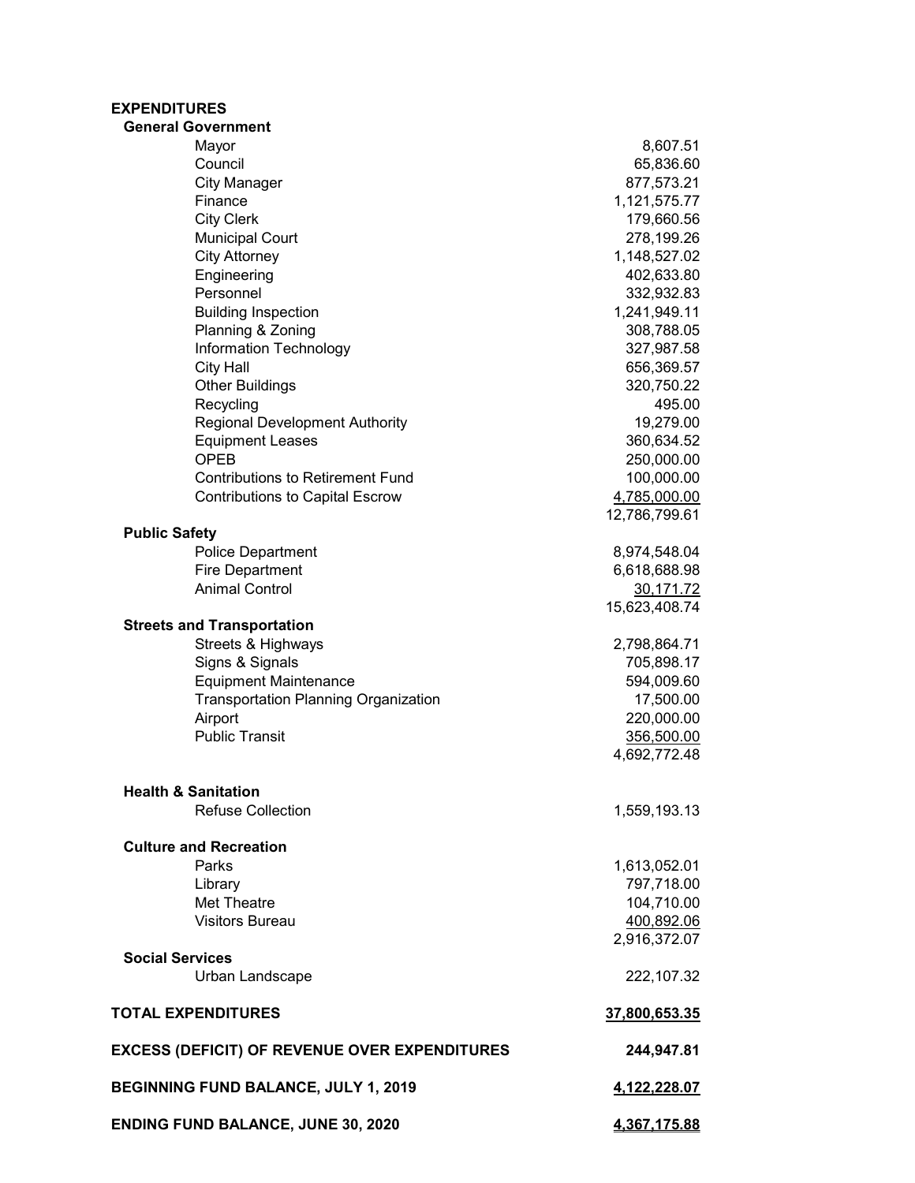| EXPENDITURES | |
|---|---|
| **General Government** | |
| Mayor | 8,607.51 |
| Council | 65,836.60 |
| City Manager | 877,573.21 |
| Finance | 1,121,575.77 |
| City Clerk | 179,660.56 |
| Municipal Court | 278,199.26 |
| City Attorney | 1,148,527.02 |
| Engineering | 402,633.80 |
| Personnel | 332,932.83 |
| Building Inspection | 1,241,949.11 |
| Planning & Zoning | 308,788.05 |
| Information Technology | 327,987.58 |
| City Hall | 656,369.57 |
| Other Buildings | 320,750.22 |
| Recycling | 495.00 |
| Regional Development Authority | 19,279.00 |
| Equipment Leases | 360,634.52 |
| OPEB | 250,000.00 |
| Contributions to Retirement Fund | 100,000.00 |
| Contributions to Capital Escrow | 4,785,000.00 |
| | 12,786,799.61 |
| **Public Safety** | |
| Police Department | 8,974,548.04 |
| Fire Department | 6,618,688.98 |
| Animal Control | 30,171.72 |
| | 15,623,408.74 |
| **Streets and Transportation** | |
| Streets & Highways | 2,798,864.71 |
| Signs & Signals | 705,898.17 |
| Equipment Maintenance | 594,009.60 |
| Transportation Planning Organization | 17,500.00 |
| Airport | 220,000.00 |
| Public Transit | 356,500.00 |
| | 4,692,772.48 |
| **Health & Sanitation** | |
| Refuse Collection | 1,559,193.13 |
| **Culture and Recreation** | |
| Parks | 1,613,052.01 |
| Library | 797,718.00 |
| Met Theatre | 104,710.00 |
| Visitors Bureau | 400,892.06 |
| | 2,916,372.07 |
| **Social Services** | |
| Urban Landscape | 222,107.32 |
| **TOTAL EXPENDITURES** | **37,800,653.35** |
| **EXCESS (DEFICIT) OF REVENUE OVER EXPENDITURES** | **244,947.81** |
| **BEGINNING FUND BALANCE, JULY 1, 2019** | **4,122,228.07** |
| **ENDING FUND BALANCE, JUNE 30, 2020** | **4,367,175.88** |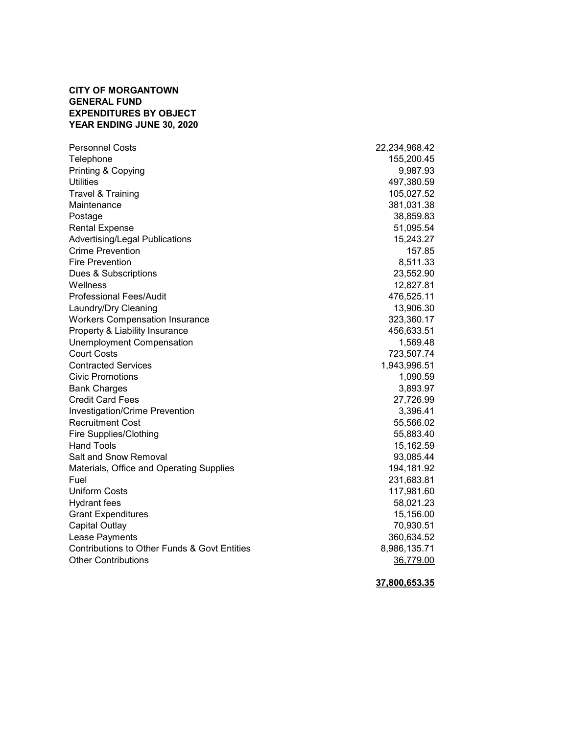**CITY OF MORGANTOWN**
**GENERAL FUND**
**EXPENDITURES BY OBJECT**
**YEAR ENDING JUNE 30, 2020**

| | |
|---|---:|
| Personnel Costs | 22,234,968.42 |
| Telephone | 155,200.45 |
| Printing & Copying | 9,987.93 |
| Utilities | 497,380.59 |
| Travel & Training | 105,027.52 |
| Maintenance | 381,031.38 |
| Postage | 38,859.83 |
| Rental Expense | 51,095.54 |
| Advertising/Legal Publications | 15,243.27 |
| Crime Prevention | 157.85 |
| Fire Prevention | 8,511.33 |
| Dues & Subscriptions | 23,552.90 |
| Wellness | 12,827.81 |
| Professional Fees/Audit | 476,525.11 |
| Laundry/Dry Cleaning | 13,906.30 |
| Workers Compensation Insurance | 323,360.17 |
| Property & Liability Insurance | 456,633.51 |
| Unemployment Compensation | 1,569.48 |
| Court Costs | 723,507.74 |
| Contracted Services | 1,943,996.51 |
| Civic Promotions | 1,090.59 |
| Bank Charges | 3,893.97 |
| Credit Card Fees | 27,726.99 |
| Investigation/Crime Prevention | 3,396.41 |
| Recruitment Cost | 55,566.02 |
| Fire Supplies/Clothing | 55,883.40 |
| Hand Tools | 15,162.59 |
| Salt and Snow Removal | 93,085.44 |
| Materials, Office and Operating Supplies | 194,181.92 |
| Fuel | 231,683.81 |
| Uniform Costs | 117,981.60 |
| Hydrant fees | 58,021.23 |
| Grant Expenditures | 15,156.00 |
| Capital Outlay | 70,930.51 |
| Lease Payments | 360,634.52 |
| Contributions to Other Funds & Govt Entities | 8,986,135.71 |
| Other Contributions | 36,779.00 |
| | **37,800,653.35** |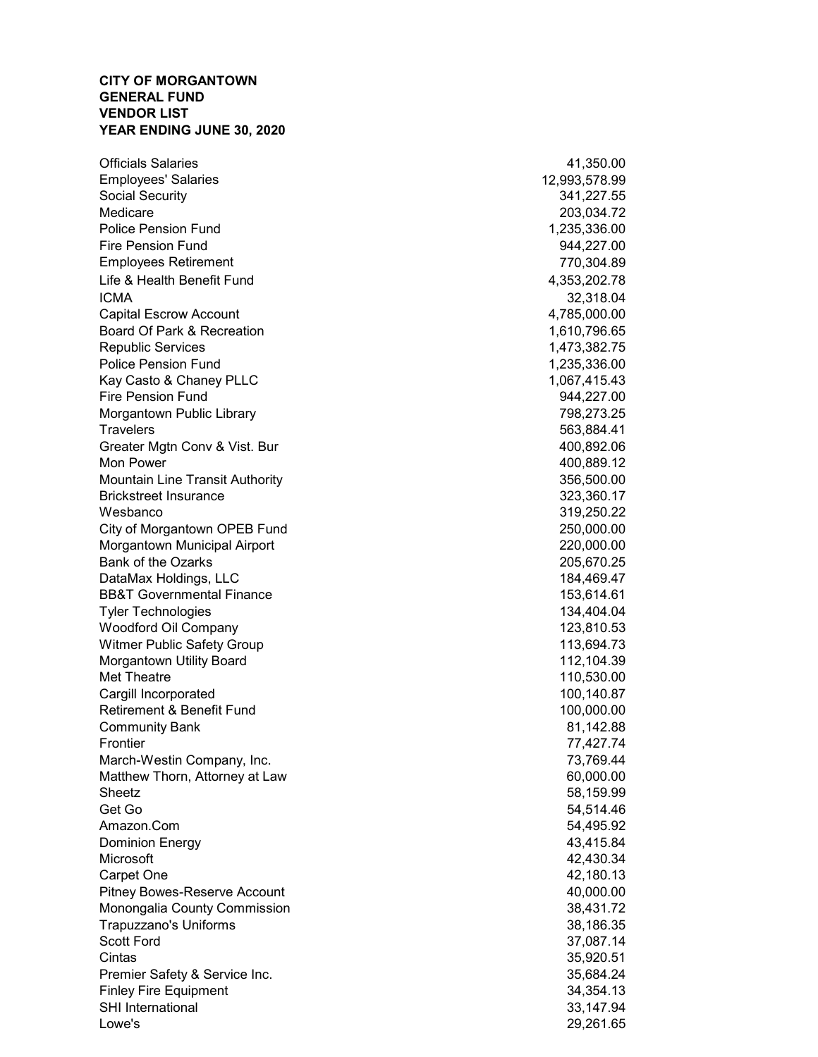**CITY OF MORGANTOWN**
**GENERAL FUND**
**VENDOR LIST**
**YEAR ENDING JUNE 30, 2020**

| | |
|---|---|
| Officials Salaries | 41,350.00 |
| Employees' Salaries | 12,993,578.99 |
| Social Security | 341,227.55 |
| Medicare | 203,034.72 |
| Police Pension Fund | 1,235,336.00 |
| Fire Pension Fund | 944,227.00 |
| Employees Retirement | 770,304.89 |
| Life & Health Benefit Fund | 4,353,202.78 |
| ICMA | 32,318.04 |
| Capital Escrow Account | 4,785,000.00 |
| Board Of Park & Recreation | 1,610,796.65 |
| Republic Services | 1,473,382.75 |
| Police Pension Fund | 1,235,336.00 |
| Kay Casto & Chaney PLLC | 1,067,415.43 |
| Fire Pension Fund | 944,227.00 |
| Morgantown Public Library | 798,273.25 |
| Travelers | 563,884.41 |
| Greater Mgtn Conv & Vist. Bur | 400,892.06 |
| Mon Power | 400,889.12 |
| Mountain Line Transit Authority | 356,500.00 |
| Brickstreet Insurance | 323,360.17 |
| Wesbanco | 319,250.22 |
| City of Morgantown OPEB Fund | 250,000.00 |
| Morgantown Municipal Airport | 220,000.00 |
| Bank of the Ozarks | 205,670.25 |
| DataMax Holdings, LLC | 184,469.47 |
| BB&T Governmental Finance | 153,614.61 |
| Tyler Technologies | 134,404.04 |
| Woodford Oil Company | 123,810.53 |
| Witmer Public Safety Group | 113,694.73 |
| Morgantown Utility Board | 112,104.39 |
| Met Theatre | 110,530.00 |
| Cargill Incorporated | 100,140.87 |
| Retirement & Benefit Fund | 100,000.00 |
| Community Bank | 81,142.88 |
| Frontier | 77,427.74 |
| March-Westin Company, Inc. | 73,769.44 |
| Matthew Thorn, Attorney at Law | 60,000.00 |
| Sheetz | 58,159.99 |
| Get Go | 54,514.46 |
| Amazon.Com | 54,495.92 |
| Dominion Energy | 43,415.84 |
| Microsoft | 42,430.34 |
| Carpet One | 42,180.13 |
| Pitney Bowes-Reserve Account | 40,000.00 |
| Monongalia County Commission | 38,431.72 |
| Trapuzzano's Uniforms | 38,186.35 |
| Scott Ford | 37,087.14 |
| Cintas | 35,920.51 |
| Premier Safety & Service Inc. | 35,684.24 |
| Finley Fire Equipment | 34,354.13 |
| SHI International | 33,147.94 |
| Lowe's | 29,261.65 |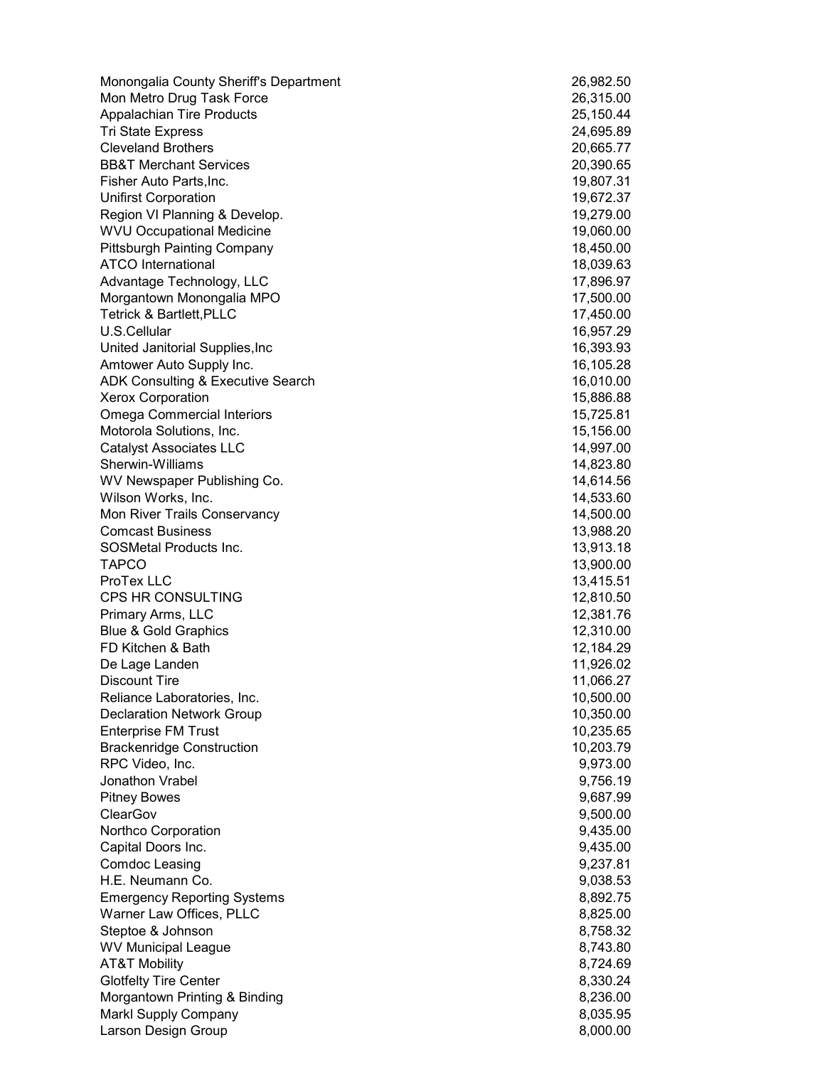| | |
|---|---|
| Monongalia County Sheriff's Department | 26,982.50 |
| Mon Metro Drug Task Force | 26,315.00 |
| Appalachian Tire Products | 25,150.44 |
| Tri State Express | 24,695.89 |
| Cleveland Brothers | 20,665.77 |
| BB&T Merchant Services | 20,390.65 |
| Fisher Auto Parts,Inc. | 19,807.31 |
| Unifirst Corporation | 19,672.37 |
| Region VI Planning & Develop. | 19,279.00 |
| WVU Occupational Medicine | 19,060.00 |
| Pittsburgh Painting Company | 18,450.00 |
| ATCO International | 18,039.63 |
| Advantage Technology, LLC | 17,896.97 |
| Morgantown Monongalia MPO | 17,500.00 |
| Tetrick & Bartlett,PLLC | 17,450.00 |
| U.S.Cellular | 16,957.29 |
| United Janitorial Supplies,Inc | 16,393.93 |
| Amtower Auto Supply Inc. | 16,105.28 |
| ADK Consulting & Executive Search | 16,010.00 |
| Xerox Corporation | 15,886.88 |
| Omega Commercial Interiors | 15,725.81 |
| Motorola Solutions, Inc. | 15,156.00 |
| Catalyst Associates LLC | 14,997.00 |
| Sherwin-Williams | 14,823.80 |
| WV Newspaper Publishing Co. | 14,614.56 |
| Wilson Works, Inc. | 14,533.60 |
| Mon River Trails Conservancy | 14,500.00 |
| Comcast Business | 13,988.20 |
| SOSMetal Products Inc. | 13,913.18 |
| TAPCO | 13,900.00 |
| ProTex LLC | 13,415.51 |
| CPS HR CONSULTING | 12,810.50 |
| Primary Arms, LLC | 12,381.76 |
| Blue & Gold Graphics | 12,310.00 |
| FD Kitchen & Bath | 12,184.29 |
| De Lage Landen | 11,926.02 |
| Discount Tire | 11,066.27 |
| Reliance Laboratories, Inc. | 10,500.00 |
| Declaration Network Group | 10,350.00 |
| Enterprise FM Trust | 10,235.65 |
| Brackenridge Construction | 10,203.79 |
| RPC Video, Inc. | 9,973.00 |
| Jonathon Vrabel | 9,756.19 |
| Pitney Bowes | 9,687.99 |
| ClearGov | 9,500.00 |
| Northco Corporation | 9,435.00 |
| Capital Doors Inc. | 9,435.00 |
| Comdoc Leasing | 9,237.81 |
| H.E. Neumann Co. | 9,038.53 |
| Emergency Reporting Systems | 8,892.75 |
| Warner Law Offices, PLLC | 8,825.00 |
| Steptoe & Johnson | 8,758.32 |
| WV Municipal League | 8,743.80 |
| AT&T Mobility | 8,724.69 |
| Glotfelty Tire Center | 8,330.24 |
| Morgantown Printing & Binding | 8,236.00 |
| Markl Supply Company | 8,035.95 |
| Larson Design Group | 8,000.00 |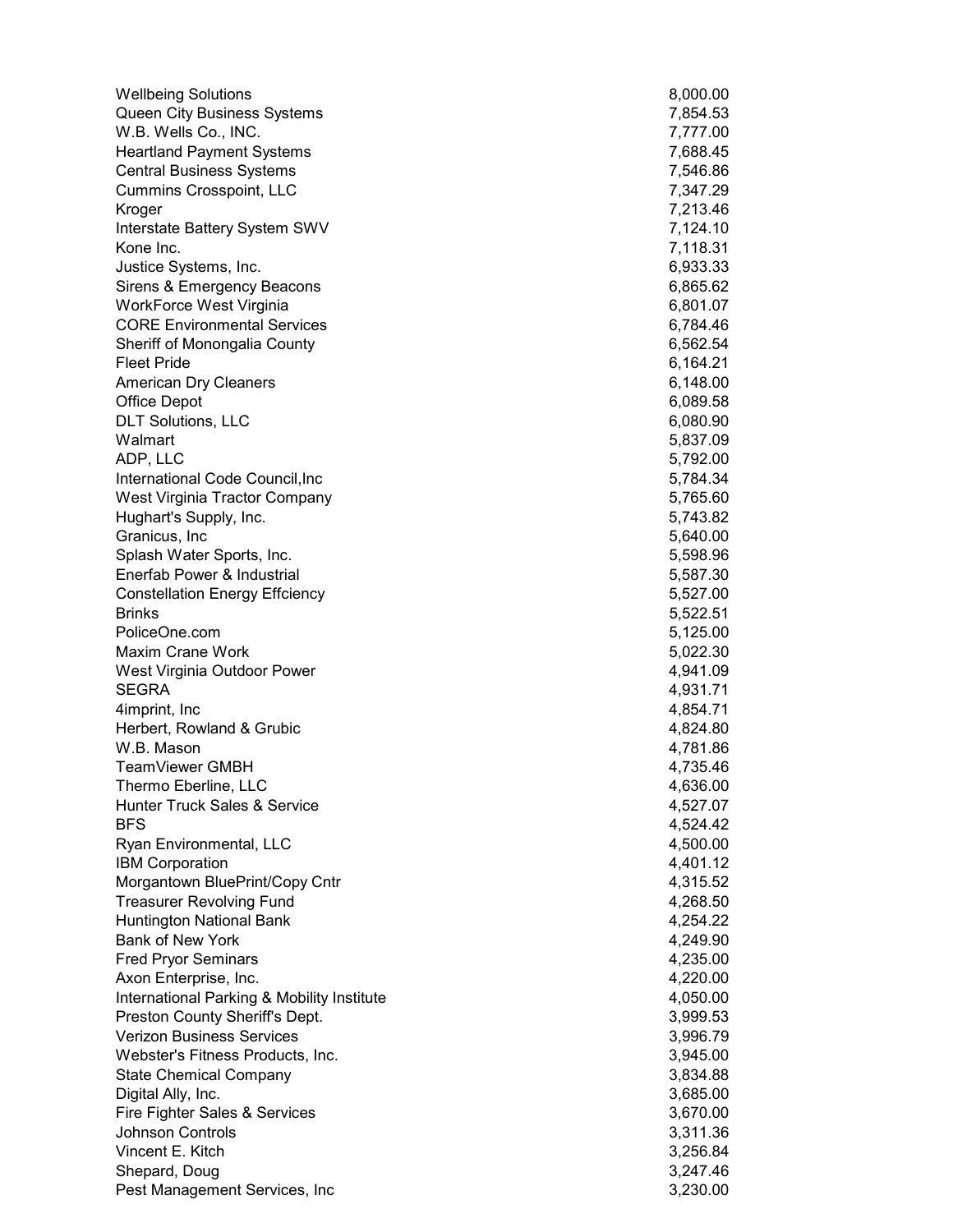| | |
|---|---|
| Wellbeing Solutions | 8,000.00 |
| Queen City Business Systems | 7,854.53 |
| W.B. Wells Co., INC. | 7,777.00 |
| Heartland Payment Systems | 7,688.45 |
| Central Business Systems | 7,546.86 |
| Cummins Crosspoint, LLC | 7,347.29 |
| Kroger | 7,213.46 |
| Interstate Battery System SWV | 7,124.10 |
| Kone Inc. | 7,118.31 |
| Justice Systems, Inc. | 6,933.33 |
| Sirens & Emergency Beacons | 6,865.62 |
| WorkForce West Virginia | 6,801.07 |
| CORE Environmental Services | 6,784.46 |
| Sheriff of Monongalia County | 6,562.54 |
| Fleet Pride | 6,164.21 |
| American Dry Cleaners | 6,148.00 |
| Office Depot | 6,089.58 |
| DLT Solutions, LLC | 6,080.90 |
| Walmart | 5,837.09 |
| ADP, LLC | 5,792.00 |
| International Code Council,Inc | 5,784.34 |
| West Virginia Tractor Company | 5,765.60 |
| Hughart's Supply, Inc. | 5,743.82 |
| Granicus, Inc | 5,640.00 |
| Splash Water Sports, Inc. | 5,598.96 |
| Enerfab Power & Industrial | 5,587.30 |
| Constellation Energy Effciency | 5,527.00 |
| Brinks | 5,522.51 |
| PoliceOne.com | 5,125.00 |
| Maxim Crane Work | 5,022.30 |
| West Virginia Outdoor Power | 4,941.09 |
| SEGRA | 4,931.71 |
| 4imprint, Inc | 4,854.71 |
| Herbert, Rowland & Grubic | 4,824.80 |
| W.B. Mason | 4,781.86 |
| TeamViewer GMBH | 4,735.46 |
| Thermo Eberline, LLC | 4,636.00 |
| Hunter Truck Sales & Service | 4,527.07 |
| BFS | 4,524.42 |
| Ryan Environmental, LLC | 4,500.00 |
| IBM Corporation | 4,401.12 |
| Morgantown BluePrint/Copy Cntr | 4,315.52 |
| Treasurer Revolving Fund | 4,268.50 |
| Huntington National Bank | 4,254.22 |
| Bank of New York | 4,249.90 |
| Fred Pryor Seminars | 4,235.00 |
| Axon Enterprise, Inc. | 4,220.00 |
| International Parking & Mobility Institute | 4,050.00 |
| Preston County Sheriff's Dept. | 3,999.53 |
| Verizon Business Services | 3,996.79 |
| Webster's Fitness Products, Inc. | 3,945.00 |
| State Chemical Company | 3,834.88 |
| Digital Ally, Inc. | 3,685.00 |
| Fire Fighter Sales & Services | 3,670.00 |
| Johnson Controls | 3,311.36 |
| Vincent E. Kitch | 3,256.84 |
| Shepard, Doug | 3,247.46 |
| Pest Management Services, Inc | 3,230.00 |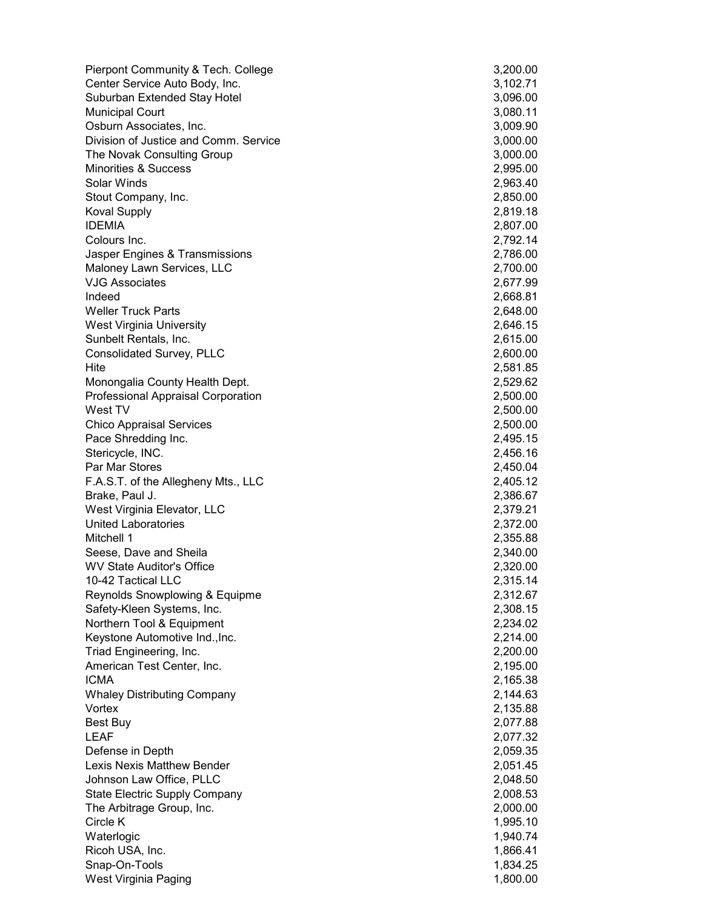| | |
|---|---|
| Pierpont Community & Tech. College | 3,200.00 |
| Center Service Auto Body, Inc. | 3,102.71 |
| Suburban Extended Stay Hotel | 3,096.00 |
| Municipal Court | 3,080.11 |
| Osburn Associates, Inc. | 3,009.90 |
| Division of Justice and Comm. Service | 3,000.00 |
| The Novak Consulting Group | 3,000.00 |
| Minorities & Success | 2,995.00 |
| Solar Winds | 2,963.40 |
| Stout Company, Inc. | 2,850.00 |
| Koval Supply | 2,819.18 |
| IDEMIA | 2,807.00 |
| Colours Inc. | 2,792.14 |
| Jasper Engines & Transmissions | 2,786.00 |
| Maloney Lawn Services, LLC | 2,700.00 |
| VJG Associates | 2,677.99 |
| Indeed | 2,668.81 |
| Weller Truck Parts | 2,648.00 |
| West Virginia University | 2,646.15 |
| Sunbelt Rentals, Inc. | 2,615.00 |
| Consolidated Survey, PLLC | 2,600.00 |
| Hite | 2,581.85 |
| Monongalia County Health Dept. | 2,529.62 |
| Professional Appraisal Corporation | 2,500.00 |
| West TV | 2,500.00 |
| Chico Appraisal Services | 2,500.00 |
| Pace Shredding Inc. | 2,495.15 |
| Stericycle, INC. | 2,456.16 |
| Par Mar Stores | 2,450.04 |
| F.A.S.T. of the Allegheny Mts., LLC | 2,405.12 |
| Brake, Paul J. | 2,386.67 |
| West Virginia Elevator, LLC | 2,379.21 |
| United Laboratories | 2,372.00 |
| Mitchell 1 | 2,355.88 |
| Seese, Dave and Sheila | 2,340.00 |
| WV State Auditor's Office | 2,320.00 |
| 10-42 Tactical LLC | 2,315.14 |
| Reynolds Snowplowing & Equipme | 2,312.67 |
| Safety-Kleen Systems, Inc. | 2,308.15 |
| Northern Tool & Equipment | 2,234.02 |
| Keystone Automotive Ind.,Inc. | 2,214.00 |
| Triad Engineering, Inc. | 2,200.00 |
| American Test Center, Inc. | 2,195.00 |
| ICMA | 2,165.38 |
| Whaley Distributing Company | 2,144.63 |
| Vortex | 2,135.88 |
| Best Buy | 2,077.88 |
| LEAF | 2,077.32 |
| Defense in Depth | 2,059.35 |
| Lexis Nexis Matthew Bender | 2,051.45 |
| Johnson Law Office, PLLC | 2,048.50 |
| State Electric Supply Company | 2,008.53 |
| The Arbitrage Group, Inc. | 2,000.00 |
| Circle K | 1,995.10 |
| Waterlogic | 1,940.74 |
| Ricoh USA, Inc. | 1,866.41 |
| Snap-On-Tools | 1,834.25 |
| West Virginia Paging | 1,800.00 |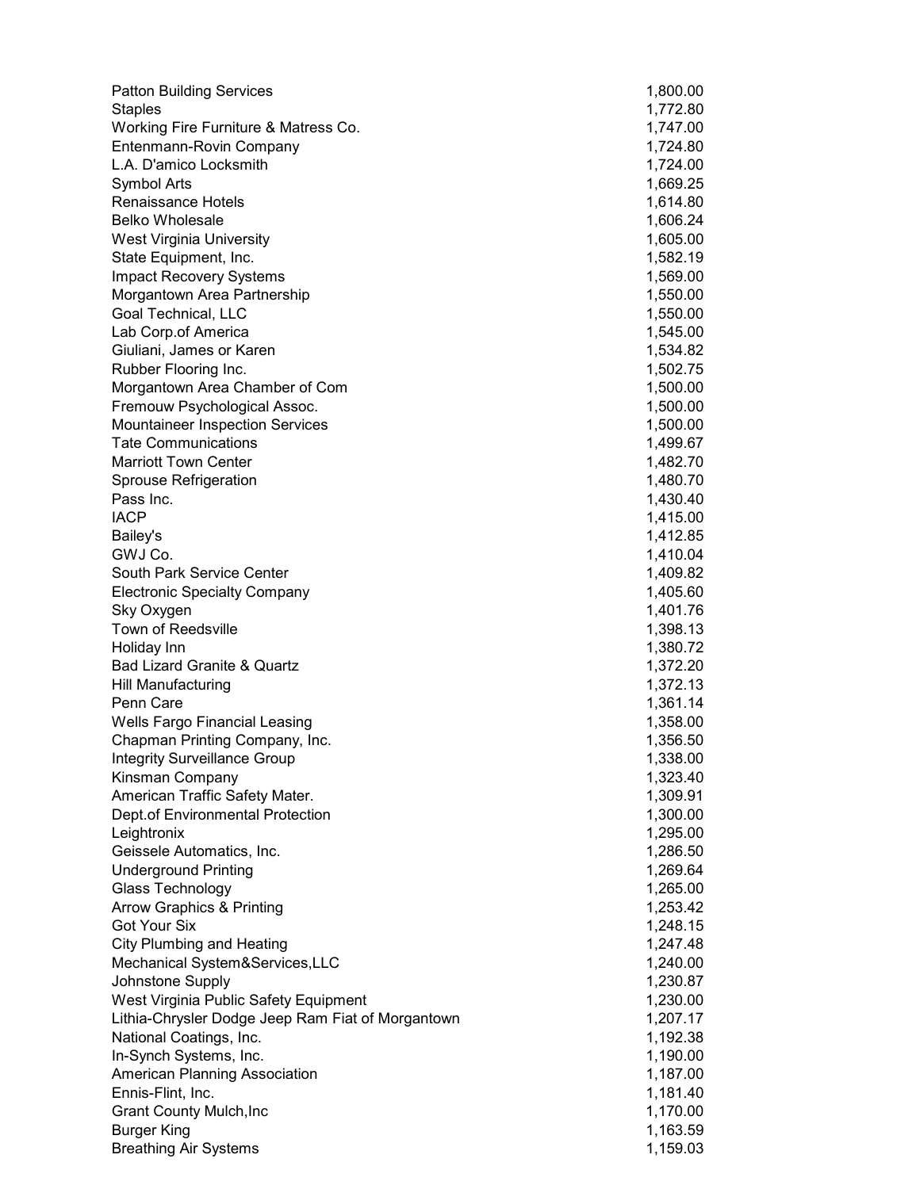| | |
|---|---|
| Patton Building Services | 1,800.00 |
| Staples | 1,772.80 |
| Working Fire Furniture & Matress Co. | 1,747.00 |
| Entenmann-Rovin Company | 1,724.80 |
| L.A. D'amico Locksmith | 1,724.00 |
| Symbol Arts | 1,669.25 |
| Renaissance Hotels | 1,614.80 |
| Belko Wholesale | 1,606.24 |
| West Virginia University | 1,605.00 |
| State Equipment, Inc. | 1,582.19 |
| Impact Recovery Systems | 1,569.00 |
| Morgantown Area Partnership | 1,550.00 |
| Goal Technical, LLC | 1,550.00 |
| Lab Corp.of America | 1,545.00 |
| Giuliani, James or Karen | 1,534.82 |
| Rubber Flooring Inc. | 1,502.75 |
| Morgantown Area Chamber of Com | 1,500.00 |
| Fremouw Psychological Assoc. | 1,500.00 |
| Mountaineer Inspection Services | 1,500.00 |
| Tate Communications | 1,499.67 |
| Marriott Town Center | 1,482.70 |
| Sprouse Refrigeration | 1,480.70 |
| Pass Inc. | 1,430.40 |
| IACP | 1,415.00 |
| Bailey's | 1,412.85 |
| GWJ Co. | 1,410.04 |
| South Park Service Center | 1,409.82 |
| Electronic Specialty Company | 1,405.60 |
| Sky Oxygen | 1,401.76 |
| Town of Reedsville | 1,398.13 |
| Holiday Inn | 1,380.72 |
| Bad Lizard Granite & Quartz | 1,372.20 |
| Hill Manufacturing | 1,372.13 |
| Penn Care | 1,361.14 |
| Wells Fargo Financial Leasing | 1,358.00 |
| Chapman Printing Company, Inc. | 1,356.50 |
| Integrity Surveillance Group | 1,338.00 |
| Kinsman Company | 1,323.40 |
| American Traffic Safety Mater. | 1,309.91 |
| Dept.of Environmental Protection | 1,300.00 |
| Leightronix | 1,295.00 |
| Geissele Automatics, Inc. | 1,286.50 |
| Underground Printing | 1,269.64 |
| Glass Technology | 1,265.00 |
| Arrow Graphics & Printing | 1,253.42 |
| Got Your Six | 1,248.15 |
| City Plumbing and Heating | 1,247.48 |
| Mechanical System&Services,LLC | 1,240.00 |
| Johnstone Supply | 1,230.87 |
| West Virginia Public Safety Equipment | 1,230.00 |
| Lithia-Chrysler Dodge Jeep Ram Fiat of Morgantown | 1,207.17 |
| National Coatings, Inc. | 1,192.38 |
| In-Synch Systems, Inc. | 1,190.00 |
| American Planning Association | 1,187.00 |
| Ennis-Flint, Inc. | 1,181.40 |
| Grant County Mulch,Inc | 1,170.00 |
| Burger King | 1,163.59 |
| Breathing Air Systems | 1,159.03 |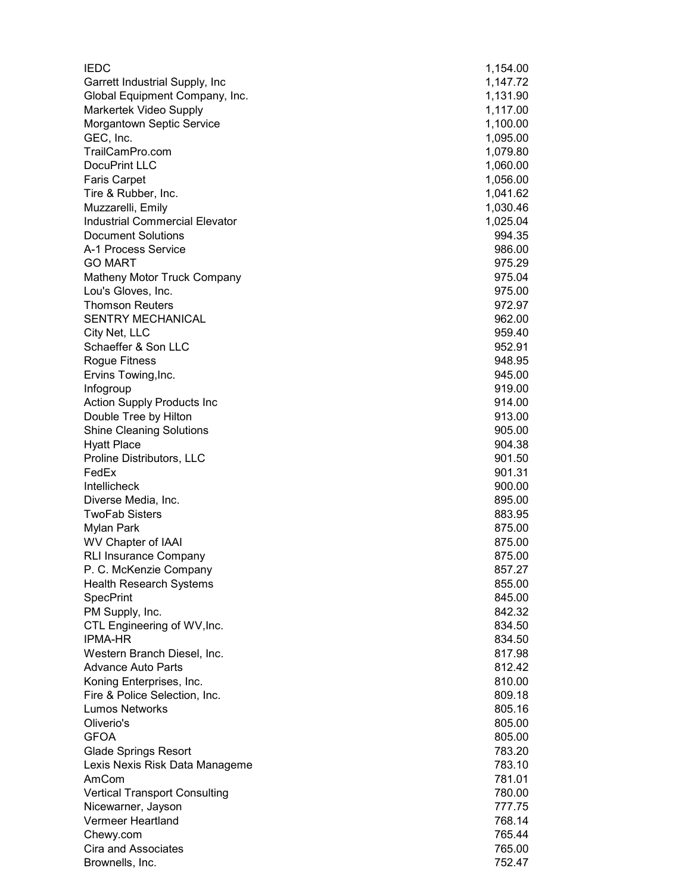| | |
|---|---|
| IEDC | 1,154.00 |
| Garrett Industrial Supply, Inc | 1,147.72 |
| Global Equipment Company, Inc. | 1,131.90 |
| Markertek Video Supply | 1,117.00 |
| Morgantown Septic Service | 1,100.00 |
| GEC, Inc. | 1,095.00 |
| TrailCamPro.com | 1,079.80 |
| DocuPrint LLC | 1,060.00 |
| Faris Carpet | 1,056.00 |
| Tire & Rubber, Inc. | 1,041.62 |
| Muzzarelli, Emily | 1,030.46 |
| Industrial Commercial Elevator | 1,025.04 |
| Document Solutions | 994.35 |
| A-1 Process Service | 986.00 |
| GO MART | 975.29 |
| Matheny Motor Truck Company | 975.04 |
| Lou's Gloves, Inc. | 975.00 |
| Thomson Reuters | 972.97 |
| SENTRY MECHANICAL | 962.00 |
| City Net, LLC | 959.40 |
| Schaeffer & Son LLC | 952.91 |
| Rogue Fitness | 948.95 |
| Ervins Towing,Inc. | 945.00 |
| Infogroup | 919.00 |
| Action Supply Products Inc | 914.00 |
| Double Tree by Hilton | 913.00 |
| Shine Cleaning Solutions | 905.00 |
| Hyatt Place | 904.38 |
| Proline Distributors, LLC | 901.50 |
| FedEx | 901.31 |
| Intellicheck | 900.00 |
| Diverse Media, Inc. | 895.00 |
| TwoFab Sisters | 883.95 |
| Mylan Park | 875.00 |
| WV Chapter of IAAI | 875.00 |
| RLI Insurance Company | 875.00 |
| P. C. McKenzie Company | 857.27 |
| Health Research Systems | 855.00 |
| SpecPrint | 845.00 |
| PM Supply, Inc. | 842.32 |
| CTL Engineering of WV,Inc. | 834.50 |
| IPMA-HR | 834.50 |
| Western Branch Diesel, Inc. | 817.98 |
| Advance Auto Parts | 812.42 |
| Koning Enterprises, Inc. | 810.00 |
| Fire & Police Selection, Inc. | 809.18 |
| Lumos Networks | 805.16 |
| Oliverio's | 805.00 |
| GFOA | 805.00 |
| Glade Springs Resort | 783.20 |
| Lexis Nexis Risk Data Manageme | 783.10 |
| AmCom | 781.01 |
| Vertical Transport Consulting | 780.00 |
| Nicewarner, Jayson | 777.75 |
| Vermeer Heartland | 768.14 |
| Chewy.com | 765.44 |
| Cira and Associates | 765.00 |
| Brownells, Inc. | 752.47 |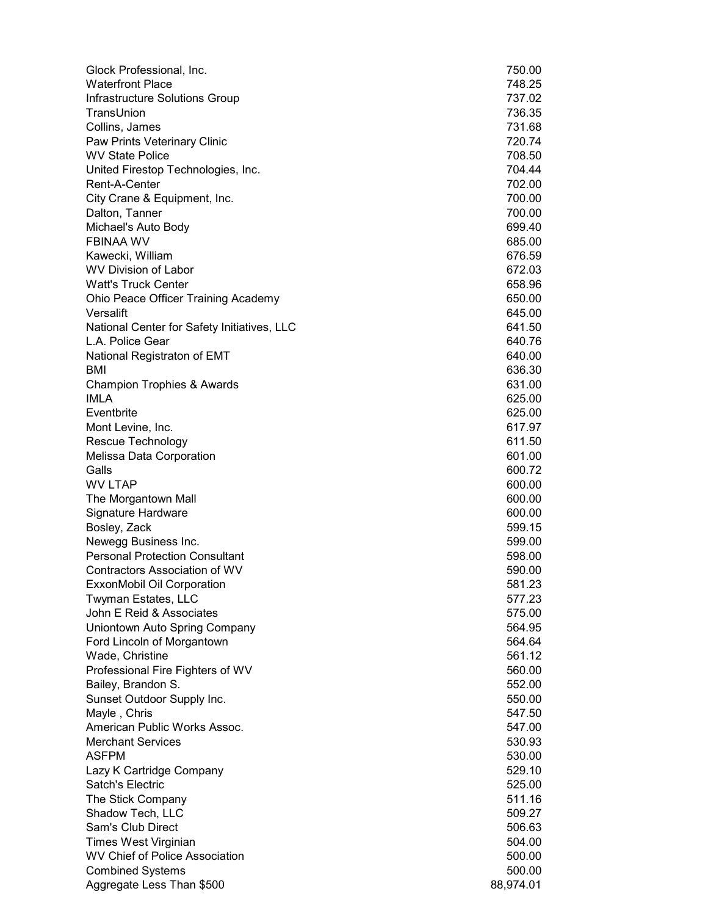| | |
|---|---|
| Glock Professional, Inc. | 750.00 |
| Waterfront Place | 748.25 |
| Infrastructure Solutions Group | 737.02 |
| TransUnion | 736.35 |
| Collins, James | 731.68 |
| Paw Prints Veterinary Clinic | 720.74 |
| WV State Police | 708.50 |
| United Firestop Technologies, Inc. | 704.44 |
| Rent-A-Center | 702.00 |
| City Crane & Equipment, Inc. | 700.00 |
| Dalton, Tanner | 700.00 |
| Michael's Auto Body | 699.40 |
| FBINAA WV | 685.00 |
| Kawecki, William | 676.59 |
| WV Division of Labor | 672.03 |
| Watt's Truck Center | 658.96 |
| Ohio Peace Officer Training Academy | 650.00 |
| Versalift | 645.00 |
| National Center for Safety Initiatives, LLC | 641.50 |
| L.A. Police Gear | 640.76 |
| National Registraton of EMT | 640.00 |
| BMI | 636.30 |
| Champion Trophies & Awards | 631.00 |
| IMLA | 625.00 |
| Eventbrite | 625.00 |
| Mont Levine, Inc. | 617.97 |
| Rescue Technology | 611.50 |
| Melissa Data Corporation | 601.00 |
| Galls | 600.72 |
| WV LTAP | 600.00 |
| The Morgantown Mall | 600.00 |
| Signature Hardware | 600.00 |
| Bosley, Zack | 599.15 |
| Newegg Business Inc. | 599.00 |
| Personal Protection Consultant | 598.00 |
| Contractors Association of WV | 590.00 |
| ExxonMobil Oil Corporation | 581.23 |
| Twyman Estates, LLC | 577.23 |
| John E Reid & Associates | 575.00 |
| Uniontown Auto Spring Company | 564.95 |
| Ford Lincoln of Morgantown | 564.64 |
| Wade, Christine | 561.12 |
| Professional Fire Fighters of WV | 560.00 |
| Bailey, Brandon S. | 552.00 |
| Sunset Outdoor Supply Inc. | 550.00 |
| Mayle , Chris | 547.50 |
| American Public Works Assoc. | 547.00 |
| Merchant Services | 530.93 |
| ASFPM | 530.00 |
| Lazy K Cartridge Company | 529.10 |
| Satch's Electric | 525.00 |
| The Stick Company | 511.16 |
| Shadow Tech, LLC | 509.27 |
| Sam's Club Direct | 506.63 |
| Times West Virginian | 504.00 |
| WV Chief of Police Association | 500.00 |
| Combined Systems | 500.00 |
| Aggregate Less Than $500 | 88,974.01 |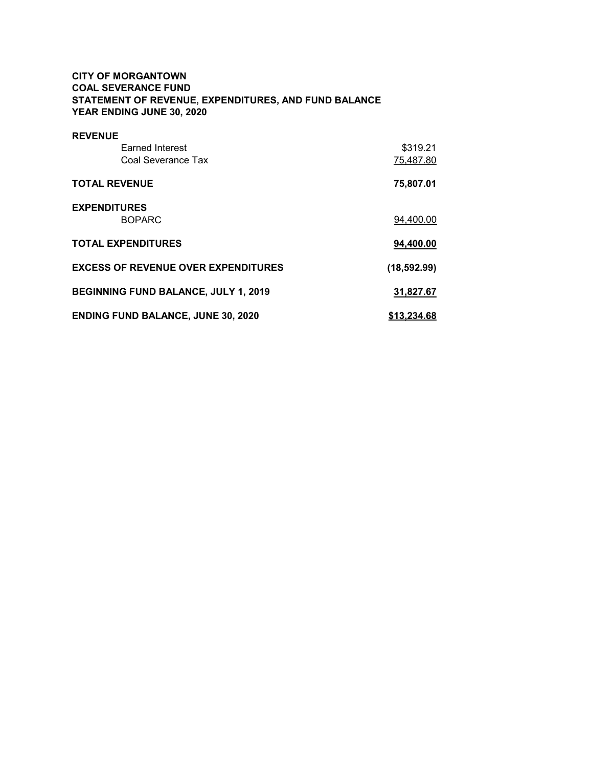**CITY OF MORGANTOWN**
**COAL SEVERANCE FUND**
**STATEMENT OF REVENUE, EXPENDITURES, AND FUND BALANCE**
**YEAR ENDING JUNE 30, 2020**

| | |
|---|---|
| **REVENUE** | |
| Earned Interest | $319.21 |
| Coal Severance Tax | 75,487.80 |
| **TOTAL REVENUE** | **75,807.01** |
| **EXPENDITURES** | |
| BOPARC | 94,400.00 |
| **TOTAL EXPENDITURES** | **94,400.00** |
| **EXCESS OF REVENUE OVER EXPENDITURES** | **(18,592.99)** |
| **BEGINNING FUND BALANCE, JULY 1, 2019** | **31,827.67** |
| **ENDING FUND BALANCE, JUNE 30, 2020** | **$13,234.68** |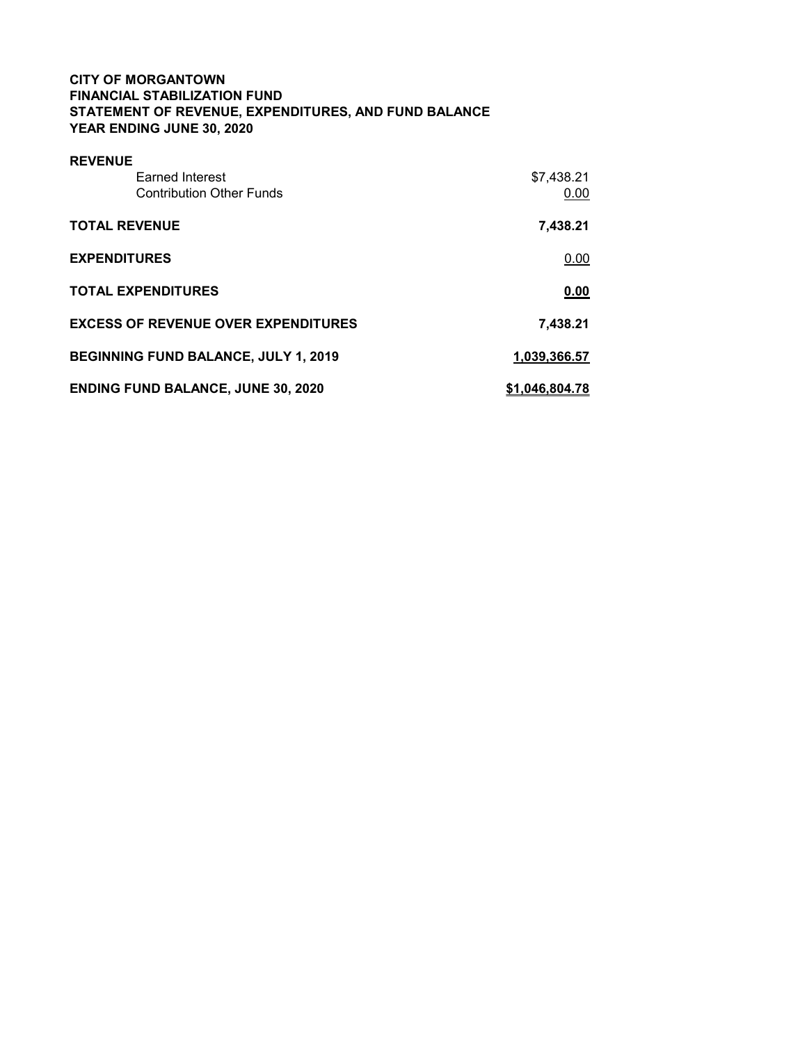**CITY OF MORGANTOWN**
**FINANCIAL STABILIZATION FUND**
**STATEMENT OF REVENUE, EXPENDITURES, AND FUND BALANCE**
**YEAR ENDING JUNE 30, 2020**

| | |
|---|---:|
| **REVENUE** | |
| Earned Interest | $7,438.21 |
| Contribution Other Funds | 0.00 |
| **TOTAL REVENUE** | **7,438.21** |
| **EXPENDITURES** | 0.00 |
| **TOTAL EXPENDITURES** | **0.00** |
| **EXCESS OF REVENUE OVER EXPENDITURES** | **7,438.21** |
| **BEGINNING FUND BALANCE, JULY 1, 2019** | **1,039,366.57** |
| **ENDING FUND BALANCE, JUNE 30, 2020** | **$1,046,804.78** |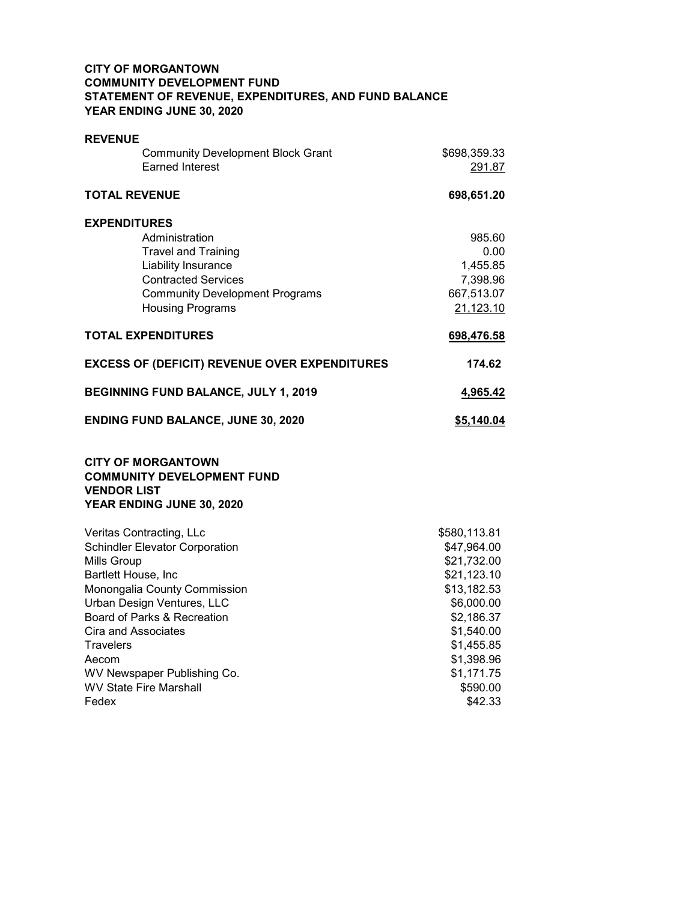**CITY OF MORGANTOWN**
**COMMUNITY DEVELOPMENT FUND**
**STATEMENT OF REVENUE, EXPENDITURES, AND FUND BALANCE**
**YEAR ENDING JUNE 30, 2020**

| | |
|---|---|
| **REVENUE** | |
| Community Development Block Grant | $698,359.33 |
| Earned Interest | 291.87 |
| **TOTAL REVENUE** | **698,651.20** |
| **EXPENDITURES** | |
| Administration | 985.60 |
| Travel and Training | 0.00 |
| Liability Insurance | 1,455.85 |
| Contracted Services | 7,398.96 |
| Community Development Programs | 667,513.07 |
| Housing Programs | 21,123.10 |
| **TOTAL EXPENDITURES** | **698,476.58** |
| **EXCESS OF (DEFICIT) REVENUE OVER EXPENDITURES** | **174.62** |
| **BEGINNING FUND BALANCE, JULY 1, 2019** | **4,965.42** |
| **ENDING FUND BALANCE, JUNE 30, 2020** | **$5,140.04** |

**CITY OF MORGANTOWN**
**COMMUNITY DEVELOPMENT FUND**
**VENDOR LIST**
**YEAR ENDING JUNE 30, 2020**

| | |
|---|---|
| Veritas Contracting, LLc | $580,113.81 |
| Schindler Elevator Corporation | $47,964.00 |
| Mills Group | $21,732.00 |
| Bartlett House, Inc | $21,123.10 |
| Monongalia County Commission | $13,182.53 |
| Urban Design Ventures, LLC | $6,000.00 |
| Board of Parks & Recreation | $2,186.37 |
| Cira and Associates | $1,540.00 |
| Travelers | $1,455.85 |
| Aecom | $1,398.96 |
| WV Newspaper Publishing Co. | $1,171.75 |
| WV State Fire Marshall | $590.00 |
| Fedex | $42.33 |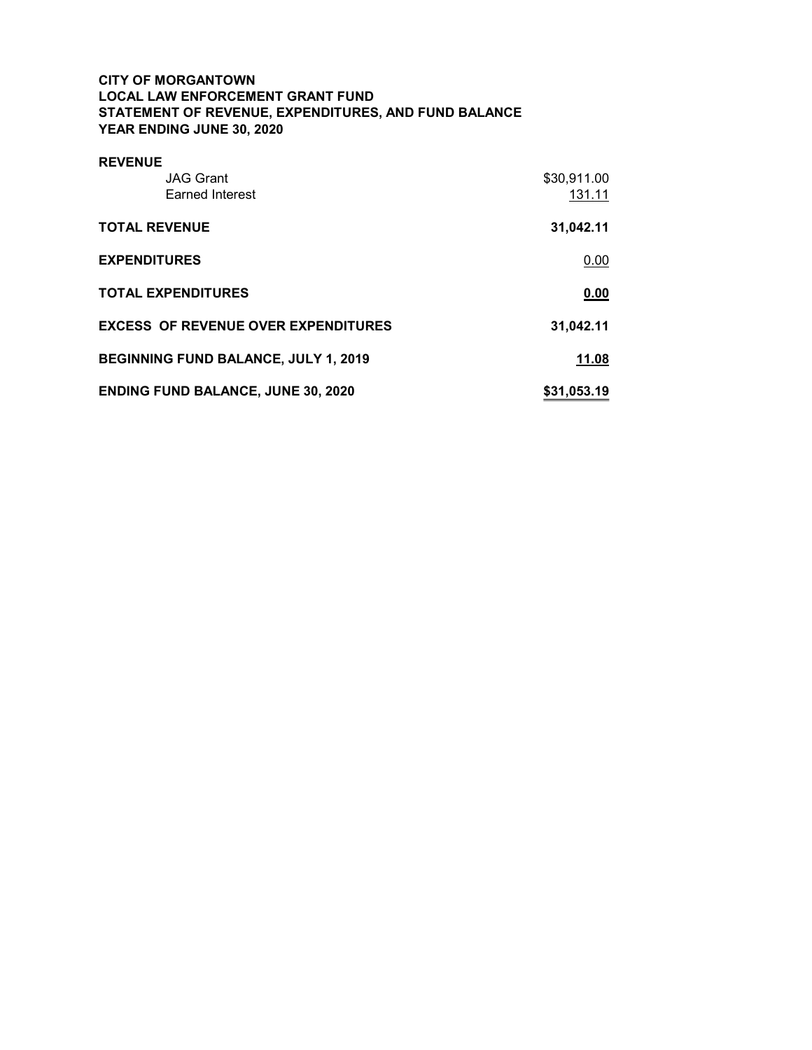**CITY OF MORGANTOWN**
**LOCAL LAW ENFORCEMENT GRANT FUND**
**STATEMENT OF REVENUE, EXPENDITURES, AND FUND BALANCE**
**YEAR ENDING JUNE 30, 2020**

| | |
|---|---|
| **REVENUE** | |
| JAG Grant | $30,911.00 |
| Earned Interest | 131.11 |
| **TOTAL REVENUE** | **31,042.11** |
| **EXPENDITURES** | 0.00 |
| **TOTAL EXPENDITURES** | **0.00** |
| **EXCESS OF REVENUE OVER EXPENDITURES** | **31,042.11** |
| **BEGINNING FUND BALANCE, JULY 1, 2019** | **11.08** |
| **ENDING FUND BALANCE, JUNE 30, 2020** | **$31,053.19** |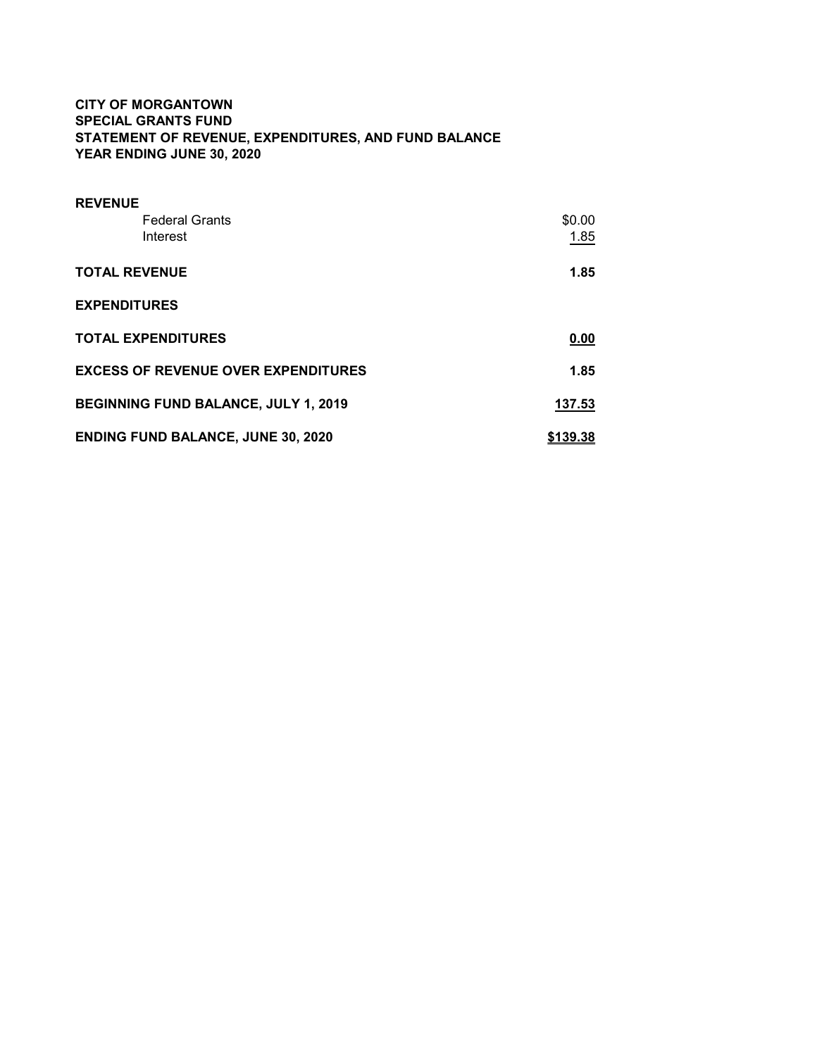**CITY OF MORGANTOWN**
**SPECIAL GRANTS FUND**
**STATEMENT OF REVENUE, EXPENDITURES, AND FUND BALANCE**
**YEAR ENDING JUNE 30, 2020**

| | |
|---|---|
| **REVENUE** | |
| Federal Grants | $0.00 |
| Interest | 1.85 |
| **TOTAL REVENUE** | **1.85** |
| **EXPENDITURES** | |
| **TOTAL EXPENDITURES** | **0.00** |
| **EXCESS OF REVENUE OVER EXPENDITURES** | **1.85** |
| **BEGINNING FUND BALANCE, JULY 1, 2019** | **137.53** |
| **ENDING FUND BALANCE, JUNE 30, 2020** | **$139.38** |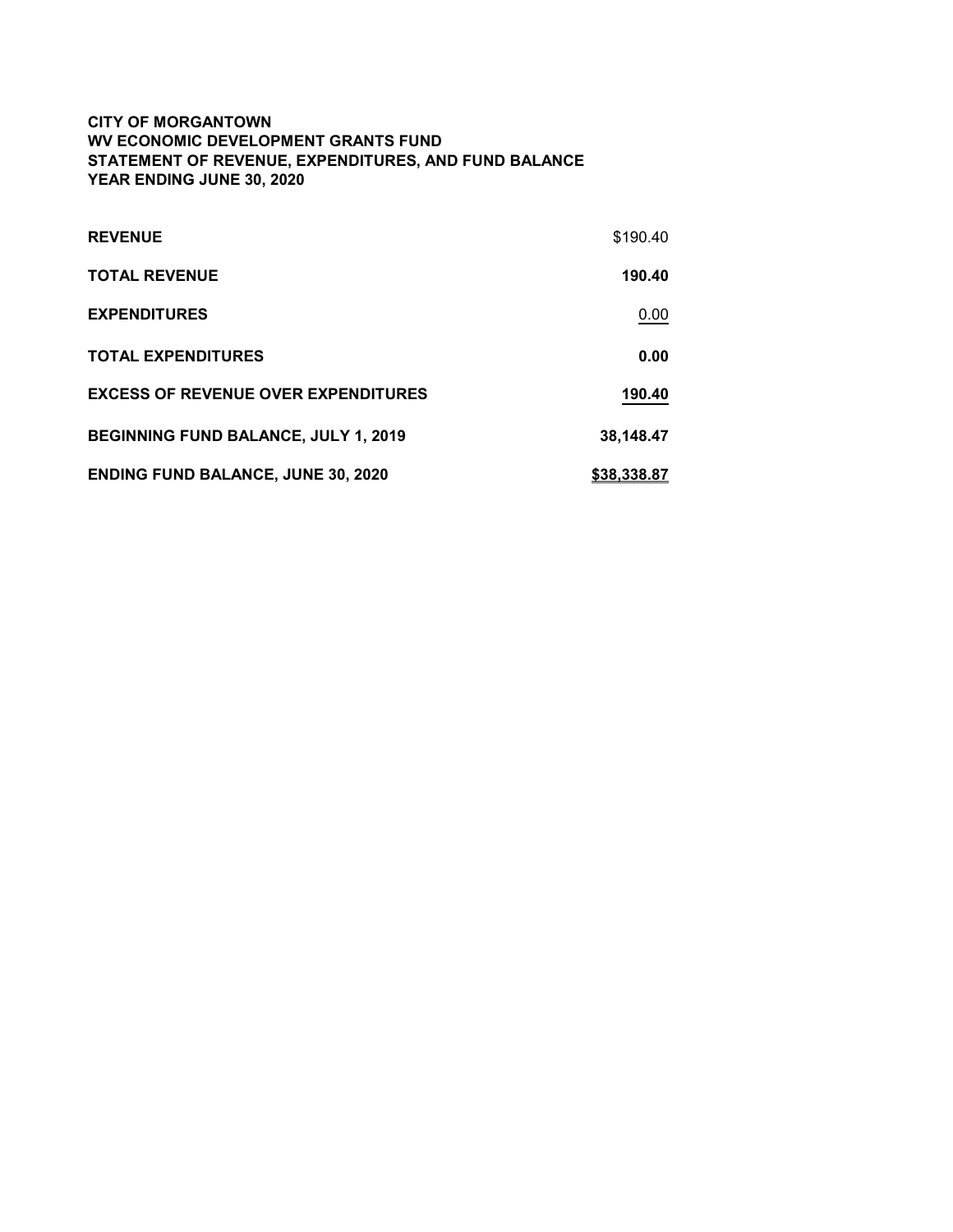**CITY OF MORGANTOWN**
**WV ECONOMIC DEVELOPMENT GRANTS FUND**
**STATEMENT OF REVENUE, EXPENDITURES, AND FUND BALANCE**
**YEAR ENDING JUNE 30, 2020**

| | |
|---|---|
| **REVENUE** | $190.40 |
| **TOTAL REVENUE** | **190.40** |
| **EXPENDITURES** | 0.00 |
| **TOTAL EXPENDITURES** | **0.00** |
| **EXCESS OF REVENUE OVER EXPENDITURES** | **190.40** |
| **BEGINNING FUND BALANCE, JULY 1, 2019** | **38,148.47** |
| **ENDING FUND BALANCE, JUNE 30, 2020** | **$38,338.87** |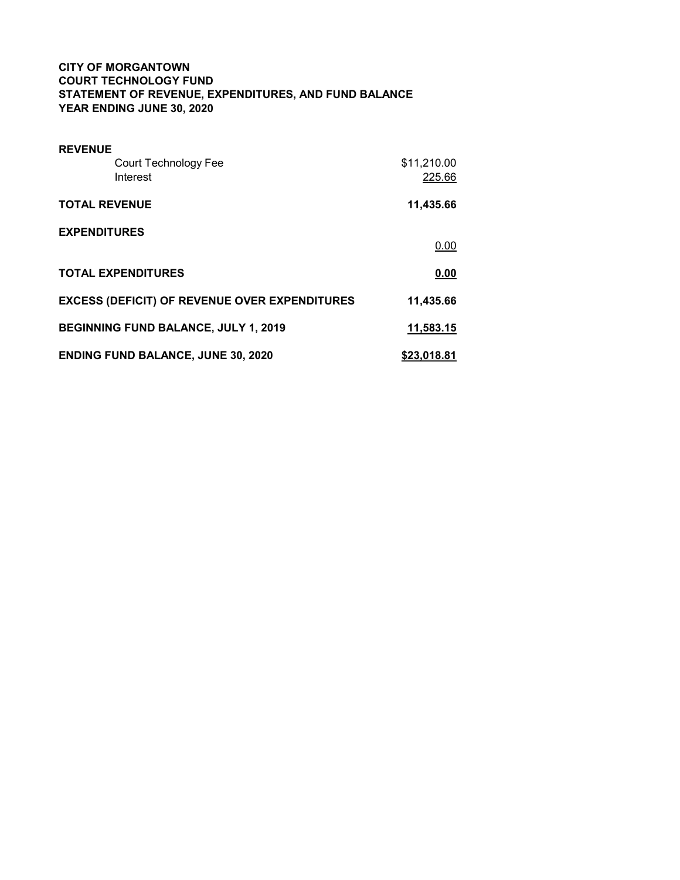**CITY OF MORGANTOWN**
**COURT TECHNOLOGY FUND**
**STATEMENT OF REVENUE, EXPENDITURES, AND FUND BALANCE**
**YEAR ENDING JUNE 30, 2020**

| | |
|---|---|
| **REVENUE** | |
| Court Technology Fee | $11,210.00 |
| Interest | 225.66 |
| **TOTAL REVENUE** | **11,435.66** |
| **EXPENDITURES** | |
| | 0.00 |
| **TOTAL EXPENDITURES** | **0.00** |
| **EXCESS (DEFICIT) OF REVENUE OVER EXPENDITURES** | **11,435.66** |
| **BEGINNING FUND BALANCE, JULY 1, 2019** | **11,583.15** |
| **ENDING FUND BALANCE, JUNE 30, 2020** | **$23,018.81** |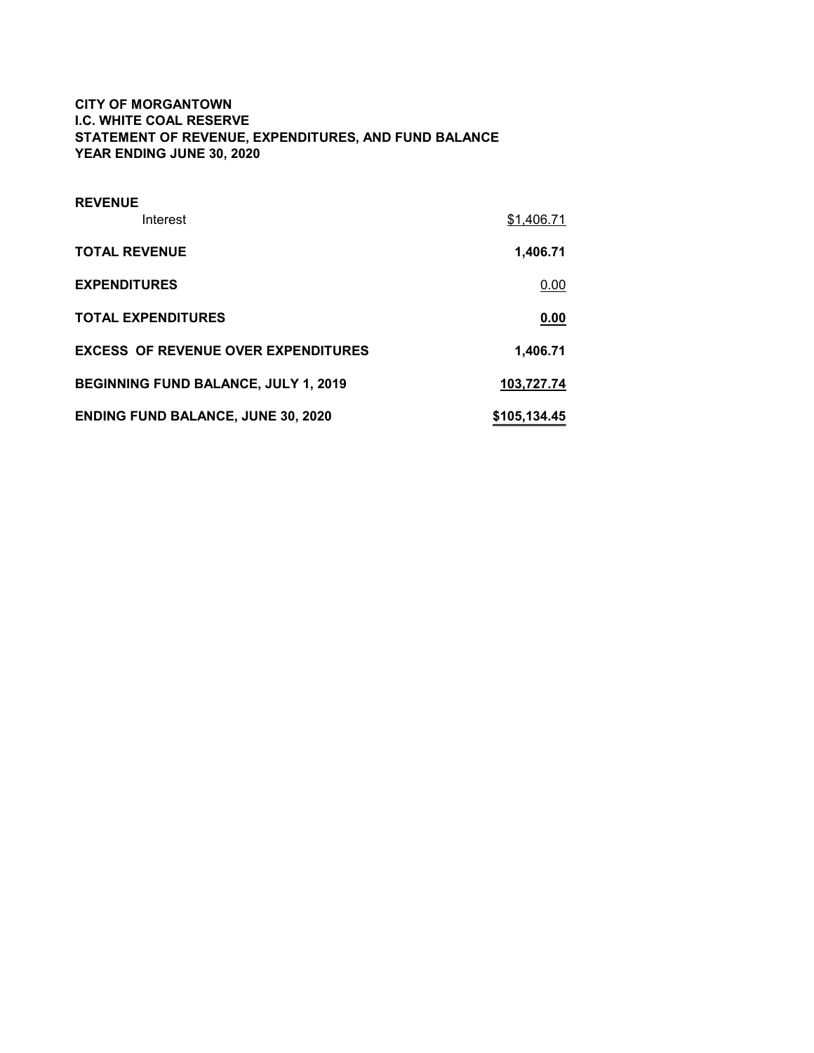**CITY OF MORGANTOWN**
**I.C. WHITE COAL RESERVE**
**STATEMENT OF REVENUE, EXPENDITURES, AND FUND BALANCE**
**YEAR ENDING JUNE 30, 2020**

| | |
|---|---|
| **REVENUE** | |
| Interest | $1,406.71 |
| **TOTAL REVENUE** | **1,406.71** |
| **EXPENDITURES** | 0.00 |
| **TOTAL EXPENDITURES** | **0.00** |
| **EXCESS OF REVENUE OVER EXPENDITURES** | **1,406.71** |
| **BEGINNING FUND BALANCE, JULY 1, 2019** | **103,727.74** |
| **ENDING FUND BALANCE, JUNE 30, 2020** | **$105,134.45** |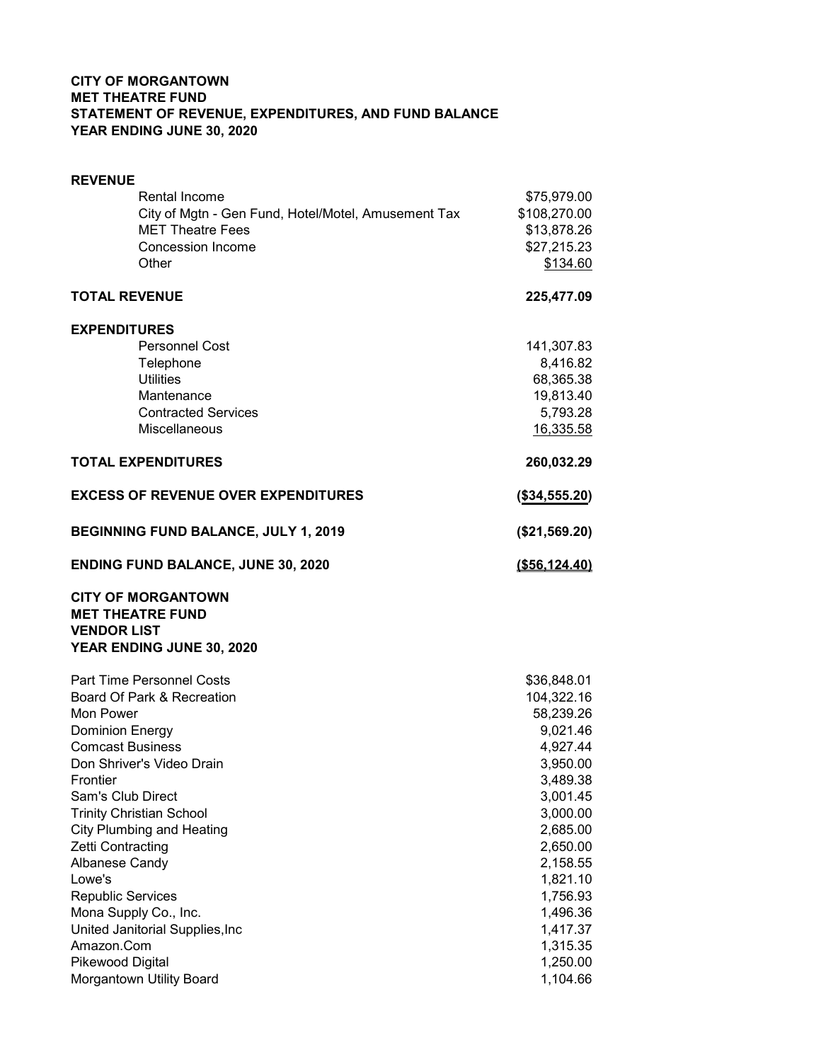**CITY OF MORGANTOWN**
**MET THEATRE FUND**
**STATEMENT OF REVENUE, EXPENDITURES, AND FUND BALANCE**
**YEAR ENDING JUNE 30, 2020**

| | |
|---|---:|
| **REVENUE** | |
| Rental Income | $75,979.00 |
| City of Mgtn - Gen Fund, Hotel/Motel, Amusement Tax | $108,270.00 |
| MET Theatre Fees | $13,878.26 |
| Concession Income | $27,215.23 |
| Other | $134.60 |
| **TOTAL REVENUE** | **225,477.09** |
| **EXPENDITURES** | |
| Personnel Cost | 141,307.83 |
| Telephone | 8,416.82 |
| Utilities | 68,365.38 |
| Mantenance | 19,813.40 |
| Contracted Services | 5,793.28 |
| Miscellaneous | 16,335.58 |
| **TOTAL EXPENDITURES** | **260,032.29** |
| **EXCESS OF REVENUE OVER EXPENDITURES** | **($34,555.20)** |
| **BEGINNING FUND BALANCE, JULY 1, 2019** | **($21,569.20)** |
| **ENDING FUND BALANCE, JUNE 30, 2020** | **($56,124.40)** |

**CITY OF MORGANTOWN**
**MET THEATRE FUND**
**VENDOR LIST**
**YEAR ENDING JUNE 30, 2020**

| | |
|---|---:|
| Part Time Personnel Costs | $36,848.01 |
| Board Of Park & Recreation | 104,322.16 |
| Mon Power | 58,239.26 |
| Dominion Energy | 9,021.46 |
| Comcast Business | 4,927.44 |
| Don Shriver's Video Drain | 3,950.00 |
| Frontier | 3,489.38 |
| Sam's Club Direct | 3,001.45 |
| Trinity Christian School | 3,000.00 |
| City Plumbing and Heating | 2,685.00 |
| Zetti Contracting | 2,650.00 |
| Albanese Candy | 2,158.55 |
| Lowe's | 1,821.10 |
| Republic Services | 1,756.93 |
| Mona Supply Co., Inc. | 1,496.36 |
| United Janitorial Supplies,Inc | 1,417.37 |
| Amazon.Com | 1,315.35 |
| Pikewood Digital | 1,250.00 |
| Morgantown Utility Board | 1,104.66 |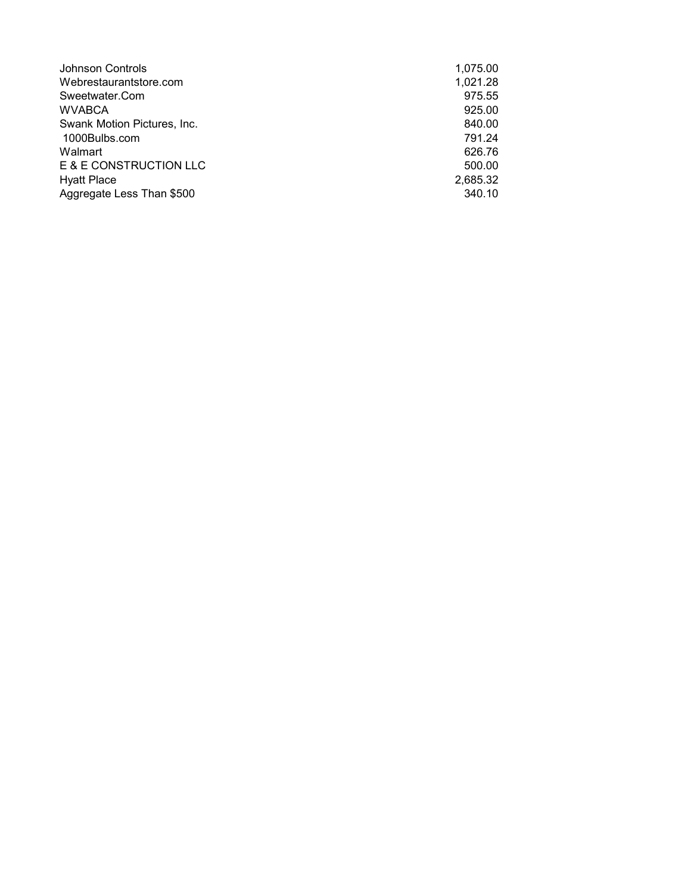| | |
|---|---|
| Johnson Controls | 1,075.00 |
| Webrestaurantstore.com | 1,021.28 |
| Sweetwater.Com | 975.55 |
| WVABCA | 925.00 |
| Swank Motion Pictures, Inc. | 840.00 |
| 1000Bulbs.com | 791.24 |
| Walmart | 626.76 |
| E & E CONSTRUCTION LLC | 500.00 |
| Hyatt Place | 2,685.32 |
| Aggregate Less Than $500 | 340.10 |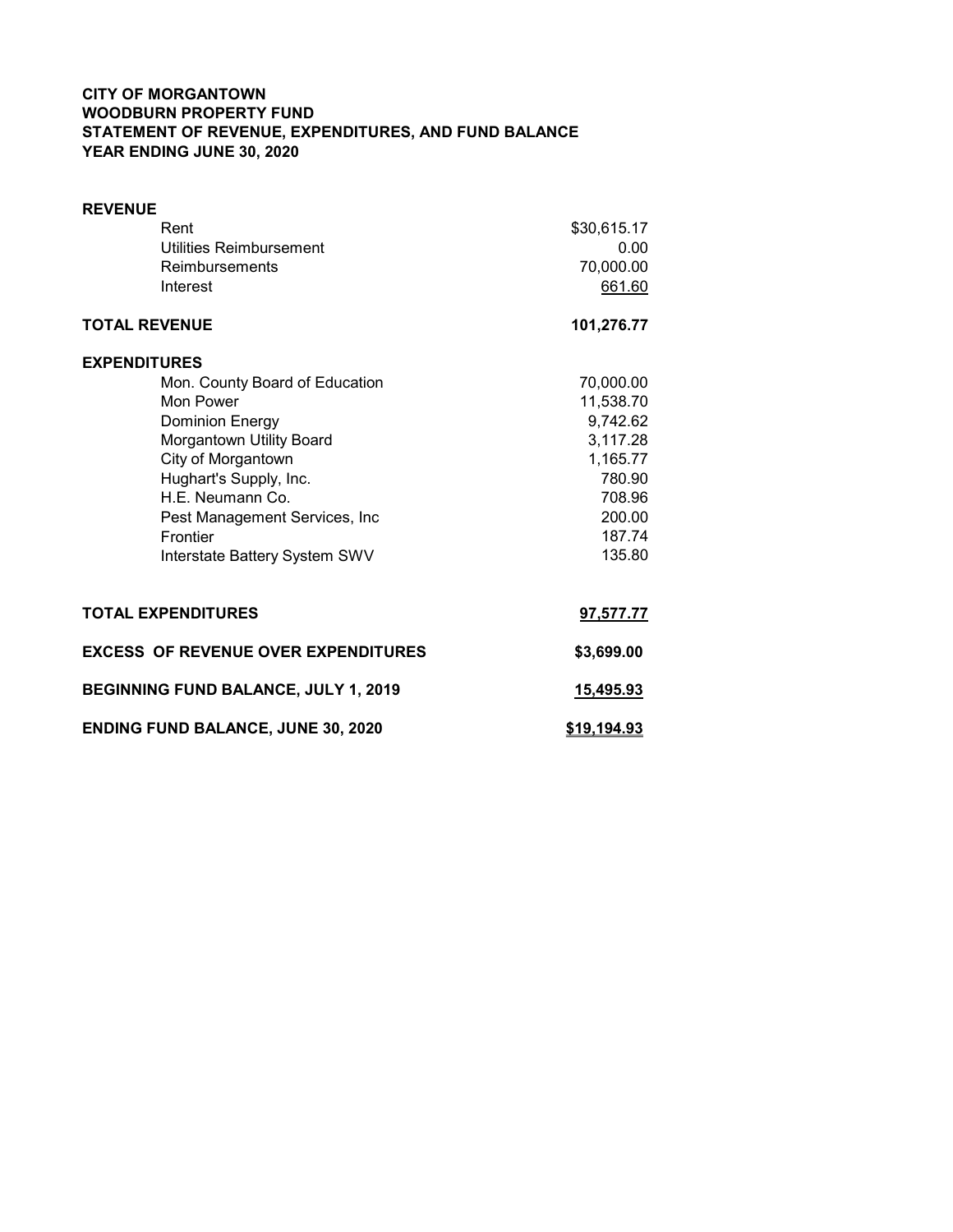**CITY OF MORGANTOWN**
**WOODBURN PROPERTY FUND**
**STATEMENT OF REVENUE, EXPENDITURES, AND FUND BALANCE**
**YEAR ENDING JUNE 30, 2020**

| | |
|---|---|
| **REVENUE** | |
| Rent | $30,615.17 |
| Utilities Reimbursement | 0.00 |
| Reimbursements | 70,000.00 |
| Interest | 661.60 |
| **TOTAL REVENUE** | **101,276.77** |
| **EXPENDITURES** | |
| Mon. County Board of Education | 70,000.00 |
| Mon Power | 11,538.70 |
| Dominion Energy | 9,742.62 |
| Morgantown Utility Board | 3,117.28 |
| City of Morgantown | 1,165.77 |
| Hughart's Supply, Inc. | 780.90 |
| H.E. Neumann Co. | 708.96 |
| Pest Management Services, Inc | 200.00 |
| Frontier | 187.74 |
| Interstate Battery System SWV | 135.80 |
| **TOTAL EXPENDITURES** | **97,577.77** |
| **EXCESS OF REVENUE OVER EXPENDITURES** | **$3,699.00** |
| **BEGINNING FUND BALANCE, JULY 1, 2019** | **15,495.93** |
| **ENDING FUND BALANCE, JUNE 30, 2020** | **$19,194.93** |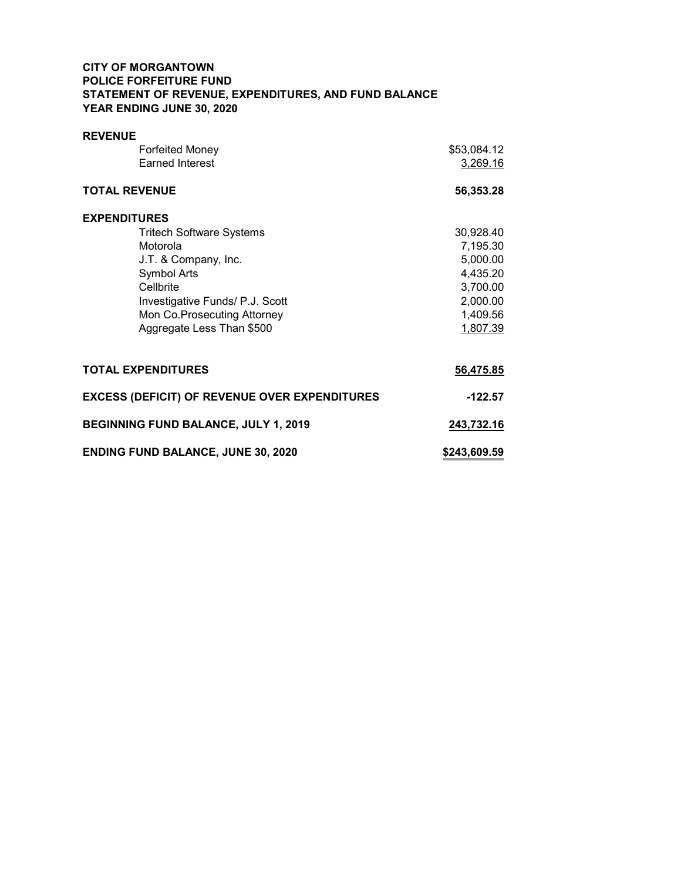**CITY OF MORGANTOWN**
**POLICE FORFEITURE FUND**
**STATEMENT OF REVENUE, EXPENDITURES, AND FUND BALANCE**
**YEAR ENDING JUNE 30, 2020**

| | |
|---|---|
| **REVENUE** | |
| Forfeited Money | $53,084.12 |
| Earned Interest | 3,269.16 |
| **TOTAL REVENUE** | **56,353.28** |
| **EXPENDITURES** | |
| Tritech Software Systems | 30,928.40 |
| Motorola | 7,195.30 |
| J.T. & Company, Inc. | 5,000.00 |
| Symbol Arts | 4,435.20 |
| Cellbrite | 3,700.00 |
| Investigative Funds/ P.J. Scott | 2,000.00 |
| Mon Co.Prosecuting Attorney | 1,409.56 |
| Aggregate Less Than $500 | 1,807.39 |
| **TOTAL EXPENDITURES** | **56,475.85** |
| **EXCESS (DEFICIT) OF REVENUE OVER EXPENDITURES** | **-122.57** |
| **BEGINNING FUND BALANCE, JULY 1, 2019** | **243,732.16** |
| **ENDING FUND BALANCE, JUNE 30, 2020** | **$243,609.59** |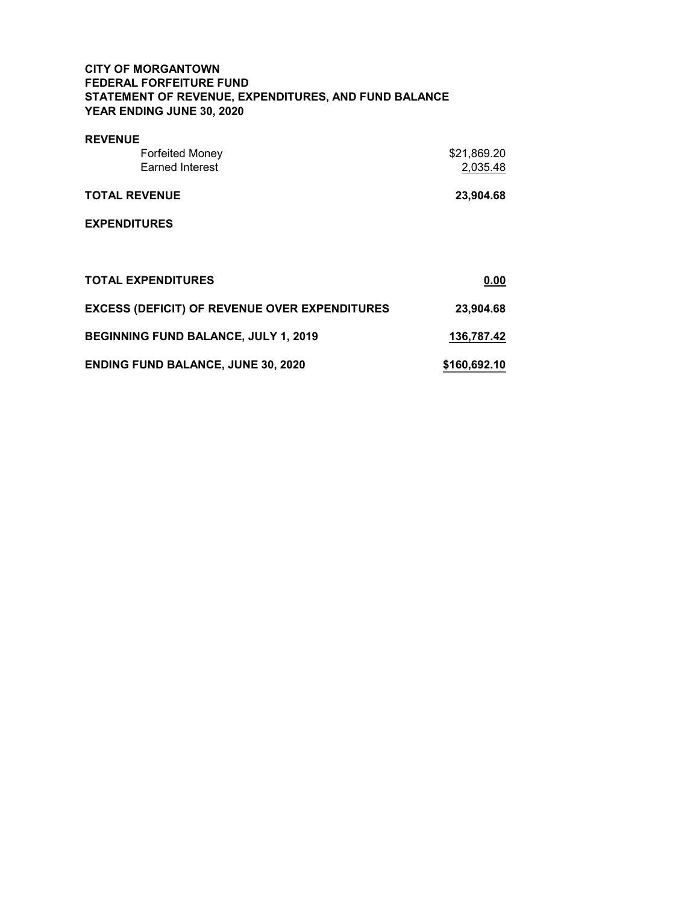**CITY OF MORGANTOWN**
**FEDERAL FORFEITURE FUND**
**STATEMENT OF REVENUE, EXPENDITURES, AND FUND BALANCE**
**YEAR ENDING JUNE 30, 2020**

| | |
|---|---|
| **REVENUE** | |
| Forfeited Money | $21,869.20 |
| Earned Interest | 2,035.48 |
| **TOTAL REVENUE** | **23,904.68** |
| **EXPENDITURES** | |
| **TOTAL EXPENDITURES** | **0.00** |
| **EXCESS (DEFICIT) OF REVENUE OVER EXPENDITURES** | **23,904.68** |
| **BEGINNING FUND BALANCE, JULY 1, 2019** | **136,787.42** |
| **ENDING FUND BALANCE, JUNE 30, 2020** | **$160,692.10** |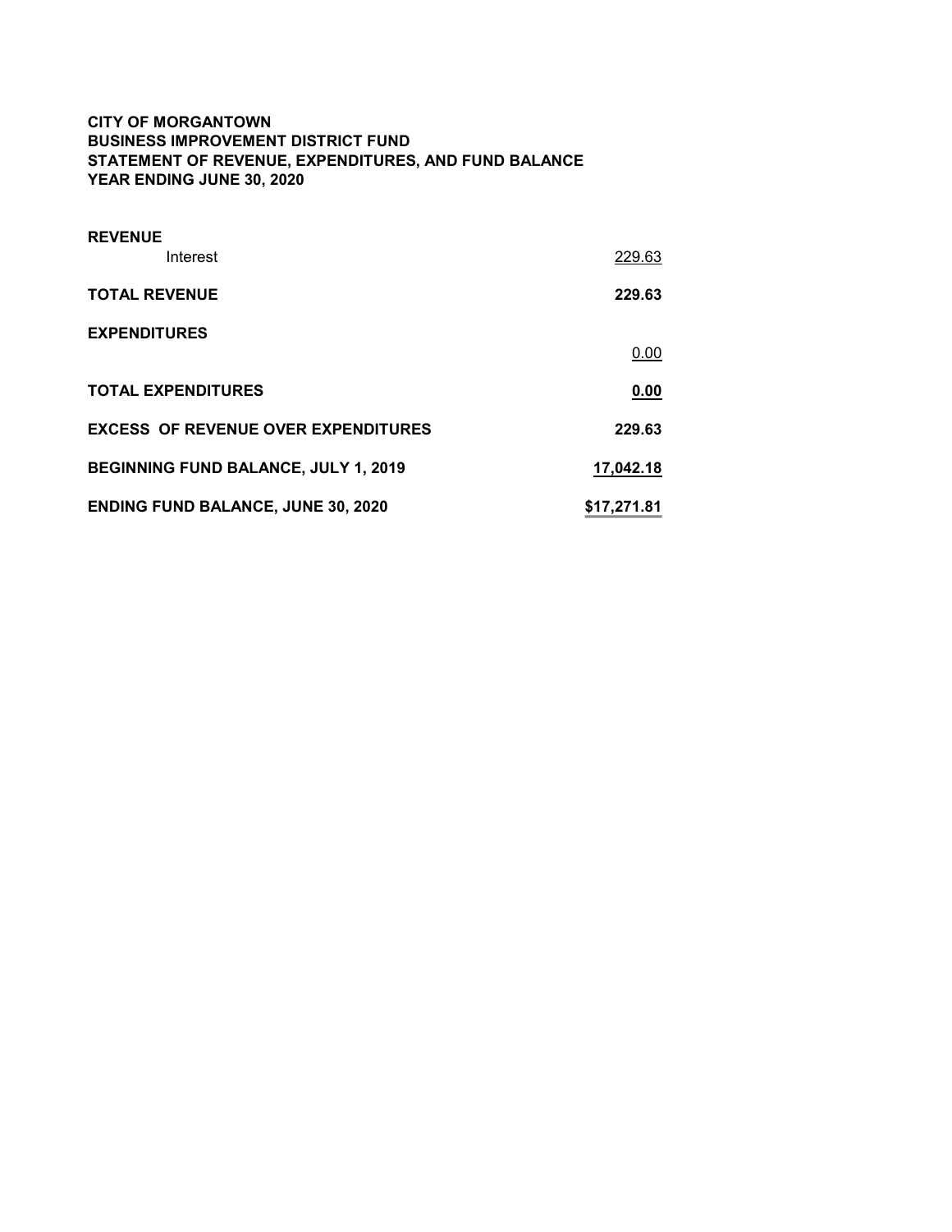**CITY OF MORGANTOWN**
**BUSINESS IMPROVEMENT DISTRICT FUND**
**STATEMENT OF REVENUE, EXPENDITURES, AND FUND BALANCE**
**YEAR ENDING JUNE 30, 2020**

| | |
|---|---:|
| **REVENUE** | |
| Interest | 229.63 |
| **TOTAL REVENUE** | **229.63** |
| **EXPENDITURES** | |
| | 0.00 |
| **TOTAL EXPENDITURES** | **0.00** |
| **EXCESS OF REVENUE OVER EXPENDITURES** | **229.63** |
| **BEGINNING FUND BALANCE, JULY 1, 2019** | **17,042.18** |
| **ENDING FUND BALANCE, JUNE 30, 2020** | **$17,271.81** |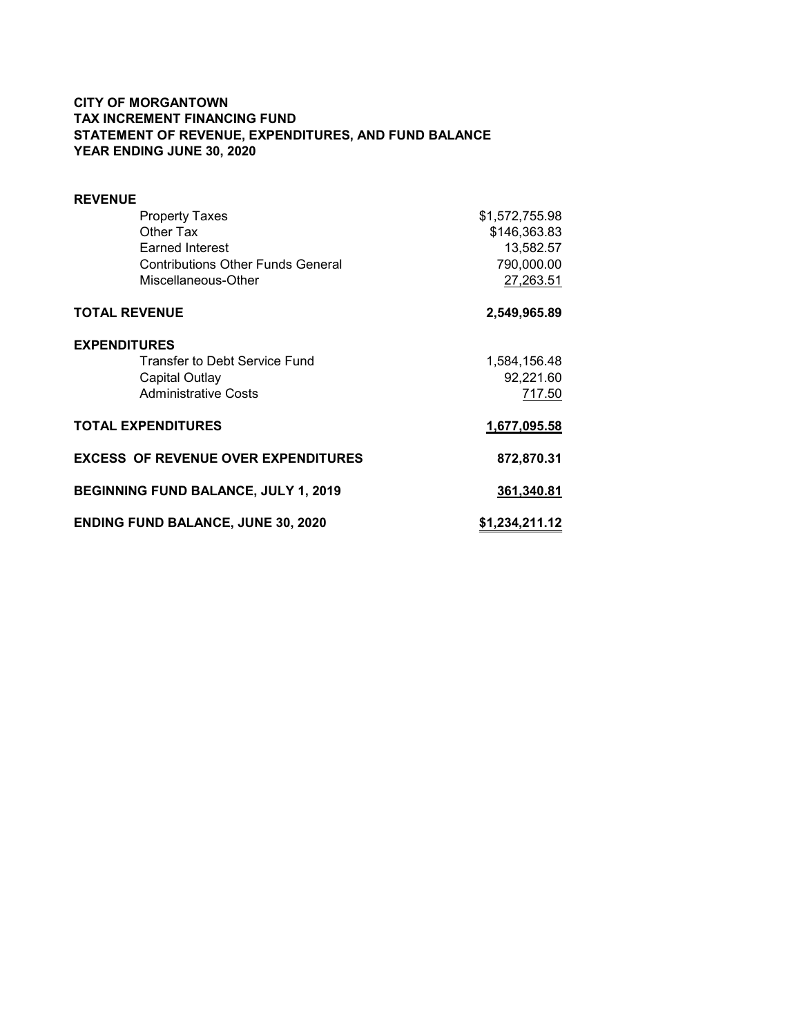**CITY OF MORGANTOWN**
**TAX INCREMENT FINANCING FUND**
**STATEMENT OF REVENUE, EXPENDITURES, AND FUND BALANCE**
**YEAR ENDING JUNE 30, 2020**

| | |
|---|---|
| **REVENUE** | |
| Property Taxes | $1,572,755.98 |
| Other Tax | $146,363.83 |
| Earned Interest | 13,582.57 |
| Contributions Other Funds General | 790,000.00 |
| Miscellaneous-Other | 27,263.51 |
| **TOTAL REVENUE** | **2,549,965.89** |
| **EXPENDITURES** | |
| Transfer to Debt Service Fund | 1,584,156.48 |
| Capital Outlay | 92,221.60 |
| Administrative Costs | 717.50 |
| **TOTAL EXPENDITURES** | **1,677,095.58** |
| **EXCESS OF REVENUE OVER EXPENDITURES** | **872,870.31** |
| **BEGINNING FUND BALANCE, JULY 1, 2019** | **361,340.81** |
| **ENDING FUND BALANCE, JUNE 30, 2020** | **$1,234,211.12** |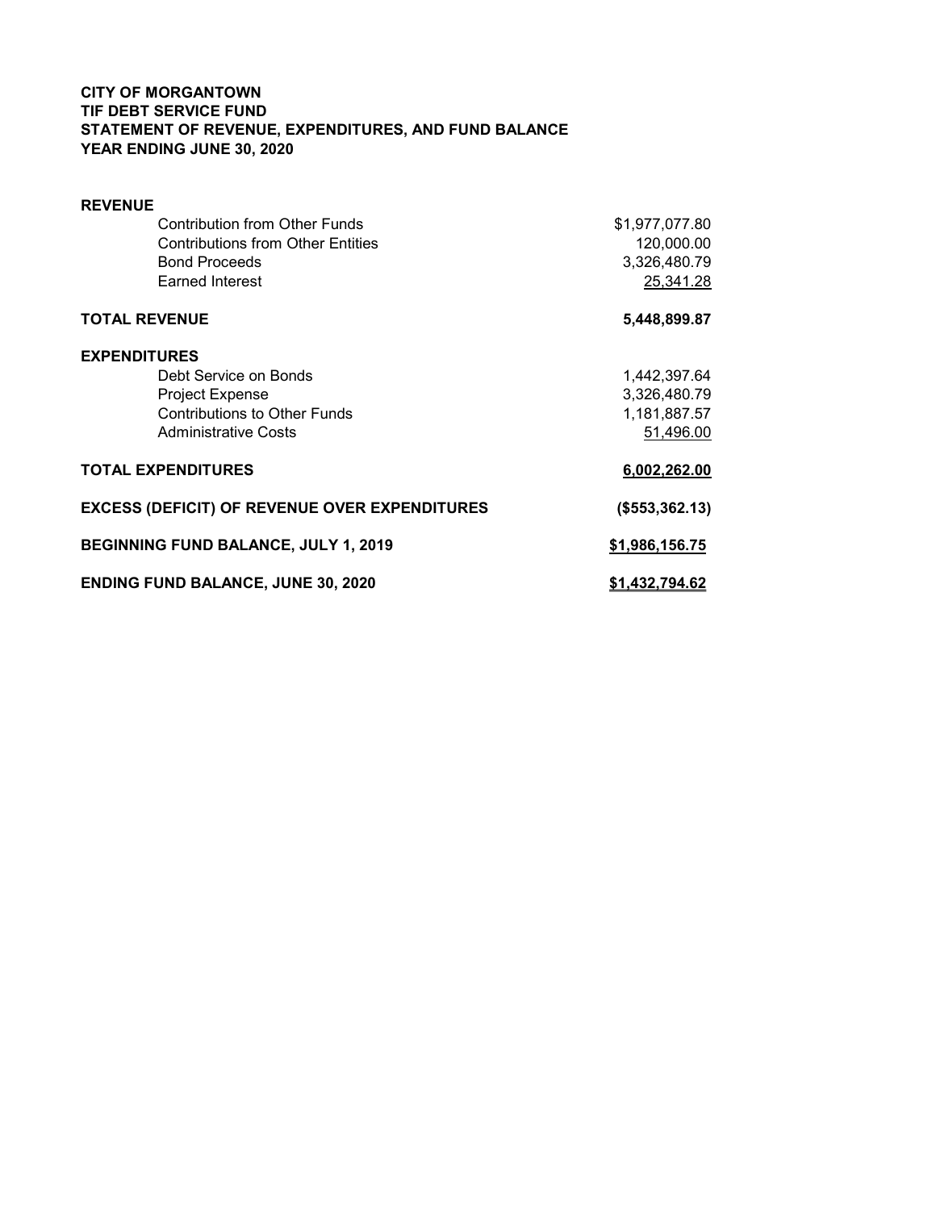**CITY OF MORGANTOWN**
**TIF DEBT SERVICE FUND**
**STATEMENT OF REVENUE, EXPENDITURES, AND FUND BALANCE**
**YEAR ENDING JUNE 30, 2020**

| | |
|---|---:|
| **REVENUE** | |
| Contribution from Other Funds | $1,977,077.80 |
| Contributions from Other Entities | 120,000.00 |
| Bond Proceeds | 3,326,480.79 |
| Earned Interest | 25,341.28 |
| **TOTAL REVENUE** | **5,448,899.87** |
| **EXPENDITURES** | |
| Debt Service on Bonds | 1,442,397.64 |
| Project Expense | 3,326,480.79 |
| Contributions to Other Funds | 1,181,887.57 |
| Administrative Costs | 51,496.00 |
| **TOTAL EXPENDITURES** | **6,002,262.00** |
| **EXCESS (DEFICIT) OF REVENUE OVER EXPENDITURES** | **($553,362.13)** |
| **BEGINNING FUND BALANCE, JULY 1, 2019** | **$1,986,156.75** |
| **ENDING FUND BALANCE, JUNE 30, 2020** | **$1,432,794.62** |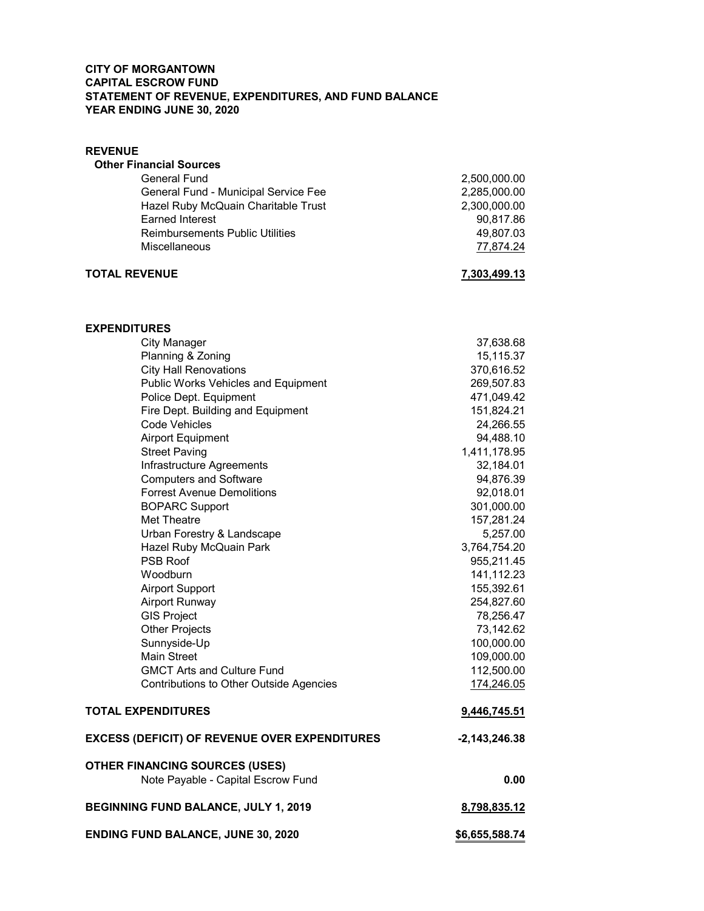**CITY OF MORGANTOWN**
**CAPITAL ESCROW FUND**
**STATEMENT OF REVENUE, EXPENDITURES, AND FUND BALANCE**
**YEAR ENDING JUNE 30, 2020**

| | |
|---|---:|
| **REVENUE** | |
| **Other Financial Sources** | |
| General Fund | 2,500,000.00 |
| General Fund - Municipal Service Fee | 2,285,000.00 |
| Hazel Ruby McQuain Charitable Trust | 2,300,000.00 |
| Earned Interest | 90,817.86 |
| Reimbursements Public Utilities | 49,807.03 |
| Miscellaneous | 77,874.24 |
| **TOTAL REVENUE** | **7,303,499.13** |
| | |
| **EXPENDITURES** | |
| City Manager | 37,638.68 |
| Planning & Zoning | 15,115.37 |
| City Hall Renovations | 370,616.52 |
| Public Works Vehicles and Equipment | 269,507.83 |
| Police Dept. Equipment | 471,049.42 |
| Fire Dept. Building and Equipment | 151,824.21 |
| Code Vehicles | 24,266.55 |
| Airport Equipment | 94,488.10 |
| Street Paving | 1,411,178.95 |
| Infrastructure Agreements | 32,184.01 |
| Computers and Software | 94,876.39 |
| Forrest Avenue Demolitions | 92,018.01 |
| BOPARC Support | 301,000.00 |
| Met Theatre | 157,281.24 |
| Urban Forestry & Landscape | 5,257.00 |
| Hazel Ruby McQuain Park | 3,764,754.20 |
| PSB Roof | 955,211.45 |
| Woodburn | 141,112.23 |
| Airport Support | 155,392.61 |
| Airport Runway | 254,827.60 |
| GIS Project | 78,256.47 |
| Other Projects | 73,142.62 |
| Sunnyside-Up | 100,000.00 |
| Main Street | 109,000.00 |
| GMCT Arts and Culture Fund | 112,500.00 |
| Contributions to Other Outside Agencies | 174,246.05 |
| **TOTAL EXPENDITURES** | **9,446,745.51** |
| | |
| **EXCESS (DEFICIT) OF REVENUE OVER EXPENDITURES** | **-2,143,246.38** |
| | |
| **OTHER FINANCING SOURCES (USES)** | |
| Note Payable - Capital Escrow Fund | **0.00** |
| | |
| **BEGINNING FUND BALANCE, JULY 1, 2019** | **8,798,835.12** |
| | |
| **ENDING FUND BALANCE, JUNE 30, 2020** | **$6,655,588.74** |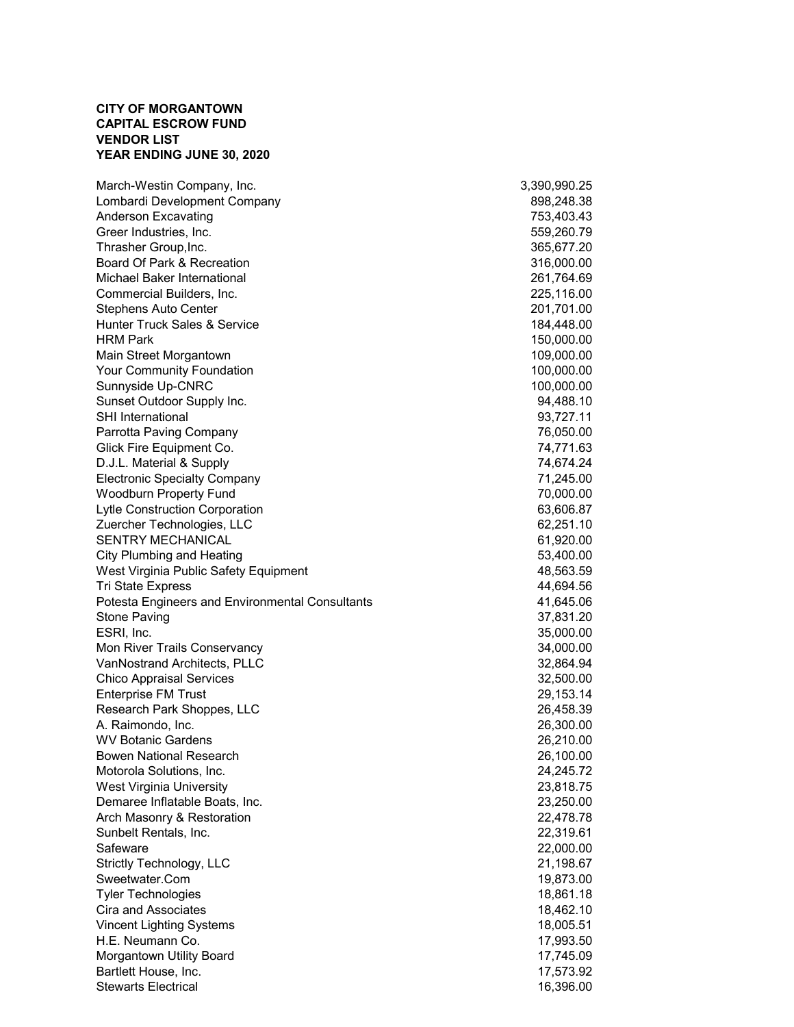**CITY OF MORGANTOWN**
**CAPITAL ESCROW FUND**
**VENDOR LIST**
**YEAR ENDING JUNE 30, 2020**

| Vendor | Amount |
|---|---:|
| March-Westin Company, Inc. | 3,390,990.25 |
| Lombardi Development Company | 898,248.38 |
| Anderson Excavating | 753,403.43 |
| Greer Industries, Inc. | 559,260.79 |
| Thrasher Group,Inc. | 365,677.20 |
| Board Of Park & Recreation | 316,000.00 |
| Michael Baker International | 261,764.69 |
| Commercial Builders, Inc. | 225,116.00 |
| Stephens Auto Center | 201,701.00 |
| Hunter Truck Sales & Service | 184,448.00 |
| HRM Park | 150,000.00 |
| Main Street Morgantown | 109,000.00 |
| Your Community Foundation | 100,000.00 |
| Sunnyside Up-CNRC | 100,000.00 |
| Sunset Outdoor Supply Inc. | 94,488.10 |
| SHI International | 93,727.11 |
| Parrotta Paving Company | 76,050.00 |
| Glick Fire Equipment Co. | 74,771.63 |
| D.J.L. Material & Supply | 74,674.24 |
| Electronic Specialty Company | 71,245.00 |
| Woodburn Property Fund | 70,000.00 |
| Lytle Construction Corporation | 63,606.87 |
| Zuercher Technologies, LLC | 62,251.10 |
| SENTRY MECHANICAL | 61,920.00 |
| City Plumbing and Heating | 53,400.00 |
| West Virginia Public Safety Equipment | 48,563.59 |
| Tri State Express | 44,694.56 |
| Potesta Engineers and Environmental Consultants | 41,645.06 |
| Stone Paving | 37,831.20 |
| ESRI, Inc. | 35,000.00 |
| Mon River Trails Conservancy | 34,000.00 |
| VanNostrand Architects, PLLC | 32,864.94 |
| Chico Appraisal Services | 32,500.00 |
| Enterprise FM Trust | 29,153.14 |
| Research Park Shoppes, LLC | 26,458.39 |
| A. Raimondo, Inc. | 26,300.00 |
| WV Botanic Gardens | 26,210.00 |
| Bowen National Research | 26,100.00 |
| Motorola Solutions, Inc. | 24,245.72 |
| West Virginia University | 23,818.75 |
| Demaree Inflatable Boats, Inc. | 23,250.00 |
| Arch Masonry & Restoration | 22,478.78 |
| Sunbelt Rentals, Inc. | 22,319.61 |
| Safeware | 22,000.00 |
| Strictly Technology, LLC | 21,198.67 |
| Sweetwater.Com | 19,873.00 |
| Tyler Technologies | 18,861.18 |
| Cira and Associates | 18,462.10 |
| Vincent Lighting Systems | 18,005.51 |
| H.E. Neumann Co. | 17,993.50 |
| Morgantown Utility Board | 17,745.09 |
| Bartlett House, Inc. | 17,573.92 |
| Stewarts Electrical | 16,396.00 |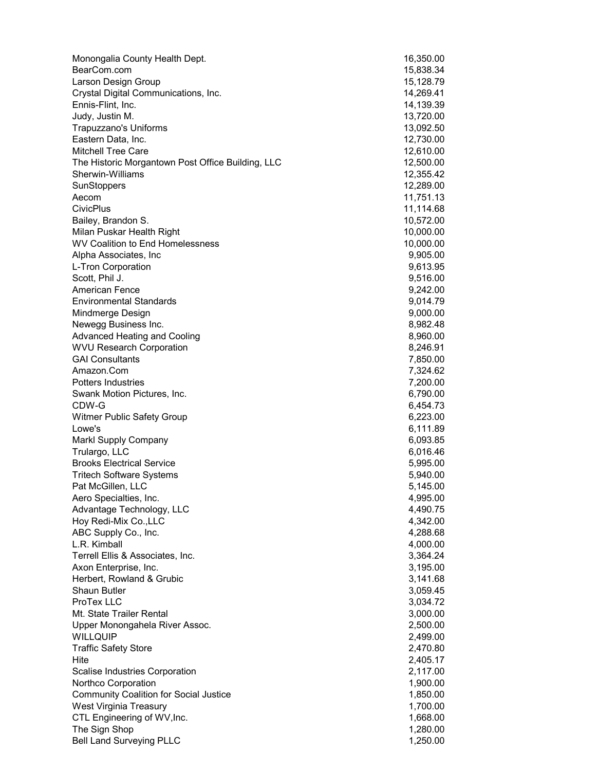| | |
|---|---|
| Monongalia County Health Dept. | 16,350.00 |
| BearCom.com | 15,838.34 |
| Larson Design Group | 15,128.79 |
| Crystal Digital Communications, Inc. | 14,269.41 |
| Ennis-Flint, Inc. | 14,139.39 |
| Judy, Justin M. | 13,720.00 |
| Trapuzzano's Uniforms | 13,092.50 |
| Eastern Data, Inc. | 12,730.00 |
| Mitchell Tree Care | 12,610.00 |
| The Historic Morgantown Post Office Building, LLC | 12,500.00 |
| Sherwin-Williams | 12,355.42 |
| SunStoppers | 12,289.00 |
| Aecom | 11,751.13 |
| CivicPlus | 11,114.68 |
| Bailey, Brandon S. | 10,572.00 |
| Milan Puskar Health Right | 10,000.00 |
| WV Coalition to End Homelessness | 10,000.00 |
| Alpha Associates, Inc | 9,905.00 |
| L-Tron Corporation | 9,613.95 |
| Scott, Phil J. | 9,516.00 |
| American Fence | 9,242.00 |
| Environmental Standards | 9,014.79 |
| Mindmerge Design | 9,000.00 |
| Newegg Business Inc. | 8,982.48 |
| Advanced Heating and Cooling | 8,960.00 |
| WVU Research Corporation | 8,246.91 |
| GAI Consultants | 7,850.00 |
| Amazon.Com | 7,324.62 |
| Potters Industries | 7,200.00 |
| Swank Motion Pictures, Inc. | 6,790.00 |
| CDW-G | 6,454.73 |
| Witmer Public Safety Group | 6,223.00 |
| Lowe's | 6,111.89 |
| Markl Supply Company | 6,093.85 |
| Trulargo, LLC | 6,016.46 |
| Brooks Electrical Service | 5,995.00 |
| Tritech Software Systems | 5,940.00 |
| Pat McGillen, LLC | 5,145.00 |
| Aero Specialties, Inc. | 4,995.00 |
| Advantage Technology, LLC | 4,490.75 |
| Hoy Redi-Mix Co.,LLC | 4,342.00 |
| ABC Supply Co., Inc. | 4,288.68 |
| L.R. Kimball | 4,000.00 |
| Terrell Ellis & Associates, Inc. | 3,364.24 |
| Axon Enterprise, Inc. | 3,195.00 |
| Herbert, Rowland & Grubic | 3,141.68 |
| Shaun Butler | 3,059.45 |
| ProTex LLC | 3,034.72 |
| Mt. State Trailer Rental | 3,000.00 |
| Upper Monongahela River Assoc. | 2,500.00 |
| WILLQUIP | 2,499.00 |
| Traffic Safety Store | 2,470.80 |
| Hite | 2,405.17 |
| Scalise Industries Corporation | 2,117.00 |
| Northco Corporation | 1,900.00 |
| Community Coalition for Social Justice | 1,850.00 |
| West Virginia Treasury | 1,700.00 |
| CTL Engineering of WV,Inc. | 1,668.00 |
| The Sign Shop | 1,280.00 |
| Bell Land Surveying PLLC | 1,250.00 |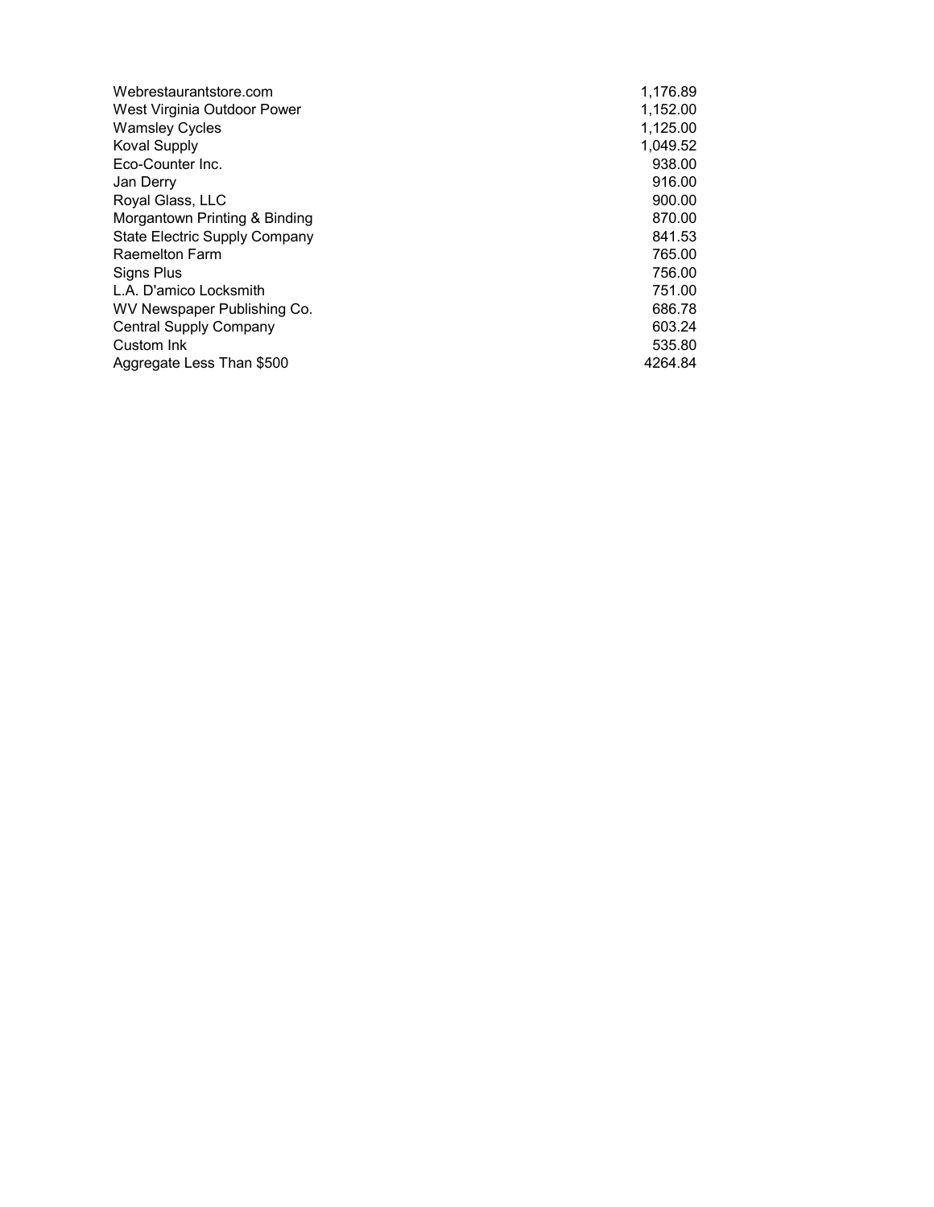| | |
|---|---|
| Webrestaurantstore.com | 1,176.89 |
| West Virginia Outdoor Power | 1,152.00 |
| Wamsley Cycles | 1,125.00 |
| Koval Supply | 1,049.52 |
| Eco-Counter Inc. | 938.00 |
| Jan Derry | 916.00 |
| Royal Glass, LLC | 900.00 |
| Morgantown Printing & Binding | 870.00 |
| State Electric Supply Company | 841.53 |
| Raemelton Farm | 765.00 |
| Signs Plus | 756.00 |
| L.A. D'amico Locksmith | 751.00 |
| WV Newspaper Publishing Co. | 686.78 |
| Central Supply Company | 603.24 |
| Custom Ink | 535.80 |
| Aggregate Less Than $500 | 4264.84 |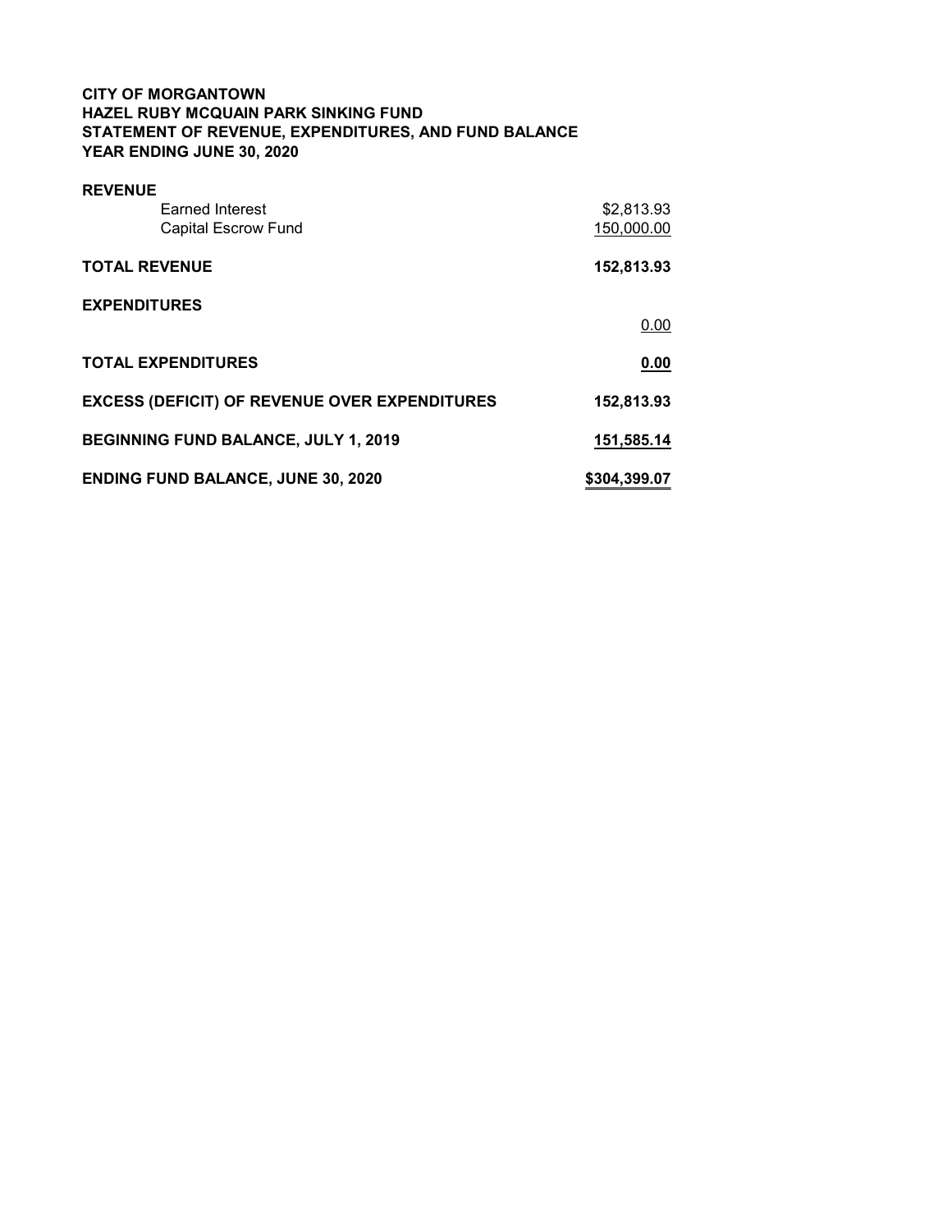**CITY OF MORGANTOWN**
**HAZEL RUBY MCQUAIN PARK SINKING FUND**
**STATEMENT OF REVENUE, EXPENDITURES, AND FUND BALANCE**
**YEAR ENDING JUNE 30, 2020**

| | |
|---|---|
| **REVENUE** | |
| Earned Interest | $2,813.93 |
| Capital Escrow Fund | 150,000.00 |
| **TOTAL REVENUE** | **152,813.93** |
| **EXPENDITURES** | |
| | 0.00 |
| **TOTAL EXPENDITURES** | **0.00** |
| **EXCESS (DEFICIT) OF REVENUE OVER EXPENDITURES** | **152,813.93** |
| **BEGINNING FUND BALANCE, JULY 1, 2019** | **151,585.14** |
| **ENDING FUND BALANCE, JUNE 30, 2020** | **$304,399.07** |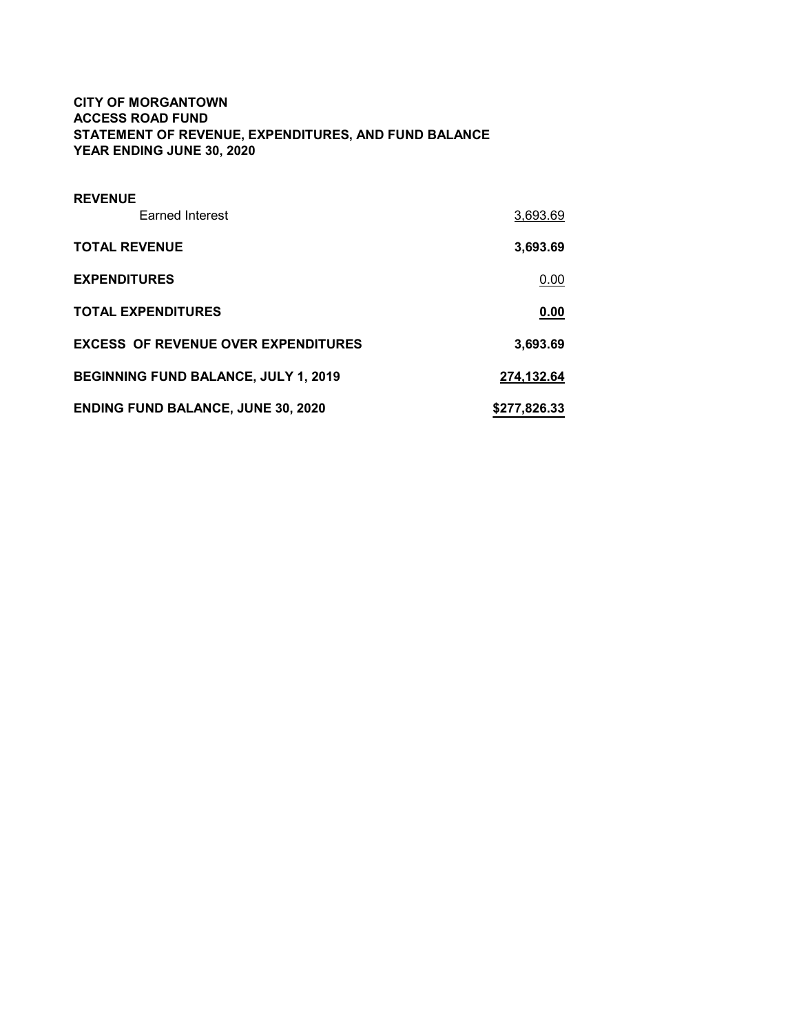**CITY OF MORGANTOWN**
**ACCESS ROAD FUND**
**STATEMENT OF REVENUE, EXPENDITURES, AND FUND BALANCE**
**YEAR ENDING JUNE 30, 2020**

| | |
|---|---:|
| **REVENUE** | |
| Earned Interest | 3,693.69 |
| **TOTAL REVENUE** | **3,693.69** |
| **EXPENDITURES** | 0.00 |
| **TOTAL EXPENDITURES** | **0.00** |
| **EXCESS OF REVENUE OVER EXPENDITURES** | **3,693.69** |
| **BEGINNING FUND BALANCE, JULY 1, 2019** | **274,132.64** |
| **ENDING FUND BALANCE, JUNE 30, 2020** | **$277,826.33** |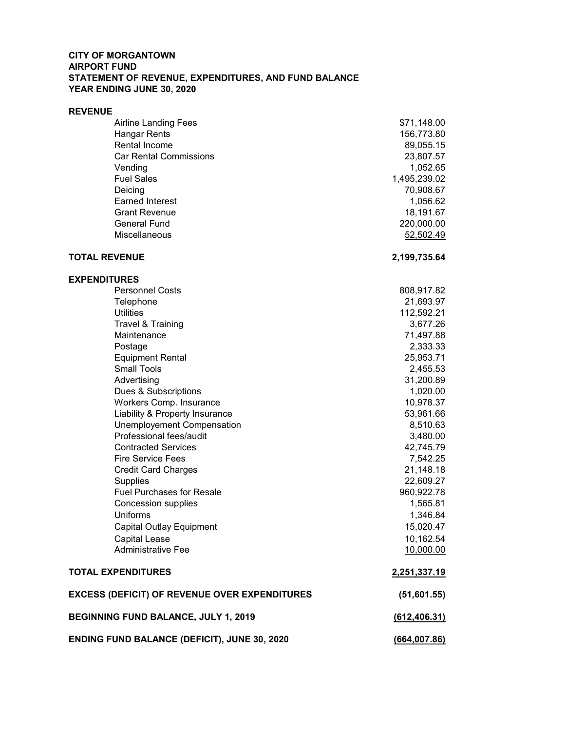**CITY OF MORGANTOWN**
**AIRPORT FUND**
**STATEMENT OF REVENUE, EXPENDITURES, AND FUND BALANCE**
**YEAR ENDING JUNE 30, 2020**

| | |
|---|---|
| **REVENUE** | |
| Airline Landing Fees | $71,148.00 |
| Hangar Rents | 156,773.80 |
| Rental Income | 89,055.15 |
| Car Rental Commissions | 23,807.57 |
| Vending | 1,052.65 |
| Fuel Sales | 1,495,239.02 |
| Deicing | 70,908.67 |
| Earned Interest | 1,056.62 |
| Grant Revenue | 18,191.67 |
| General Fund | 220,000.00 |
| Miscellaneous | 52,502.49 |
| **TOTAL REVENUE** | **2,199,735.64** |
| **EXPENDITURES** | |
| Personnel Costs | 808,917.82 |
| Telephone | 21,693.97 |
| Utilities | 112,592.21 |
| Travel & Training | 3,677.26 |
| Maintenance | 71,497.88 |
| Postage | 2,333.33 |
| Equipment Rental | 25,953.71 |
| Small Tools | 2,455.53 |
| Advertising | 31,200.89 |
| Dues & Subscriptions | 1,020.00 |
| Workers Comp. Insurance | 10,978.37 |
| Liability & Property Insurance | 53,961.66 |
| Unemployement Compensation | 8,510.63 |
| Professional fees/audit | 3,480.00 |
| Contracted Services | 42,745.79 |
| Fire Service Fees | 7,542.25 |
| Credit Card Charges | 21,148.18 |
| Supplies | 22,609.27 |
| Fuel Purchases for Resale | 960,922.78 |
| Concession supplies | 1,565.81 |
| Uniforms | 1,346.84 |
| Capital Outlay Equipment | 15,020.47 |
| Capital Lease | 10,162.54 |
| Administrative Fee | 10,000.00 |
| **TOTAL EXPENDITURES** | **2,251,337.19** |
| **EXCESS (DEFICIT) OF REVENUE OVER EXPENDITURES** | **(51,601.55)** |
| **BEGINNING FUND BALANCE, JULY 1, 2019** | **(612,406.31)** |
| **ENDING FUND BALANCE (DEFICIT), JUNE 30, 2020** | **(664,007.86)** |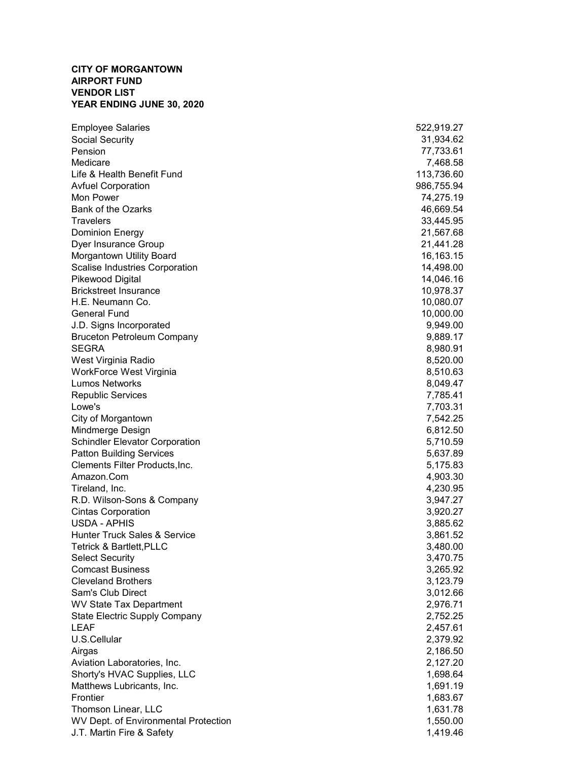**CITY OF MORGANTOWN**
**AIRPORT FUND**
**VENDOR LIST**
**YEAR ENDING JUNE 30, 2020**

| | |
|---|---|
| Employee Salaries | 522,919.27 |
| Social Security | 31,934.62 |
| Pension | 77,733.61 |
| Medicare | 7,468.58 |
| Life & Health Benefit Fund | 113,736.60 |
| Avfuel Corporation | 986,755.94 |
| Mon Power | 74,275.19 |
| Bank of the Ozarks | 46,669.54 |
| Travelers | 33,445.95 |
| Dominion Energy | 21,567.68 |
| Dyer Insurance Group | 21,441.28 |
| Morgantown Utility Board | 16,163.15 |
| Scalise Industries Corporation | 14,498.00 |
| Pikewood Digital | 14,046.16 |
| Brickstreet Insurance | 10,978.37 |
| H.E. Neumann Co. | 10,080.07 |
| General Fund | 10,000.00 |
| J.D. Signs Incorporated | 9,949.00 |
| Bruceton Petroleum Company | 9,889.17 |
| SEGRA | 8,980.91 |
| West Virginia Radio | 8,520.00 |
| WorkForce West Virginia | 8,510.63 |
| Lumos Networks | 8,049.47 |
| Republic Services | 7,785.41 |
| Lowe's | 7,703.31 |
| City of Morgantown | 7,542.25 |
| Mindmerge Design | 6,812.50 |
| Schindler Elevator Corporation | 5,710.59 |
| Patton Building Services | 5,637.89 |
| Clements Filter Products,Inc. | 5,175.83 |
| Amazon.Com | 4,903.30 |
| Tireland, Inc. | 4,230.95 |
| R.D. Wilson-Sons & Company | 3,947.27 |
| Cintas Corporation | 3,920.27 |
| USDA - APHIS | 3,885.62 |
| Hunter Truck Sales & Service | 3,861.52 |
| Tetrick & Bartlett,PLLC | 3,480.00 |
| Select Security | 3,470.75 |
| Comcast Business | 3,265.92 |
| Cleveland Brothers | 3,123.79 |
| Sam's Club Direct | 3,012.66 |
| WV State Tax Department | 2,976.71 |
| State Electric Supply Company | 2,752.25 |
| LEAF | 2,457.61 |
| U.S.Cellular | 2,379.92 |
| Airgas | 2,186.50 |
| Aviation Laboratories, Inc. | 2,127.20 |
| Shorty's HVAC Supplies, LLC | 1,698.64 |
| Matthews Lubricants, Inc. | 1,691.19 |
| Frontier | 1,683.67 |
| Thomson Linear, LLC | 1,631.78 |
| WV Dept. of Environmental Protection | 1,550.00 |
| J.T. Martin Fire & Safety | 1,419.46 |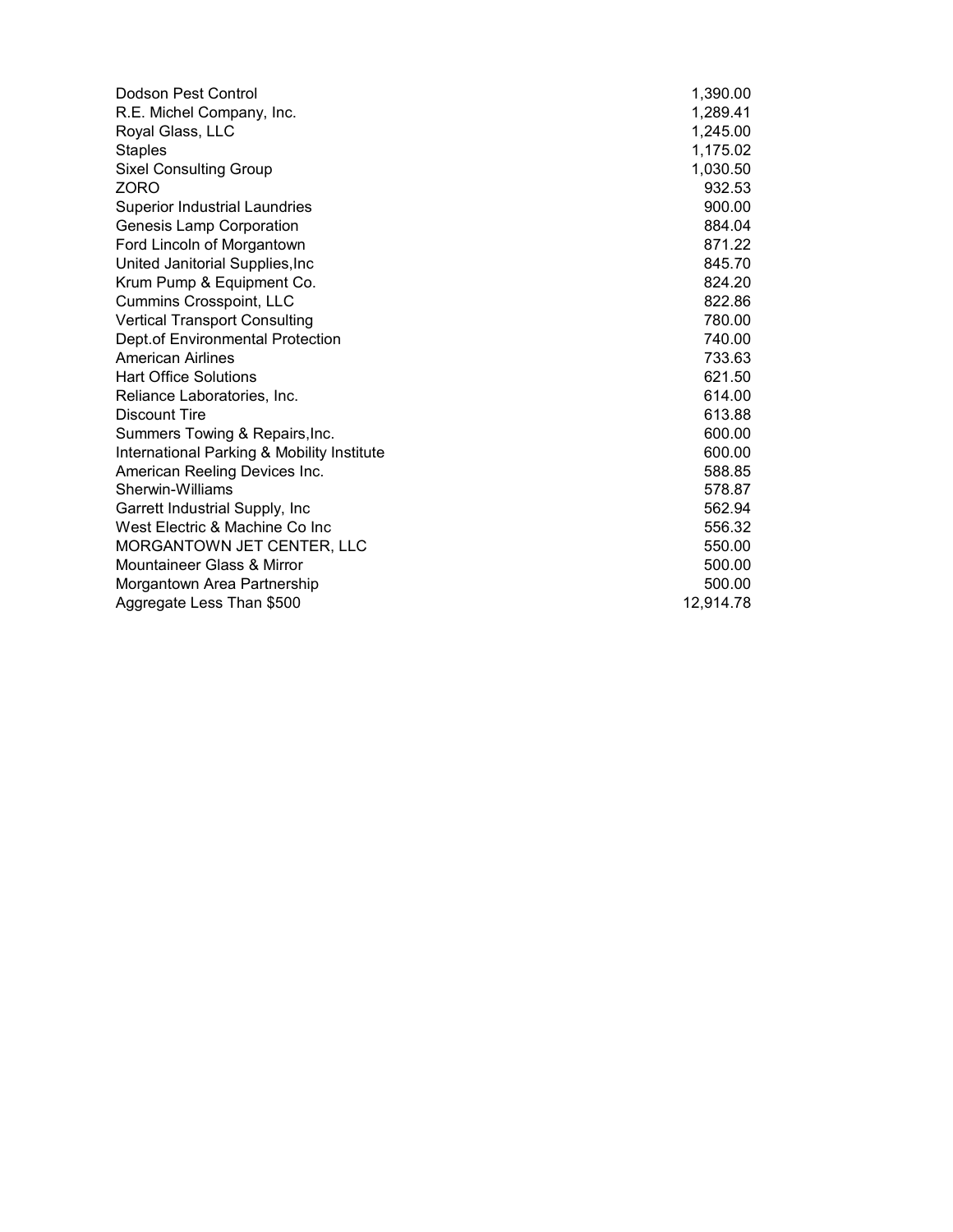| | |
|---|---|
| Dodson Pest Control | 1,390.00 |
| R.E. Michel Company, Inc. | 1,289.41 |
| Royal Glass, LLC | 1,245.00 |
| Staples | 1,175.02 |
| Sixel Consulting Group | 1,030.50 |
| ZORO | 932.53 |
| Superior Industrial Laundries | 900.00 |
| Genesis Lamp Corporation | 884.04 |
| Ford Lincoln of Morgantown | 871.22 |
| United Janitorial Supplies,Inc | 845.70 |
| Krum Pump & Equipment Co. | 824.20 |
| Cummins Crosspoint, LLC | 822.86 |
| Vertical Transport Consulting | 780.00 |
| Dept.of Environmental Protection | 740.00 |
| American Airlines | 733.63 |
| Hart Office Solutions | 621.50 |
| Reliance Laboratories, Inc. | 614.00 |
| Discount Tire | 613.88 |
| Summers Towing & Repairs,Inc. | 600.00 |
| International Parking & Mobility Institute | 600.00 |
| American Reeling Devices Inc. | 588.85 |
| Sherwin-Williams | 578.87 |
| Garrett Industrial Supply, Inc | 562.94 |
| West Electric & Machine Co Inc | 556.32 |
| MORGANTOWN JET CENTER, LLC | 550.00 |
| Mountaineer Glass & Mirror | 500.00 |
| Morgantown Area Partnership | 500.00 |
| Aggregate Less Than $500 | 12,914.78 |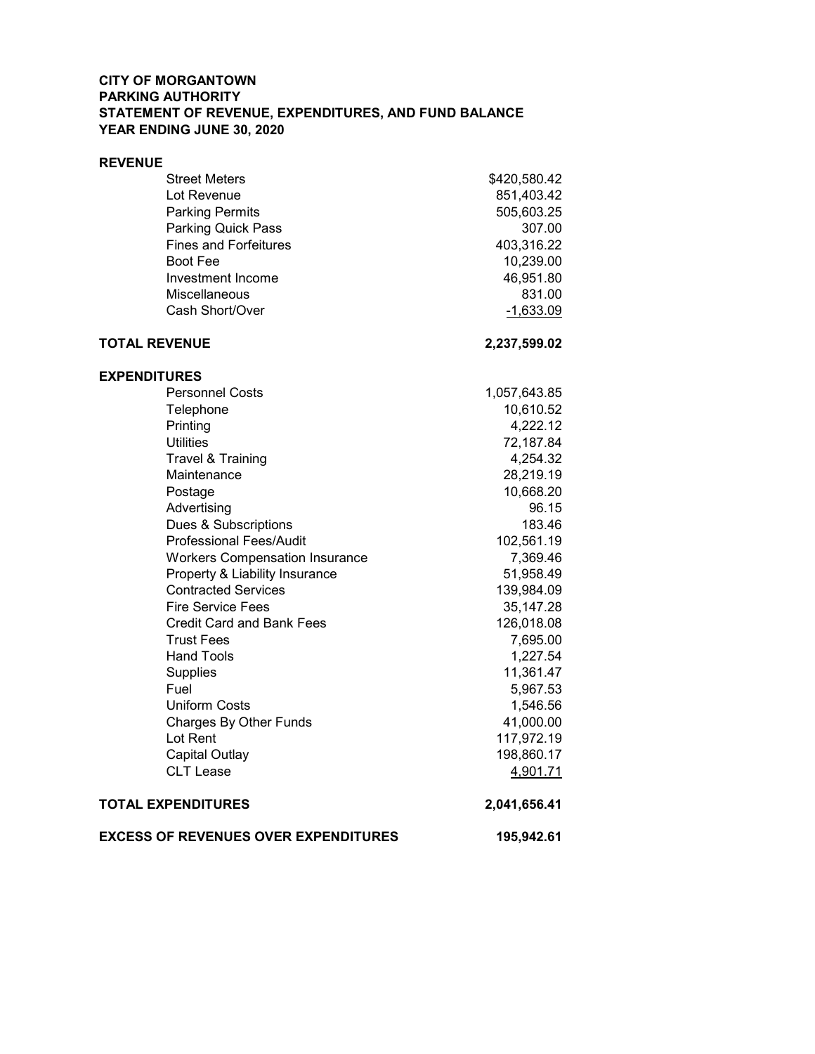**CITY OF MORGANTOWN**
**PARKING AUTHORITY**
**STATEMENT OF REVENUE, EXPENDITURES, AND FUND BALANCE**
**YEAR ENDING JUNE 30, 2020**

| | |
|---|---:|
| **REVENUE** | |
| Street Meters | $420,580.42 |
| Lot Revenue | 851,403.42 |
| Parking Permits | 505,603.25 |
| Parking Quick Pass | 307.00 |
| Fines and Forfeitures | 403,316.22 |
| Boot Fee | 10,239.00 |
| Investment Income | 46,951.80 |
| Miscellaneous | 831.00 |
| Cash Short/Over | -1,633.09 |
| **TOTAL REVENUE** | **2,237,599.02** |
| **EXPENDITURES** | |
| Personnel Costs | 1,057,643.85 |
| Telephone | 10,610.52 |
| Printing | 4,222.12 |
| Utilities | 72,187.84 |
| Travel & Training | 4,254.32 |
| Maintenance | 28,219.19 |
| Postage | 10,668.20 |
| Advertising | 96.15 |
| Dues & Subscriptions | 183.46 |
| Professional Fees/Audit | 102,561.19 |
| Workers Compensation Insurance | 7,369.46 |
| Property & Liability Insurance | 51,958.49 |
| Contracted Services | 139,984.09 |
| Fire Service Fees | 35,147.28 |
| Credit Card and Bank Fees | 126,018.08 |
| Trust Fees | 7,695.00 |
| Hand Tools | 1,227.54 |
| Supplies | 11,361.47 |
| Fuel | 5,967.53 |
| Uniform Costs | 1,546.56 |
| Charges By Other Funds | 41,000.00 |
| Lot Rent | 117,972.19 |
| Capital Outlay | 198,860.17 |
| CLT Lease | 4,901.71 |
| **TOTAL EXPENDITURES** | **2,041,656.41** |
| **EXCESS OF REVENUES OVER EXPENDITURES** | **195,942.61** |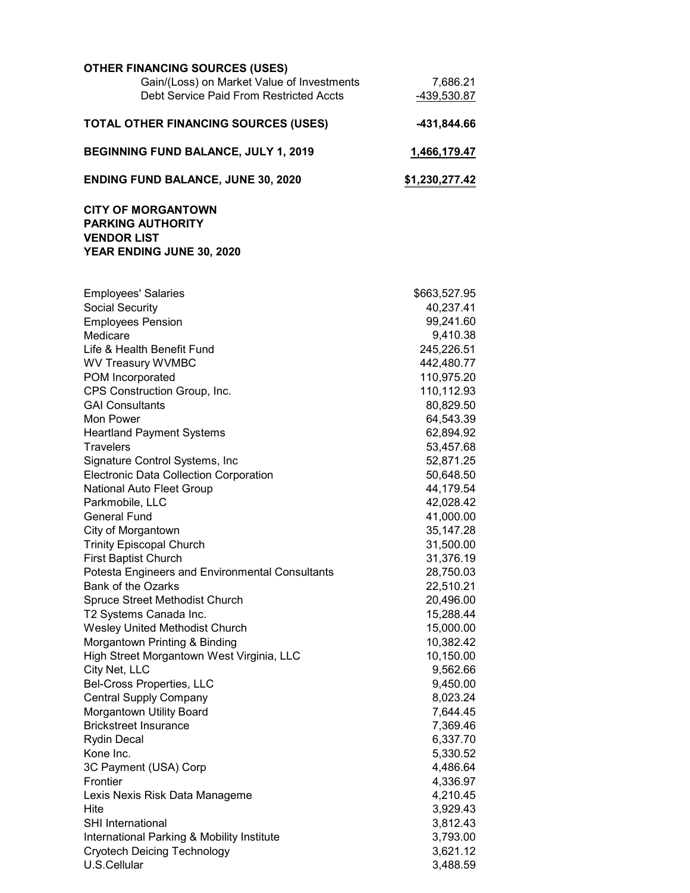| **OTHER FINANCING SOURCES (USES)** | |
|---|---|
| Gain/(Loss) on Market Value of Investments | 7,686.21 |
| Debt Service Paid From Restricted Accts | -439,530.87 |
| **TOTAL OTHER FINANCING SOURCES (USES)** | **-431,844.66** |
| **BEGINNING FUND BALANCE, JULY 1, 2019** | **1,466,179.47** |
| **ENDING FUND BALANCE, JUNE 30, 2020** | **$1,230,277.42** |

**CITY OF MORGANTOWN**
**PARKING AUTHORITY**
**VENDOR LIST**
**YEAR ENDING JUNE 30, 2020**

| Vendor | Amount |
|---|---|
| Employees' Salaries | $663,527.95 |
| Social Security | 40,237.41 |
| Employees Pension | 99,241.60 |
| Medicare | 9,410.38 |
| Life & Health Benefit Fund | 245,226.51 |
| WV Treasury WVMBC | 442,480.77 |
| POM Incorporated | 110,975.20 |
| CPS Construction Group, Inc. | 110,112.93 |
| GAI Consultants | 80,829.50 |
| Mon Power | 64,543.39 |
| Heartland Payment Systems | 62,894.92 |
| Travelers | 53,457.68 |
| Signature Control Systems, Inc | 52,871.25 |
| Electronic Data Collection Corporation | 50,648.50 |
| National Auto Fleet Group | 44,179.54 |
| Parkmobile, LLC | 42,028.42 |
| General Fund | 41,000.00 |
| City of Morgantown | 35,147.28 |
| Trinity Episcopal Church | 31,500.00 |
| First Baptist Church | 31,376.19 |
| Potesta Engineers and Environmental Consultants | 28,750.03 |
| Bank of the Ozarks | 22,510.21 |
| Spruce Street Methodist Church | 20,496.00 |
| T2 Systems Canada Inc. | 15,288.44 |
| Wesley United Methodist Church | 15,000.00 |
| Morgantown Printing & Binding | 10,382.42 |
| High Street Morgantown West Virginia, LLC | 10,150.00 |
| City Net, LLC | 9,562.66 |
| Bel-Cross Properties, LLC | 9,450.00 |
| Central Supply Company | 8,023.24 |
| Morgantown Utility Board | 7,644.45 |
| Brickstreet Insurance | 7,369.46 |
| Rydin Decal | 6,337.70 |
| Kone Inc. | 5,330.52 |
| 3C Payment (USA) Corp | 4,486.64 |
| Frontier | 4,336.97 |
| Lexis Nexis Risk Data Manageme | 4,210.45 |
| Hite | 3,929.43 |
| SHI International | 3,812.43 |
| International Parking & Mobility Institute | 3,793.00 |
| Cryotech Deicing Technology | 3,621.12 |
| U.S.Cellular | 3,488.59 |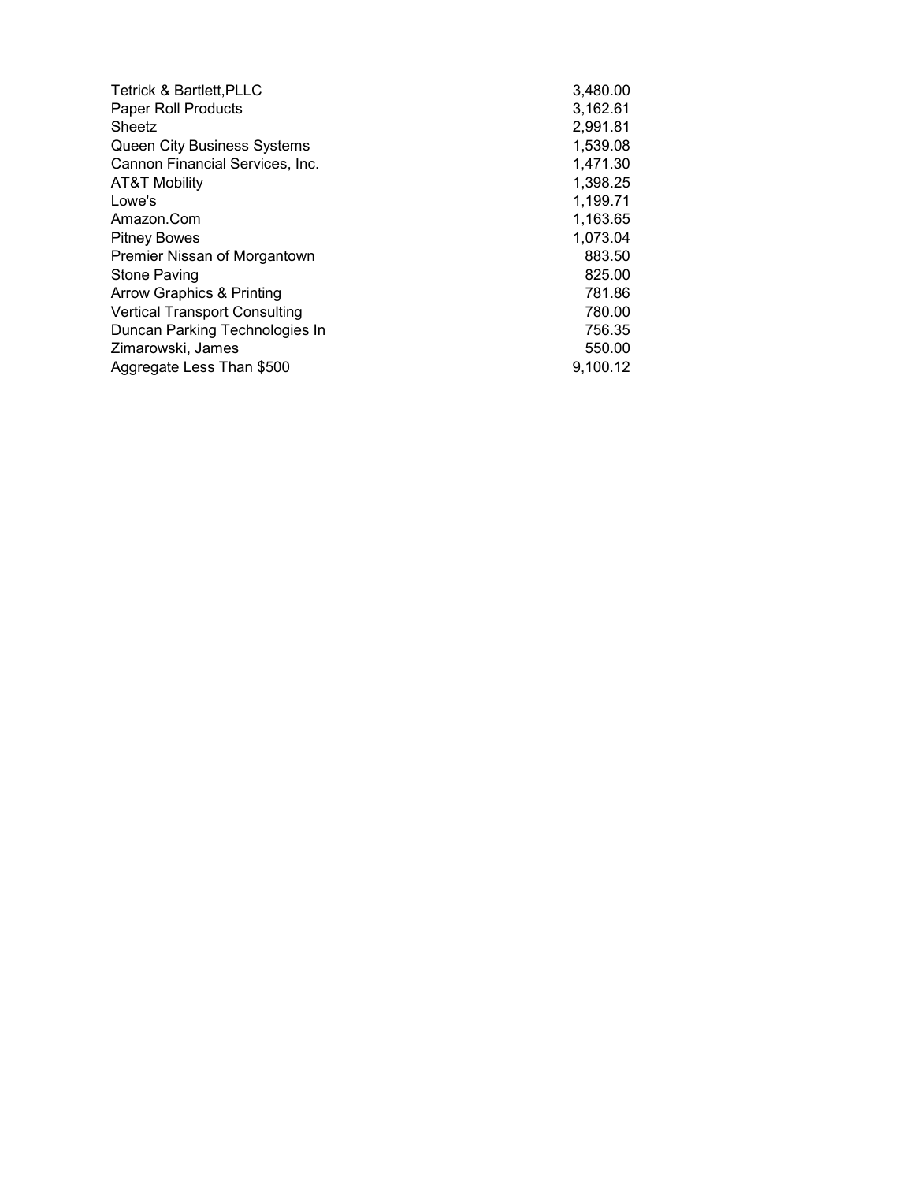| | |
|---|---|
| Tetrick & Bartlett,PLLC | 3,480.00 |
| Paper Roll Products | 3,162.61 |
| Sheetz | 2,991.81 |
| Queen City Business Systems | 1,539.08 |
| Cannon Financial Services, Inc. | 1,471.30 |
| AT&T Mobility | 1,398.25 |
| Lowe's | 1,199.71 |
| Amazon.Com | 1,163.65 |
| Pitney Bowes | 1,073.04 |
| Premier Nissan of Morgantown | 883.50 |
| Stone Paving | 825.00 |
| Arrow Graphics & Printing | 781.86 |
| Vertical Transport Consulting | 780.00 |
| Duncan Parking Technologies In | 756.35 |
| Zimarowski, James | 550.00 |
| Aggregate Less Than $500 | 9,100.12 |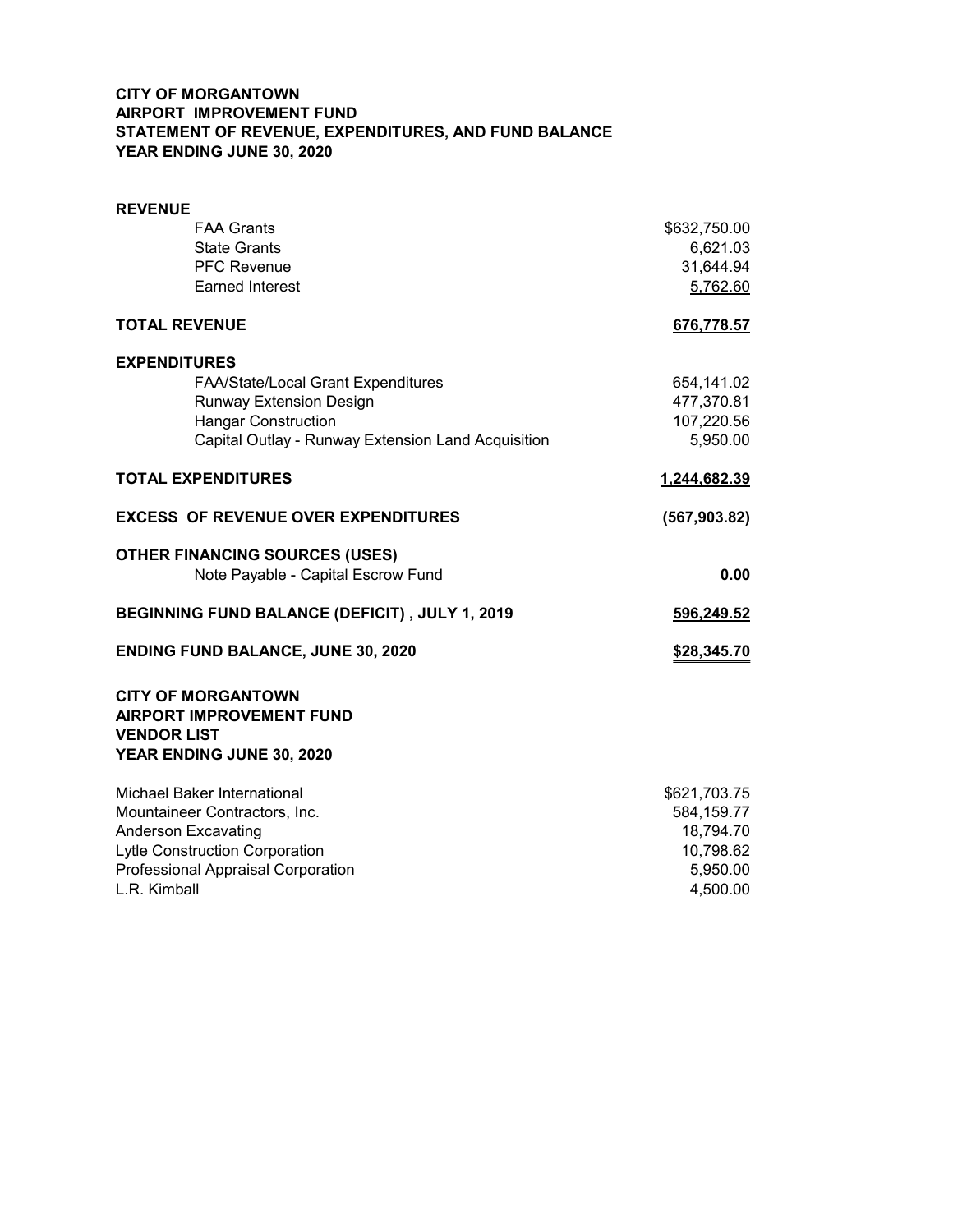**CITY OF MORGANTOWN**
**AIRPORT IMPROVEMENT FUND**
**STATEMENT OF REVENUE, EXPENDITURES, AND FUND BALANCE**
**YEAR ENDING JUNE 30, 2020**

| | |
|---|---|
| **REVENUE** | |
| FAA Grants | $632,750.00 |
| State Grants | 6,621.03 |
| PFC Revenue | 31,644.94 |
| Earned Interest | 5,762.60 |
| **TOTAL REVENUE** | **676,778.57** |
| **EXPENDITURES** | |
| FAA/State/Local Grant Expenditures | 654,141.02 |
| Runway Extension Design | 477,370.81 |
| Hangar Construction | 107,220.56 |
| Capital Outlay - Runway Extension Land Acquisition | 5,950.00 |
| **TOTAL EXPENDITURES** | **1,244,682.39** |
| **EXCESS OF REVENUE OVER EXPENDITURES** | **(567,903.82)** |
| **OTHER FINANCING SOURCES (USES)** | |
| Note Payable - Capital Escrow Fund | **0.00** |
| **BEGINNING FUND BALANCE (DEFICIT) , JULY 1, 2019** | **596,249.52** |
| **ENDING FUND BALANCE, JUNE 30, 2020** | **$28,345.70** |

**CITY OF MORGANTOWN**
**AIRPORT IMPROVEMENT FUND**
**VENDOR LIST**
**YEAR ENDING JUNE 30, 2020**

| | |
|---|---|
| Michael Baker International | $621,703.75 |
| Mountaineer Contractors, Inc. | 584,159.77 |
| Anderson Excavating | 18,794.70 |
| Lytle Construction Corporation | 10,798.62 |
| Professional Appraisal Corporation | 5,950.00 |
| L.R. Kimball | 4,500.00 |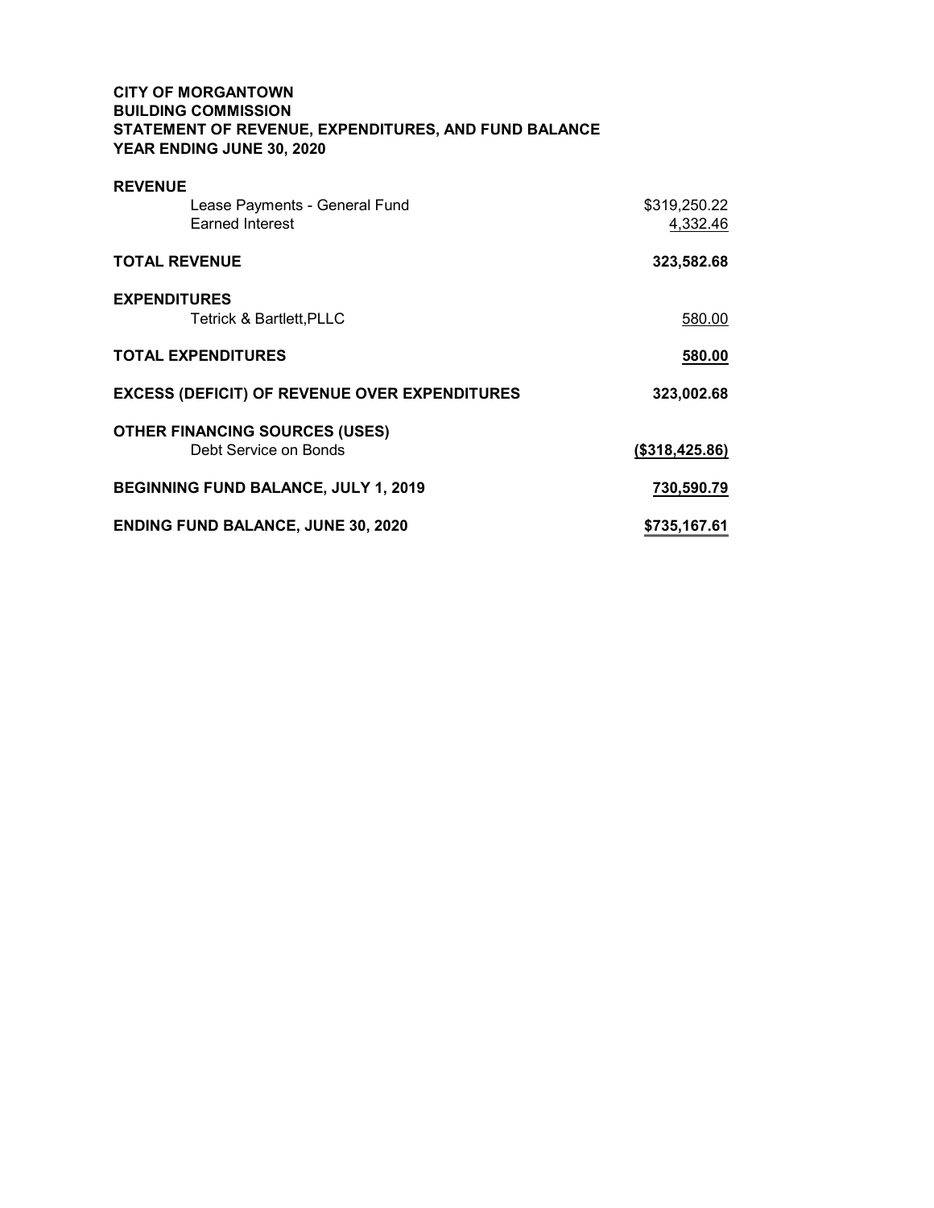**CITY OF MORGANTOWN**
**BUILDING COMMISSION**
**STATEMENT OF REVENUE, EXPENDITURES, AND FUND BALANCE**
**YEAR ENDING JUNE 30, 2020**

| | |
|---|---|
| **REVENUE** | |
| Lease Payments - General Fund | $319,250.22 |
| Earned Interest | 4,332.46 |
| **TOTAL REVENUE** | **323,582.68** |
| **EXPENDITURES** | |
| Tetrick & Bartlett,PLLC | 580.00 |
| **TOTAL EXPENDITURES** | **580.00** |
| **EXCESS (DEFICIT) OF REVENUE OVER EXPENDITURES** | **323,002.68** |
| **OTHER FINANCING SOURCES (USES)** | |
| Debt Service on Bonds | **($318,425.86)** |
| **BEGINNING FUND BALANCE, JULY 1, 2019** | **730,590.79** |
| **ENDING FUND BALANCE, JUNE 30, 2020** | **$735,167.61** |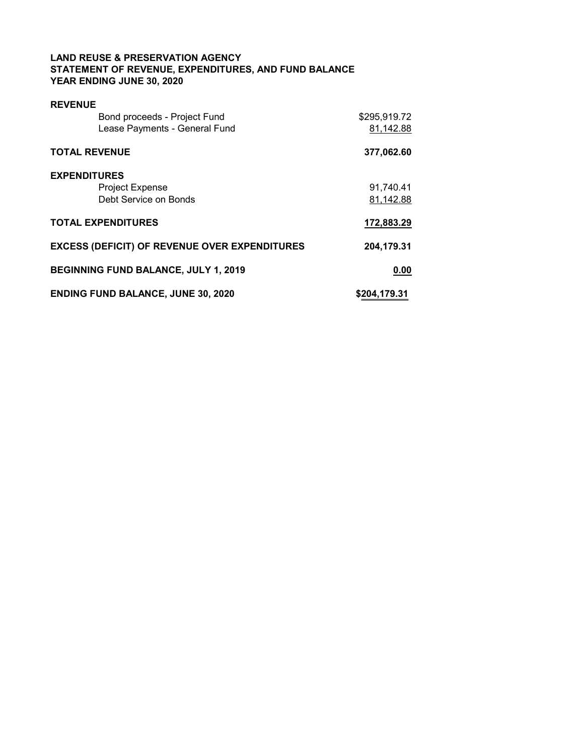**LAND REUSE & PRESERVATION AGENCY**
**STATEMENT OF REVENUE, EXPENDITURES, AND FUND BALANCE**
**YEAR ENDING JUNE 30, 2020**

| | |
|---|---|
| **REVENUE** | |
| Bond proceeds - Project Fund | $295,919.72 |
| Lease Payments - General Fund | 81,142.88 |
| **TOTAL REVENUE** | **377,062.60** |
| **EXPENDITURES** | |
| Project Expense | 91,740.41 |
| Debt Service on Bonds | 81,142.88 |
| **TOTAL EXPENDITURES** | **172,883.29** |
| **EXCESS (DEFICIT) OF REVENUE OVER EXPENDITURES** | **204,179.31** |
| **BEGINNING FUND BALANCE, JULY 1, 2019** | **0.00** |
| **ENDING FUND BALANCE, JUNE 30, 2020** | **$204,179.31** |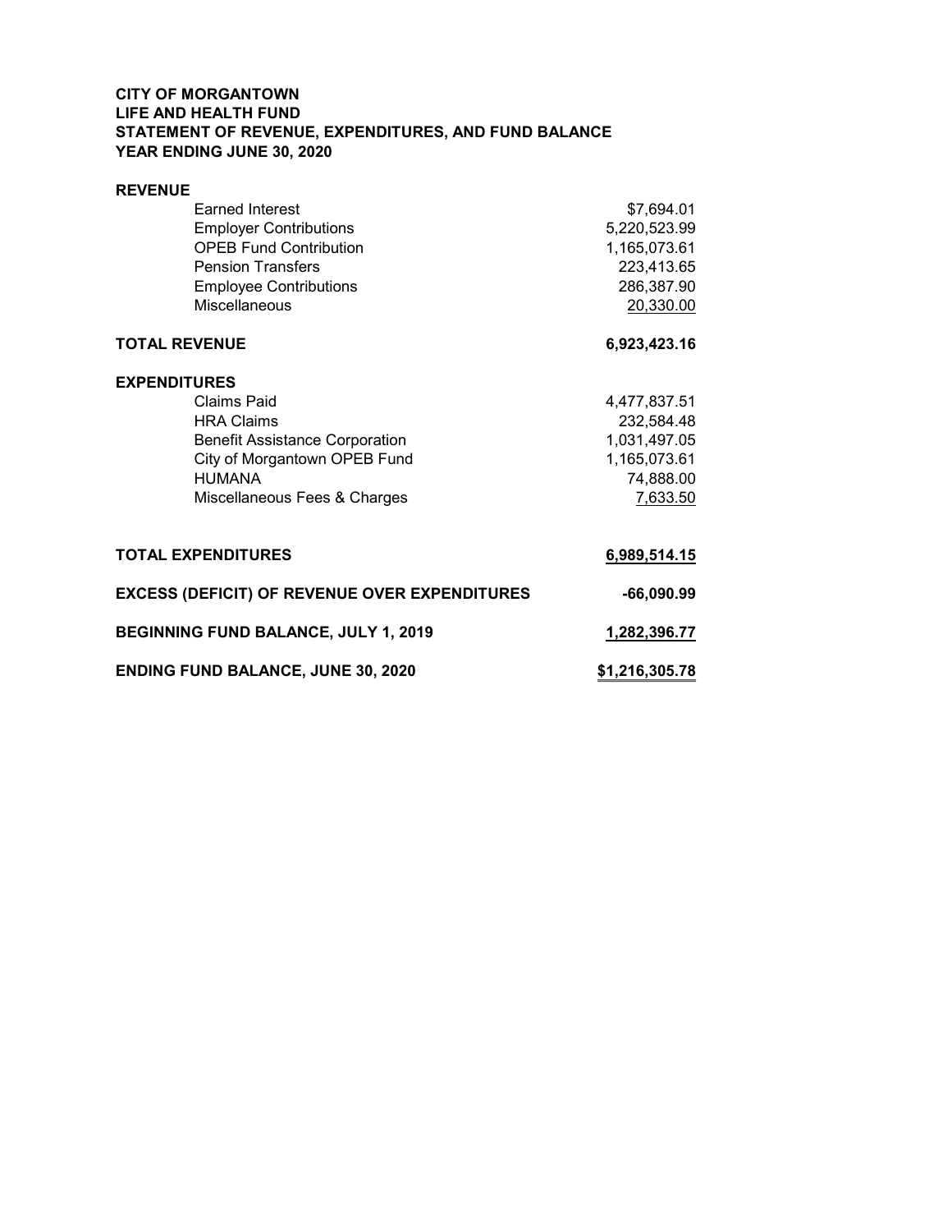**CITY OF MORGANTOWN**
**LIFE AND HEALTH FUND**
**STATEMENT OF REVENUE, EXPENDITURES, AND FUND BALANCE**
**YEAR ENDING JUNE 30, 2020**

| | |
|---|---|
| **REVENUE** | |
| Earned Interest | $7,694.01 |
| Employer Contributions | 5,220,523.99 |
| OPEB Fund Contribution | 1,165,073.61 |
| Pension Transfers | 223,413.65 |
| Employee Contributions | 286,387.90 |
| Miscellaneous | 20,330.00 |
| **TOTAL REVENUE** | **6,923,423.16** |
| **EXPENDITURES** | |
| Claims Paid | 4,477,837.51 |
| HRA Claims | 232,584.48 |
| Benefit Assistance Corporation | 1,031,497.05 |
| City of Morgantown OPEB Fund | 1,165,073.61 |
| HUMANA | 74,888.00 |
| Miscellaneous Fees & Charges | 7,633.50 |
| **TOTAL EXPENDITURES** | **6,989,514.15** |
| **EXCESS (DEFICIT) OF REVENUE OVER EXPENDITURES** | **-66,090.99** |
| **BEGINNING FUND BALANCE, JULY 1, 2019** | **1,282,396.77** |
| **ENDING FUND BALANCE, JUNE 30, 2020** | **$1,216,305.78** |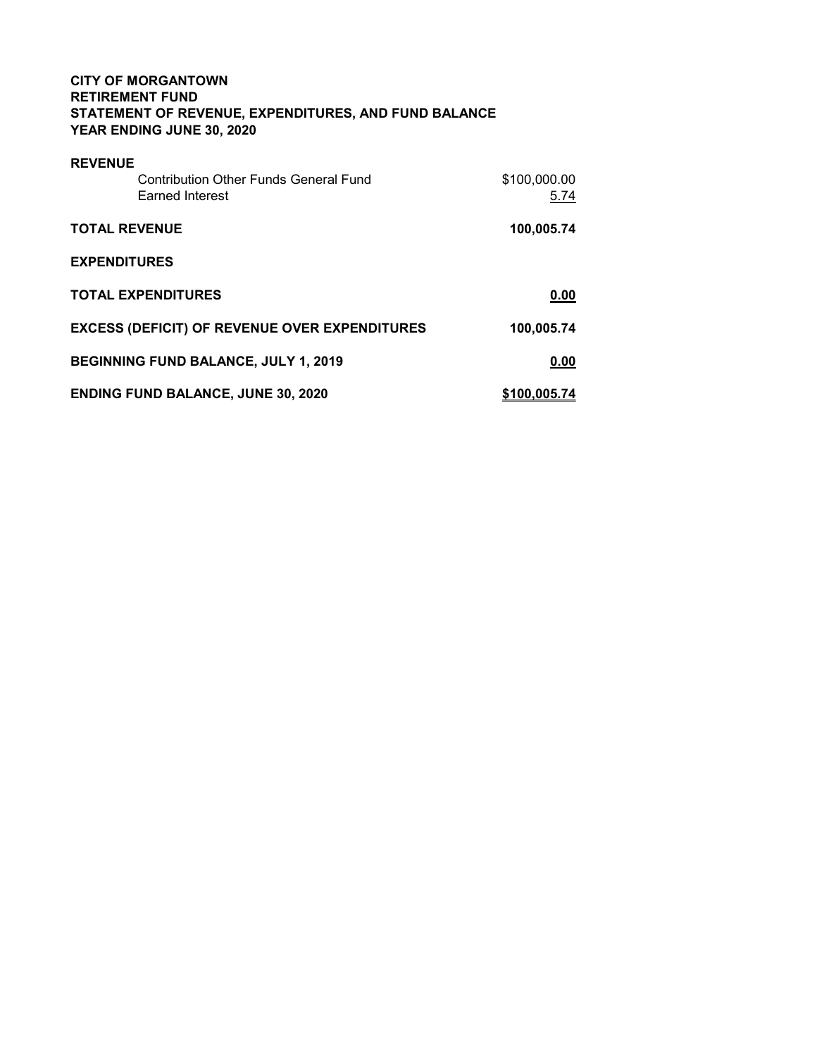**CITY OF MORGANTOWN**
**RETIREMENT FUND**
**STATEMENT OF REVENUE, EXPENDITURES, AND FUND BALANCE**
**YEAR ENDING JUNE 30, 2020**

| | |
|---|---|
| **REVENUE** | |
| Contribution Other Funds General Fund | $100,000.00 |
| Earned Interest | 5.74 |
| **TOTAL REVENUE** | **100,005.74** |
| **EXPENDITURES** | |
| **TOTAL EXPENDITURES** | **0.00** |
| **EXCESS (DEFICIT) OF REVENUE OVER EXPENDITURES** | **100,005.74** |
| **BEGINNING FUND BALANCE, JULY 1, 2019** | **0.00** |
| **ENDING FUND BALANCE, JUNE 30, 2020** | **$100,005.74** |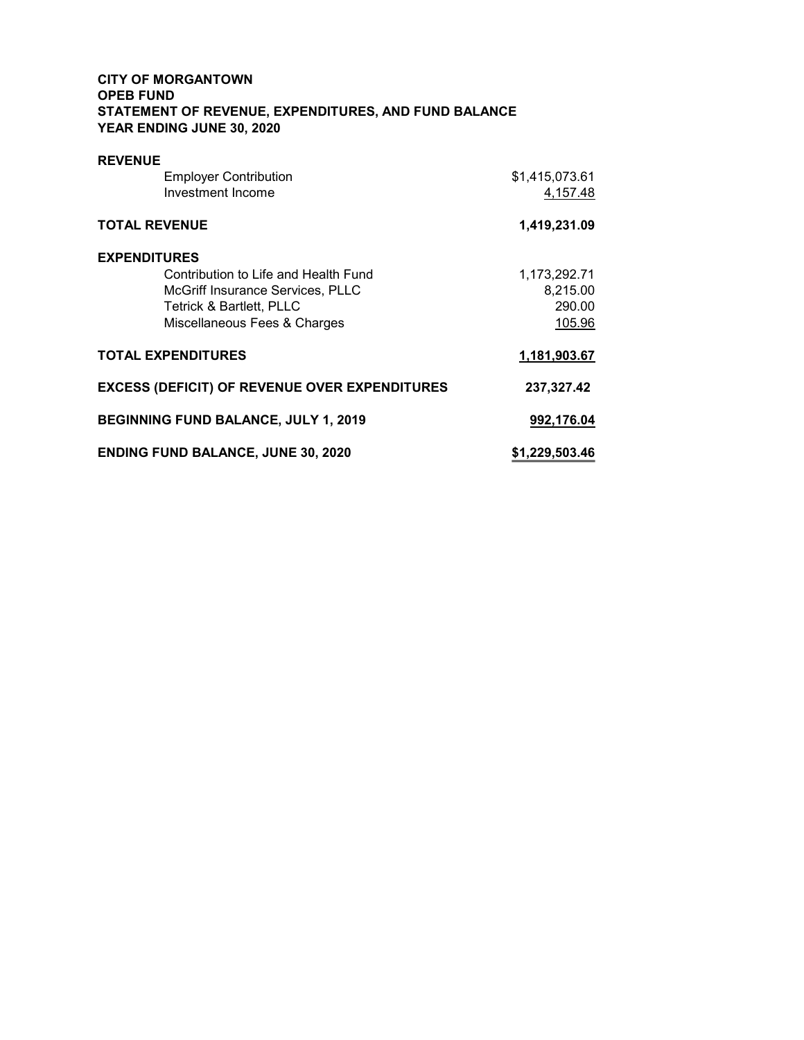**CITY OF MORGANTOWN**
**OPEB FUND**
**STATEMENT OF REVENUE, EXPENDITURES, AND FUND BALANCE**
**YEAR ENDING JUNE 30, 2020**

| | |
|---|---:|
| **REVENUE** | |
| Employer Contribution | $1,415,073.61 |
| Investment Income | 4,157.48 |
| **TOTAL REVENUE** | **1,419,231.09** |
| **EXPENDITURES** | |
| Contribution to Life and Health Fund | 1,173,292.71 |
| McGriff Insurance Services, PLLC | 8,215.00 |
| Tetrick & Bartlett, PLLC | 290.00 |
| Miscellaneous Fees & Charges | 105.96 |
| **TOTAL EXPENDITURES** | **1,181,903.67** |
| **EXCESS (DEFICIT) OF REVENUE OVER EXPENDITURES** | **237,327.42** |
| **BEGINNING FUND BALANCE, JULY 1, 2019** | **992,176.04** |
| **ENDING FUND BALANCE, JUNE 30, 2020** | **$1,229,503.46** |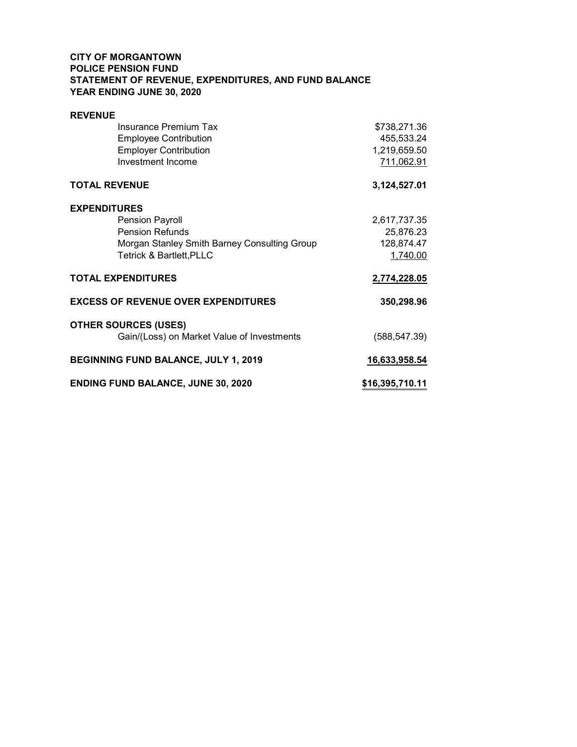**CITY OF MORGANTOWN**
**POLICE PENSION FUND**
**STATEMENT OF REVENUE, EXPENDITURES, AND FUND BALANCE**
**YEAR ENDING JUNE 30, 2020**

| | |
|---|---|
| **REVENUE** | |
| Insurance Premium Tax | $738,271.36 |
| Employee Contribution | 455,533.24 |
| Employer Contribution | 1,219,659.50 |
| Investment Income | 711,062.91 |
| **TOTAL REVENUE** | **3,124,527.01** |
| **EXPENDITURES** | |
| Pension Payroll | 2,617,737.35 |
| Pension Refunds | 25,876.23 |
| Morgan Stanley Smith Barney Consulting Group | 128,874.47 |
| Tetrick & Bartlett,PLLC | 1,740.00 |
| **TOTAL EXPENDITURES** | **2,774,228.05** |
| **EXCESS OF REVENUE OVER EXPENDITURES** | **350,298.96** |
| **OTHER SOURCES (USES)** | |
| Gain/(Loss) on Market Value of Investments | (588,547.39) |
| **BEGINNING FUND BALANCE, JULY 1, 2019** | **16,633,958.54** |
| **ENDING FUND BALANCE, JUNE 30, 2020** | **$16,395,710.11** |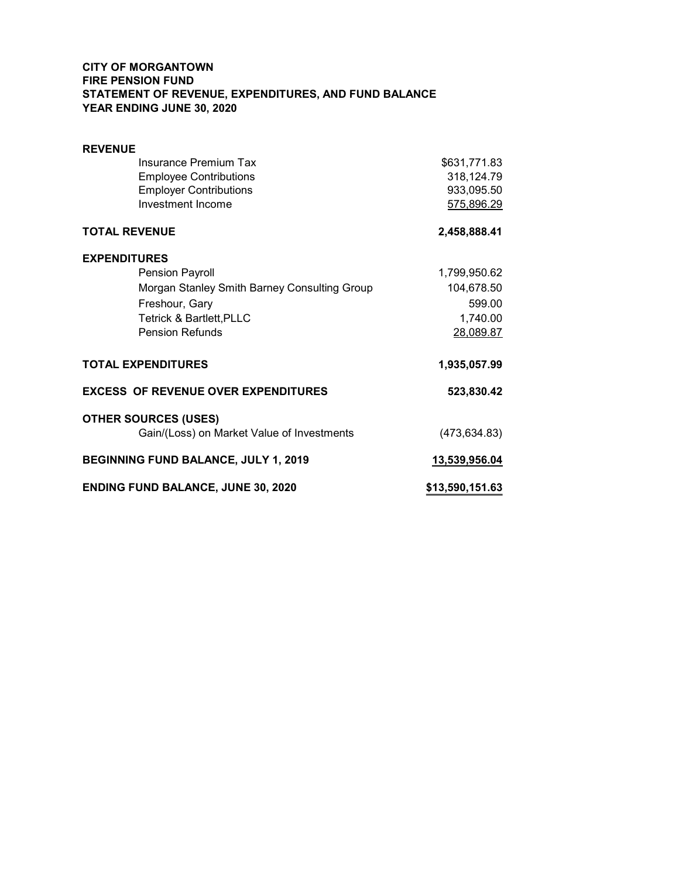**CITY OF MORGANTOWN**
**FIRE PENSION FUND**
**STATEMENT OF REVENUE, EXPENDITURES, AND FUND BALANCE**
**YEAR ENDING JUNE 30, 2020**

| | |
|---|---:|
| **REVENUE** | |
| Insurance Premium Tax | $631,771.83 |
| Employee Contributions | 318,124.79 |
| Employer Contributions | 933,095.50 |
| Investment Income | 575,896.29 |
| **TOTAL REVENUE** | **2,458,888.41** |
| **EXPENDITURES** | |
| Pension Payroll | 1,799,950.62 |
| Morgan Stanley Smith Barney Consulting Group | 104,678.50 |
| Freshour, Gary | 599.00 |
| Tetrick & Bartlett,PLLC | 1,740.00 |
| Pension Refunds | 28,089.87 |
| **TOTAL EXPENDITURES** | **1,935,057.99** |
| **EXCESS OF REVENUE OVER EXPENDITURES** | **523,830.42** |
| **OTHER SOURCES (USES)** | |
| Gain/(Loss) on Market Value of Investments | (473,634.83) |
| **BEGINNING FUND BALANCE, JULY 1, 2019** | **13,539,956.04** |
| **ENDING FUND BALANCE, JUNE 30, 2020** | **$13,590,151.63** |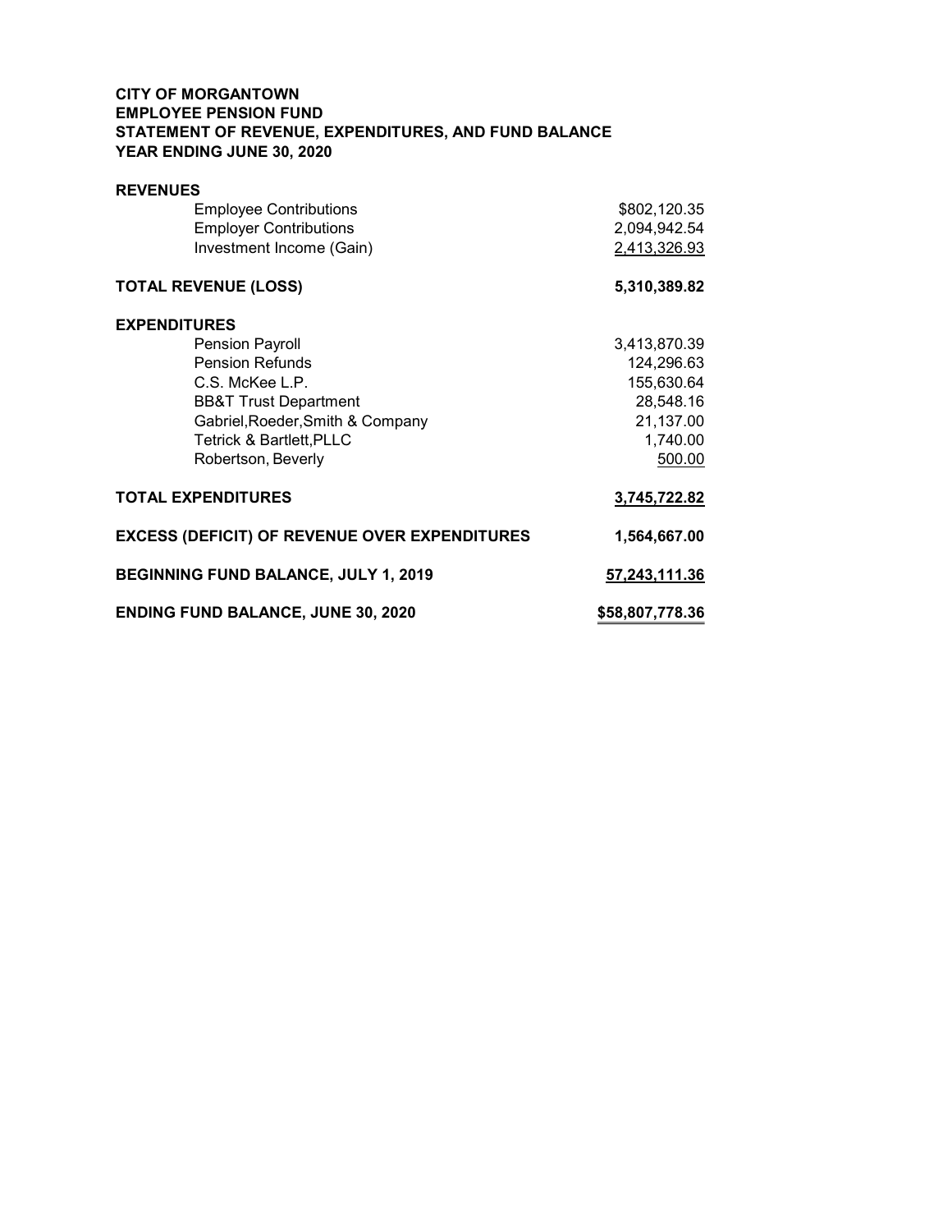**CITY OF MORGANTOWN**
**EMPLOYEE PENSION FUND**
**STATEMENT OF REVENUE, EXPENDITURES, AND FUND BALANCE**
**YEAR ENDING JUNE 30, 2020**

| | |
|---|---|
| **REVENUES** | |
| Employee Contributions | $802,120.35 |
| Employer Contributions | 2,094,942.54 |
| Investment Income (Gain) | 2,413,326.93 |
| **TOTAL REVENUE (LOSS)** | **5,310,389.82** |
| **EXPENDITURES** | |
| Pension Payroll | 3,413,870.39 |
| Pension Refunds | 124,296.63 |
| C.S. McKee L.P. | 155,630.64 |
| BB&T Trust Department | 28,548.16 |
| Gabriel,Roeder,Smith & Company | 21,137.00 |
| Tetrick & Bartlett,PLLC | 1,740.00 |
| Robertson, Beverly | 500.00 |
| **TOTAL EXPENDITURES** | **3,745,722.82** |
| **EXCESS (DEFICIT) OF REVENUE OVER EXPENDITURES** | **1,564,667.00** |
| **BEGINNING FUND BALANCE, JULY 1, 2019** | **57,243,111.36** |
| **ENDING FUND BALANCE, JUNE 30, 2020** | **$58,807,778.36** |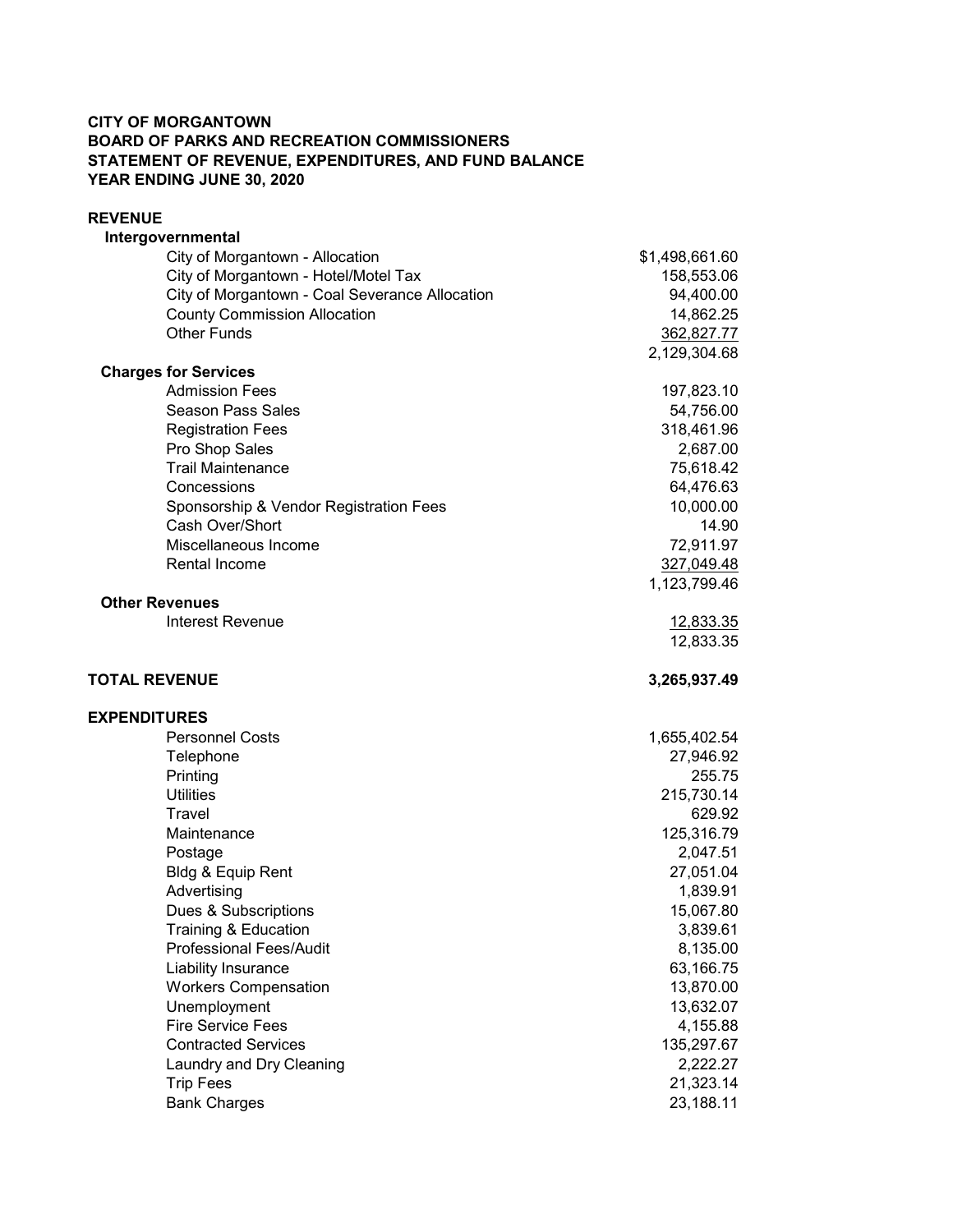**CITY OF MORGANTOWN**
**BOARD OF PARKS AND RECREATION COMMISSIONERS**
**STATEMENT OF REVENUE, EXPENDITURES, AND FUND BALANCE**
**YEAR ENDING JUNE 30, 2020**

| | |
|---|---|
| **REVENUE** | |
| **Intergovernmental** | |
| City of Morgantown - Allocation | $1,498,661.60 |
| City of Morgantown - Hotel/Motel Tax | 158,553.06 |
| City of Morgantown - Coal Severance Allocation | 94,400.00 |
| County Commission Allocation | 14,862.25 |
| Other Funds | 362,827.77 |
| | 2,129,304.68 |
| **Charges for Services** | |
| Admission Fees | 197,823.10 |
| Season Pass Sales | 54,756.00 |
| Registration Fees | 318,461.96 |
| Pro Shop Sales | 2,687.00 |
| Trail Maintenance | 75,618.42 |
| Concessions | 64,476.63 |
| Sponsorship & Vendor Registration Fees | 10,000.00 |
| Cash Over/Short | 14.90 |
| Miscellaneous Income | 72,911.97 |
| Rental Income | 327,049.48 |
| | 1,123,799.46 |
| **Other Revenues** | |
| Interest Revenue | 12,833.35 |
| | 12,833.35 |
| **TOTAL REVENUE** | **3,265,937.49** |
| **EXPENDITURES** | |
| Personnel Costs | 1,655,402.54 |
| Telephone | 27,946.92 |
| Printing | 255.75 |
| Utilities | 215,730.14 |
| Travel | 629.92 |
| Maintenance | 125,316.79 |
| Postage | 2,047.51 |
| Bldg & Equip Rent | 27,051.04 |
| Advertising | 1,839.91 |
| Dues & Subscriptions | 15,067.80 |
| Training & Education | 3,839.61 |
| Professional Fees/Audit | 8,135.00 |
| Liability Insurance | 63,166.75 |
| Workers Compensation | 13,870.00 |
| Unemployment | 13,632.07 |
| Fire Service Fees | 4,155.88 |
| Contracted Services | 135,297.67 |
| Laundry and Dry Cleaning | 2,222.27 |
| Trip Fees | 21,323.14 |
| Bank Charges | 23,188.11 |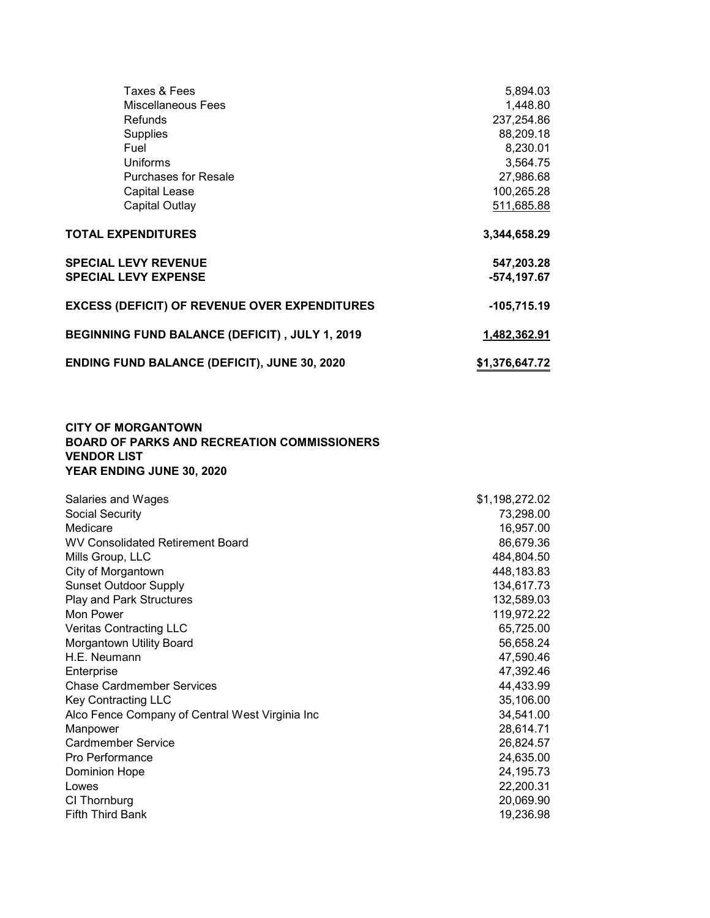| | |
|---|---|
| Taxes & Fees | 5,894.03 |
| Miscellaneous Fees | 1,448.80 |
| Refunds | 237,254.86 |
| Supplies | 88,209.18 |
| Fuel | 8,230.01 |
| Uniforms | 3,564.75 |
| Purchases for Resale | 27,986.68 |
| Capital Lease | 100,265.28 |
| Capital Outlay | 511,685.88 |
| **TOTAL EXPENDITURES** | **3,344,658.29** |
| **SPECIAL LEVY REVENUE** | **547,203.28** |
| **SPECIAL LEVY EXPENSE** | **-574,197.67** |
| **EXCESS (DEFICIT) OF REVENUE OVER EXPENDITURES** | **-105,715.19** |
| **BEGINNING FUND BALANCE (DEFICIT) , JULY 1, 2019** | **1,482,362.91** |
| **ENDING FUND BALANCE (DEFICIT), JUNE 30, 2020** | **$1,376,647.72** |

**CITY OF MORGANTOWN**
**BOARD OF PARKS AND RECREATION COMMISSIONERS**
**VENDOR LIST**
**YEAR ENDING JUNE 30, 2020**

| | |
|---|---|
| Salaries and Wages | $1,198,272.02 |
| Social Security | 73,298.00 |
| Medicare | 16,957.00 |
| WV Consolidated Retirement Board | 86,679.36 |
| Mills Group, LLC | 484,804.50 |
| City of Morgantown | 448,183.83 |
| Sunset Outdoor Supply | 134,617.73 |
| Play and Park Structures | 132,589.03 |
| Mon Power | 119,972.22 |
| Veritas Contracting LLC | 65,725.00 |
| Morgantown Utility Board | 56,658.24 |
| H.E. Neumann | 47,590.46 |
| Enterprise | 47,392.46 |
| Chase Cardmember Services | 44,433.99 |
| Key Contracting LLC | 35,106.00 |
| Alco Fence Company of Central West Virginia Inc | 34,541.00 |
| Manpower | 28,614.71 |
| Cardmember Service | 26,824.57 |
| Pro Performance | 24,635.00 |
| Dominion Hope | 24,195.73 |
| Lowes | 22,200.31 |
| CI Thornburg | 20,069.90 |
| Fifth Third Bank | 19,236.98 |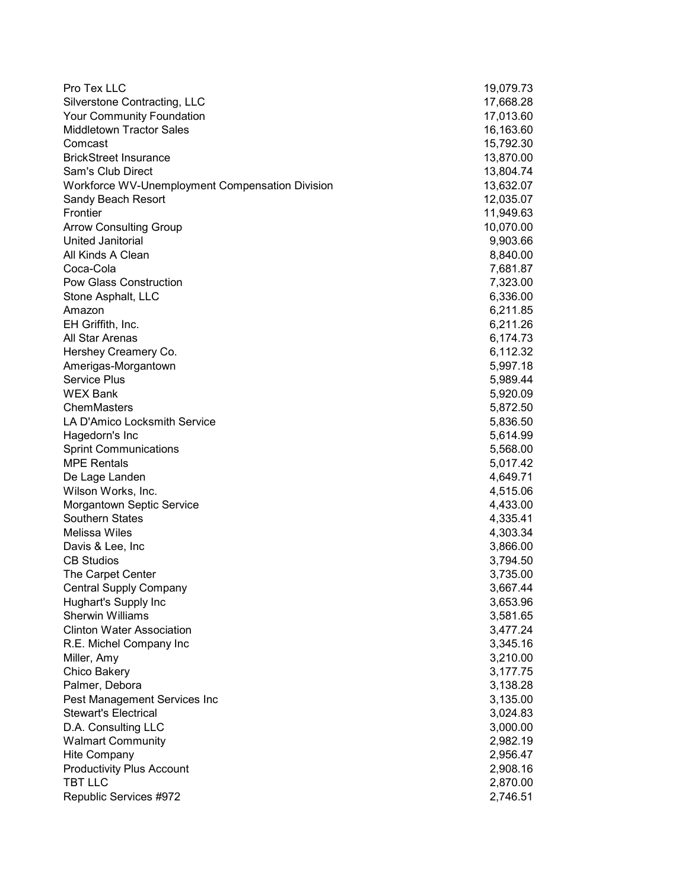| | |
|---|---|
| Pro Tex LLC | 19,079.73 |
| Silverstone Contracting, LLC | 17,668.28 |
| Your Community Foundation | 17,013.60 |
| Middletown Tractor Sales | 16,163.60 |
| Comcast | 15,792.30 |
| BrickStreet Insurance | 13,870.00 |
| Sam's Club Direct | 13,804.74 |
| Workforce WV-Unemployment Compensation Division | 13,632.07 |
| Sandy Beach Resort | 12,035.07 |
| Frontier | 11,949.63 |
| Arrow Consulting Group | 10,070.00 |
| United Janitorial | 9,903.66 |
| All Kinds A Clean | 8,840.00 |
| Coca-Cola | 7,681.87 |
| Pow Glass Construction | 7,323.00 |
| Stone Asphalt, LLC | 6,336.00 |
| Amazon | 6,211.85 |
| EH Griffith, Inc. | 6,211.26 |
| All Star Arenas | 6,174.73 |
| Hershey Creamery Co. | 6,112.32 |
| Amerigas-Morgantown | 5,997.18 |
| Service Plus | 5,989.44 |
| WEX Bank | 5,920.09 |
| ChemMasters | 5,872.50 |
| LA D'Amico Locksmith Service | 5,836.50 |
| Hagedorn's Inc | 5,614.99 |
| Sprint Communications | 5,568.00 |
| MPE Rentals | 5,017.42 |
| De Lage Landen | 4,649.71 |
| Wilson Works, Inc. | 4,515.06 |
| Morgantown Septic Service | 4,433.00 |
| Southern States | 4,335.41 |
| Melissa Wiles | 4,303.34 |
| Davis & Lee, Inc | 3,866.00 |
| CB Studios | 3,794.50 |
| The Carpet Center | 3,735.00 |
| Central Supply Company | 3,667.44 |
| Hughart's Supply Inc | 3,653.96 |
| Sherwin Williams | 3,581.65 |
| Clinton Water Association | 3,477.24 |
| R.E. Michel Company Inc | 3,345.16 |
| Miller, Amy | 3,210.00 |
| Chico Bakery | 3,177.75 |
| Palmer, Debora | 3,138.28 |
| Pest Management Services Inc | 3,135.00 |
| Stewart's Electrical | 3,024.83 |
| D.A. Consulting LLC | 3,000.00 |
| Walmart Community | 2,982.19 |
| Hite Company | 2,956.47 |
| Productivity Plus Account | 2,908.16 |
| TBT LLC | 2,870.00 |
| Republic Services #972 | 2,746.51 |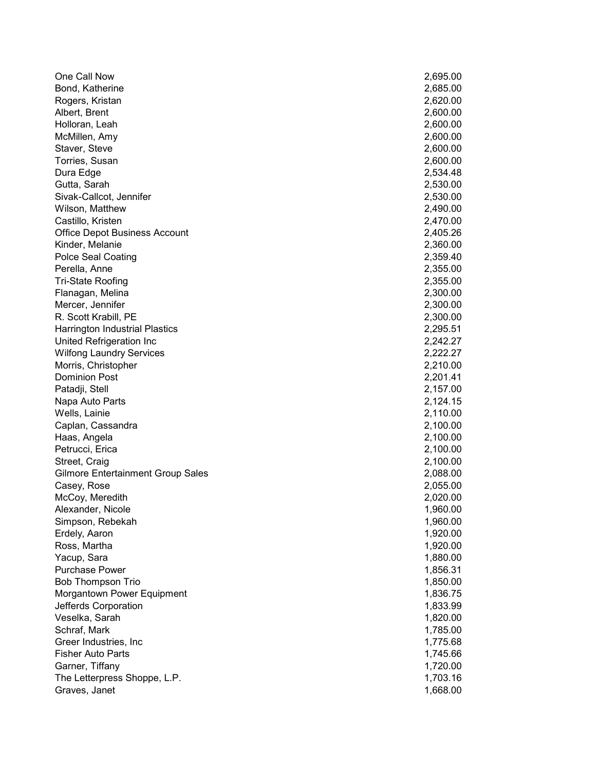| | |
|---|---|
| One Call Now | 2,695.00 |
| Bond, Katherine | 2,685.00 |
| Rogers, Kristan | 2,620.00 |
| Albert, Brent | 2,600.00 |
| Holloran, Leah | 2,600.00 |
| McMillen, Amy | 2,600.00 |
| Staver, Steve | 2,600.00 |
| Torries, Susan | 2,600.00 |
| Dura Edge | 2,534.48 |
| Gutta, Sarah | 2,530.00 |
| Sivak-Callcot, Jennifer | 2,530.00 |
| Wilson, Matthew | 2,490.00 |
| Castillo, Kristen | 2,470.00 |
| Office Depot Business Account | 2,405.26 |
| Kinder, Melanie | 2,360.00 |
| Polce Seal Coating | 2,359.40 |
| Perella, Anne | 2,355.00 |
| Tri-State Roofing | 2,355.00 |
| Flanagan, Melina | 2,300.00 |
| Mercer, Jennifer | 2,300.00 |
| R. Scott Krabill, PE | 2,300.00 |
| Harrington Industrial Plastics | 2,295.51 |
| United Refrigeration Inc | 2,242.27 |
| Wilfong Laundry Services | 2,222.27 |
| Morris, Christopher | 2,210.00 |
| Dominion Post | 2,201.41 |
| Patadji, Stell | 2,157.00 |
| Napa Auto Parts | 2,124.15 |
| Wells, Lainie | 2,110.00 |
| Caplan, Cassandra | 2,100.00 |
| Haas, Angela | 2,100.00 |
| Petrucci, Erica | 2,100.00 |
| Street, Craig | 2,100.00 |
| Gilmore Entertainment Group Sales | 2,088.00 |
| Casey, Rose | 2,055.00 |
| McCoy, Meredith | 2,020.00 |
| Alexander, Nicole | 1,960.00 |
| Simpson, Rebekah | 1,960.00 |
| Erdely, Aaron | 1,920.00 |
| Ross, Martha | 1,920.00 |
| Yacup, Sara | 1,880.00 |
| Purchase Power | 1,856.31 |
| Bob Thompson Trio | 1,850.00 |
| Morgantown Power Equipment | 1,836.75 |
| Jefferds Corporation | 1,833.99 |
| Veselka, Sarah | 1,820.00 |
| Schraf, Mark | 1,785.00 |
| Greer Industries, Inc | 1,775.68 |
| Fisher Auto Parts | 1,745.66 |
| Garner, Tiffany | 1,720.00 |
| The Letterpress Shoppe, L.P. | 1,703.16 |
| Graves, Janet | 1,668.00 |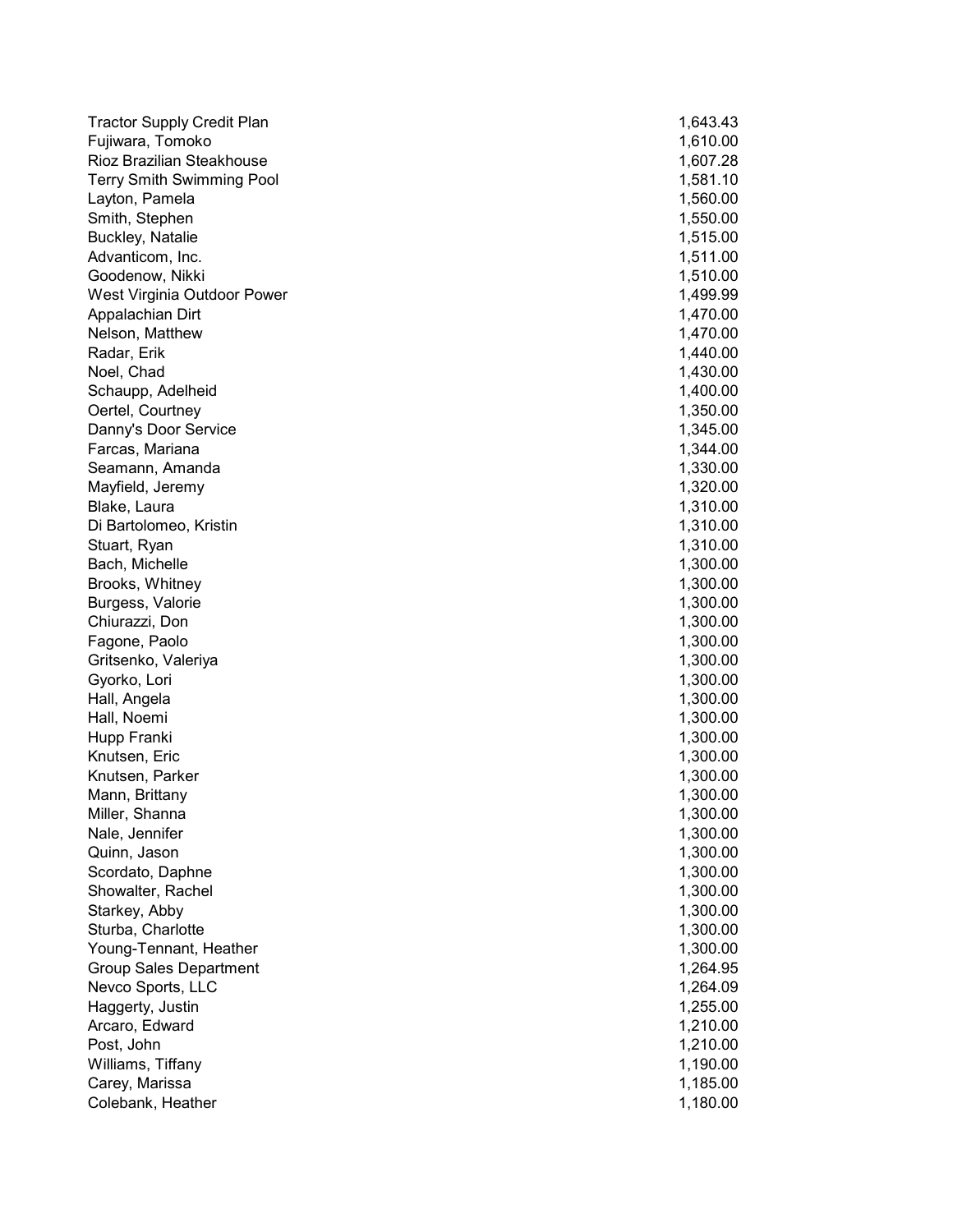| | |
|---|---|
| Tractor Supply Credit Plan | 1,643.43 |
| Fujiwara, Tomoko | 1,610.00 |
| Rioz Brazilian Steakhouse | 1,607.28 |
| Terry Smith Swimming Pool | 1,581.10 |
| Layton, Pamela | 1,560.00 |
| Smith, Stephen | 1,550.00 |
| Buckley, Natalie | 1,515.00 |
| Advanticom, Inc. | 1,511.00 |
| Goodenow, Nikki | 1,510.00 |
| West Virginia Outdoor Power | 1,499.99 |
| Appalachian Dirt | 1,470.00 |
| Nelson, Matthew | 1,470.00 |
| Radar, Erik | 1,440.00 |
| Noel, Chad | 1,430.00 |
| Schaupp, Adelheid | 1,400.00 |
| Oertel, Courtney | 1,350.00 |
| Danny's Door Service | 1,345.00 |
| Farcas, Mariana | 1,344.00 |
| Seamann, Amanda | 1,330.00 |
| Mayfield, Jeremy | 1,320.00 |
| Blake, Laura | 1,310.00 |
| Di Bartolomeo, Kristin | 1,310.00 |
| Stuart, Ryan | 1,310.00 |
| Bach, Michelle | 1,300.00 |
| Brooks, Whitney | 1,300.00 |
| Burgess, Valorie | 1,300.00 |
| Chiurazzi, Don | 1,300.00 |
| Fagone, Paolo | 1,300.00 |
| Gritsenko, Valeriya | 1,300.00 |
| Gyorko, Lori | 1,300.00 |
| Hall, Angela | 1,300.00 |
| Hall, Noemi | 1,300.00 |
| Hupp Franki | 1,300.00 |
| Knutsen, Eric | 1,300.00 |
| Knutsen, Parker | 1,300.00 |
| Mann, Brittany | 1,300.00 |
| Miller, Shanna | 1,300.00 |
| Nale, Jennifer | 1,300.00 |
| Quinn, Jason | 1,300.00 |
| Scordato, Daphne | 1,300.00 |
| Showalter, Rachel | 1,300.00 |
| Starkey, Abby | 1,300.00 |
| Sturba, Charlotte | 1,300.00 |
| Young-Tennant, Heather | 1,300.00 |
| Group Sales Department | 1,264.95 |
| Nevco Sports, LLC | 1,264.09 |
| Haggerty, Justin | 1,255.00 |
| Arcaro, Edward | 1,210.00 |
| Post, John | 1,210.00 |
| Williams, Tiffany | 1,190.00 |
| Carey, Marissa | 1,185.00 |
| Colebank, Heather | 1,180.00 |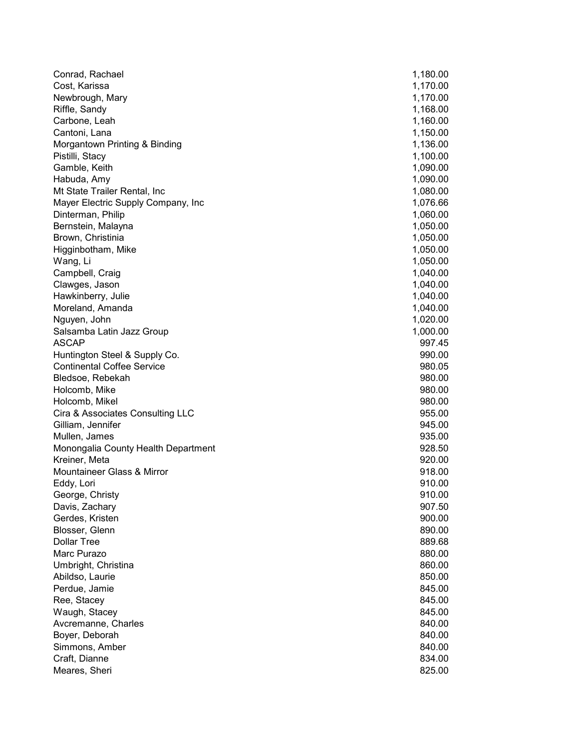| | |
|---|---|
| Conrad, Rachael | 1,180.00 |
| Cost, Karissa | 1,170.00 |
| Newbrough, Mary | 1,170.00 |
| Riffle, Sandy | 1,168.00 |
| Carbone, Leah | 1,160.00 |
| Cantoni, Lana | 1,150.00 |
| Morgantown Printing & Binding | 1,136.00 |
| Pistilli, Stacy | 1,100.00 |
| Gamble, Keith | 1,090.00 |
| Habuda, Amy | 1,090.00 |
| Mt State Trailer Rental, Inc | 1,080.00 |
| Mayer Electric Supply Company, Inc | 1,076.66 |
| Dinterman, Philip | 1,060.00 |
| Bernstein, Malayna | 1,050.00 |
| Brown, Christinia | 1,050.00 |
| Higginbotham, Mike | 1,050.00 |
| Wang, Li | 1,050.00 |
| Campbell, Craig | 1,040.00 |
| Clawges, Jason | 1,040.00 |
| Hawkinberry, Julie | 1,040.00 |
| Moreland, Amanda | 1,040.00 |
| Nguyen, John | 1,020.00 |
| Salsamba Latin Jazz Group | 1,000.00 |
| ASCAP | 997.45 |
| Huntington Steel & Supply Co. | 990.00 |
| Continental Coffee Service | 980.05 |
| Bledsoe, Rebekah | 980.00 |
| Holcomb, Mike | 980.00 |
| Holcomb, Mikel | 980.00 |
| Cira & Associates Consulting LLC | 955.00 |
| Gilliam, Jennifer | 945.00 |
| Mullen, James | 935.00 |
| Monongalia County Health Department | 928.50 |
| Kreiner, Meta | 920.00 |
| Mountaineer Glass & Mirror | 918.00 |
| Eddy, Lori | 910.00 |
| George, Christy | 910.00 |
| Davis, Zachary | 907.50 |
| Gerdes, Kristen | 900.00 |
| Blosser, Glenn | 890.00 |
| Dollar Tree | 889.68 |
| Marc Purazo | 880.00 |
| Umbright, Christina | 860.00 |
| Abildso, Laurie | 850.00 |
| Perdue, Jamie | 845.00 |
| Ree, Stacey | 845.00 |
| Waugh, Stacey | 845.00 |
| Avcremanne, Charles | 840.00 |
| Boyer, Deborah | 840.00 |
| Simmons, Amber | 840.00 |
| Craft, Dianne | 834.00 |
| Meares, Sheri | 825.00 |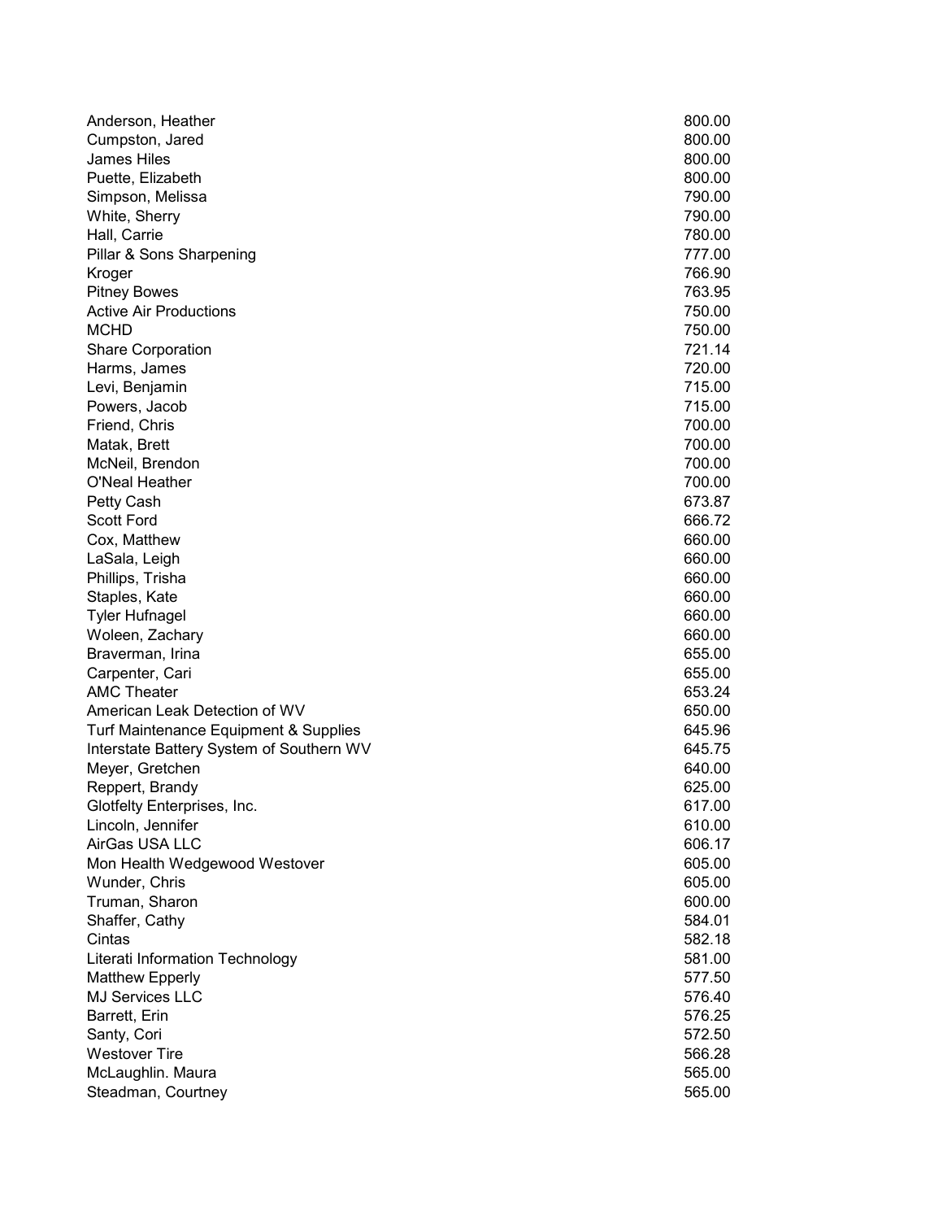| | |
|---|---|
| Anderson, Heather | 800.00 |
| Cumpston, Jared | 800.00 |
| James Hiles | 800.00 |
| Puette, Elizabeth | 800.00 |
| Simpson, Melissa | 790.00 |
| White, Sherry | 790.00 |
| Hall, Carrie | 780.00 |
| Pillar & Sons Sharpening | 777.00 |
| Kroger | 766.90 |
| Pitney Bowes | 763.95 |
| Active Air Productions | 750.00 |
| MCHD | 750.00 |
| Share Corporation | 721.14 |
| Harms, James | 720.00 |
| Levi, Benjamin | 715.00 |
| Powers, Jacob | 715.00 |
| Friend, Chris | 700.00 |
| Matak, Brett | 700.00 |
| McNeil, Brendon | 700.00 |
| O'Neal Heather | 700.00 |
| Petty Cash | 673.87 |
| Scott Ford | 666.72 |
| Cox, Matthew | 660.00 |
| LaSala, Leigh | 660.00 |
| Phillips, Trisha | 660.00 |
| Staples, Kate | 660.00 |
| Tyler Hufnagel | 660.00 |
| Woleen, Zachary | 660.00 |
| Braverman, Irina | 655.00 |
| Carpenter, Cari | 655.00 |
| AMC Theater | 653.24 |
| American Leak Detection of WV | 650.00 |
| Turf Maintenance Equipment & Supplies | 645.96 |
| Interstate Battery System of Southern WV | 645.75 |
| Meyer, Gretchen | 640.00 |
| Reppert, Brandy | 625.00 |
| Glotfelty Enterprises, Inc. | 617.00 |
| Lincoln, Jennifer | 610.00 |
| AirGas USA LLC | 606.17 |
| Mon Health Wedgewood Westover | 605.00 |
| Wunder, Chris | 605.00 |
| Truman, Sharon | 600.00 |
| Shaffer, Cathy | 584.01 |
| Cintas | 582.18 |
| Literati Information Technology | 581.00 |
| Matthew Epperly | 577.50 |
| MJ Services LLC | 576.40 |
| Barrett, Erin | 576.25 |
| Santy, Cori | 572.50 |
| Westover Tire | 566.28 |
| McLaughlin. Maura | 565.00 |
| Steadman, Courtney | 565.00 |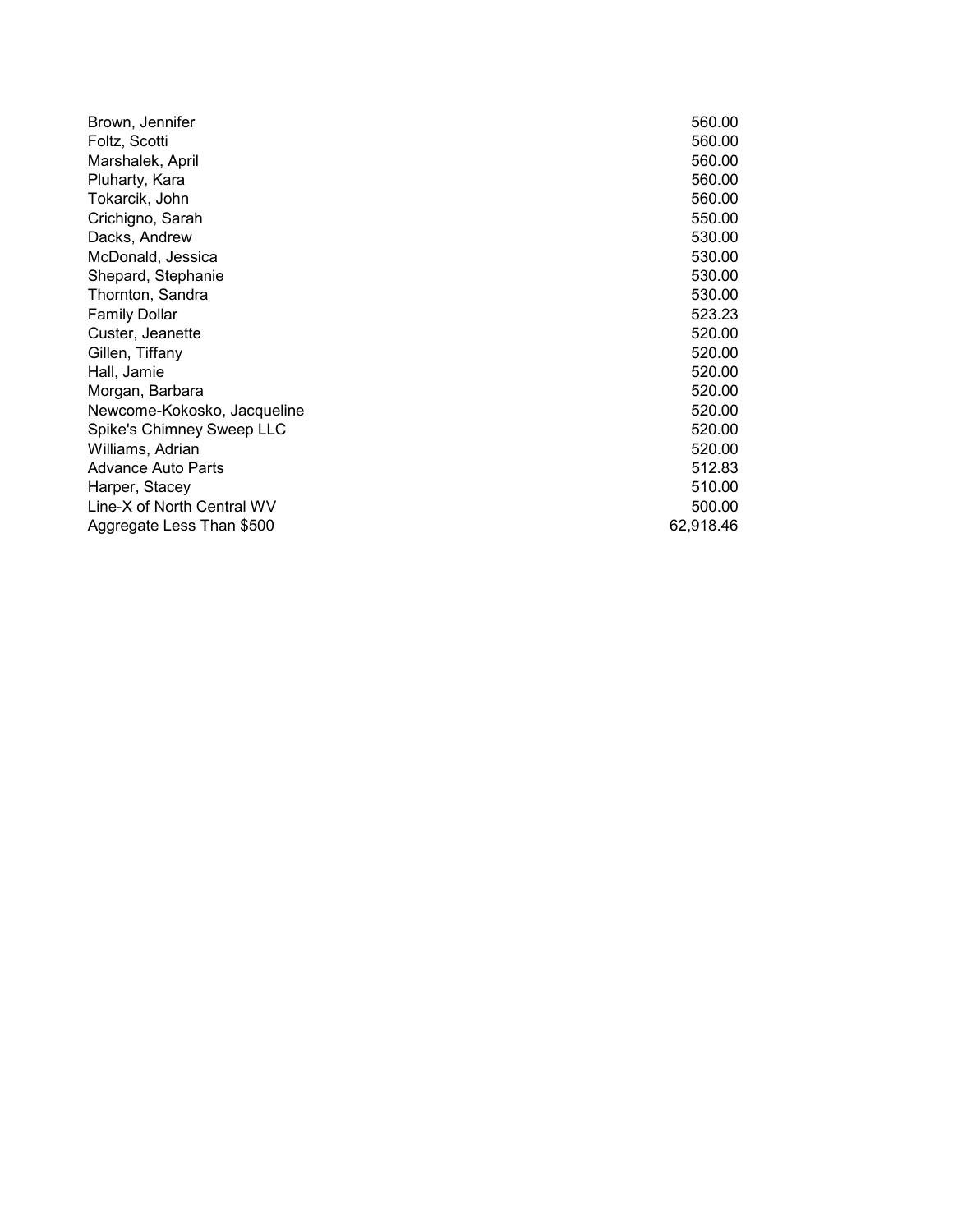| | |
|---|---|
| Brown, Jennifer | 560.00 |
| Foltz, Scotti | 560.00 |
| Marshalek, April | 560.00 |
| Pluharty, Kara | 560.00 |
| Tokarcik, John | 560.00 |
| Crichigno, Sarah | 550.00 |
| Dacks, Andrew | 530.00 |
| McDonald, Jessica | 530.00 |
| Shepard, Stephanie | 530.00 |
| Thornton, Sandra | 530.00 |
| Family Dollar | 523.23 |
| Custer, Jeanette | 520.00 |
| Gillen, Tiffany | 520.00 |
| Hall, Jamie | 520.00 |
| Morgan, Barbara | 520.00 |
| Newcome-Kokosko, Jacqueline | 520.00 |
| Spike's Chimney Sweep LLC | 520.00 |
| Williams, Adrian | 520.00 |
| Advance Auto Parts | 512.83 |
| Harper, Stacey | 510.00 |
| Line-X of North Central WV | 500.00 |
| Aggregate Less Than $500 | 62,918.46 |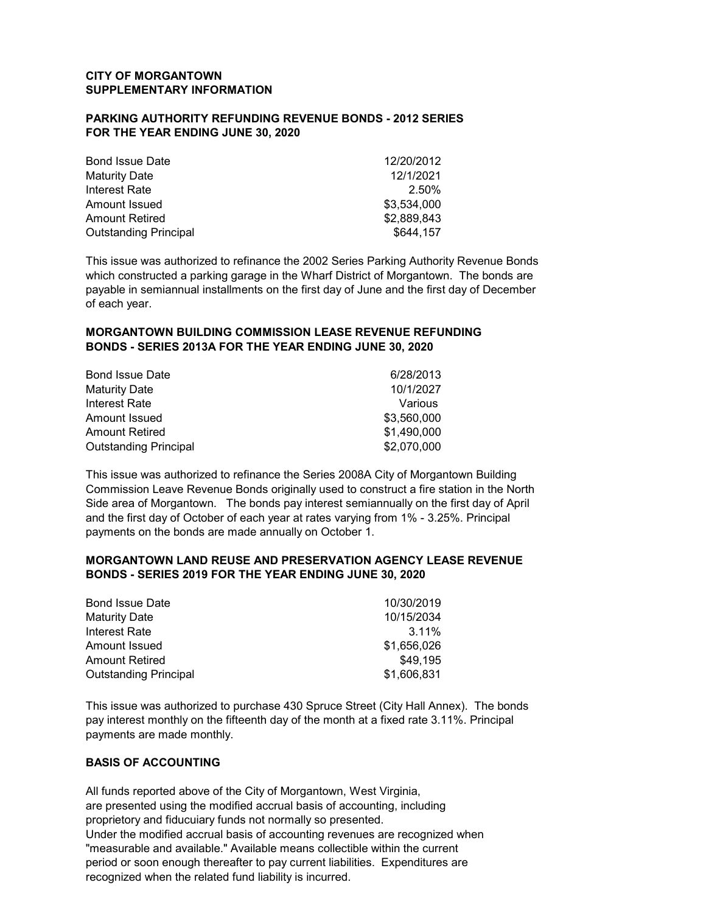**CITY OF MORGANTOWN**
**SUPPLEMENTARY INFORMATION**

**PARKING AUTHORITY REFUNDING REVENUE BONDS - 2012 SERIES FOR THE YEAR ENDING JUNE 30, 2020**

| | |
|---|---|
| Bond Issue Date | 12/20/2012 |
| Maturity Date | 12/1/2021 |
| Interest Rate | 2.50% |
| Amount Issued | $3,534,000 |
| Amount Retired | $2,889,843 |
| Outstanding Principal | $644,157 |

This issue was authorized to refinance the 2002 Series Parking Authority Revenue Bonds which constructed a parking garage in the Wharf District of Morgantown. The bonds are payable in semiannual installments on the first day of June and the first day of December of each year.

**MORGANTOWN BUILDING COMMISSION LEASE REVENUE REFUNDING BONDS - SERIES 2013A FOR THE YEAR ENDING JUNE 30, 2020**

| | |
|---|---|
| Bond Issue Date | 6/28/2013 |
| Maturity Date | 10/1/2027 |
| Interest Rate | Various |
| Amount Issued | $3,560,000 |
| Amount Retired | $1,490,000 |
| Outstanding Principal | $2,070,000 |

This issue was authorized to refinance the Series 2008A City of Morgantown Building Commission Leave Revenue Bonds originally used to construct a fire station in the North Side area of Morgantown. The bonds pay interest semiannually on the first day of April and the first day of October of each year at rates varying from 1% - 3.25%. Principal payments on the bonds are made annually on October 1.

**MORGANTOWN LAND REUSE AND PRESERVATION AGENCY LEASE REVENUE BONDS - SERIES 2019 FOR THE YEAR ENDING JUNE 30, 2020**

| | |
|---|---|
| Bond Issue Date | 10/30/2019 |
| Maturity Date | 10/15/2034 |
| Interest Rate | 3.11% |
| Amount Issued | $1,656,026 |
| Amount Retired | $49,195 |
| Outstanding Principal | $1,606,831 |

This issue was authorized to purchase 430 Spruce Street (City Hall Annex). The bonds pay interest monthly on the fifteenth day of the month at a fixed rate 3.11%. Principal payments are made monthly.

**BASIS OF ACCOUNTING**

All funds reported above of the City of Morgantown, West Virginia, are presented using the modified accrual basis of accounting, including proprietory and fiducuiary funds not normally so presented. Under the modified accrual basis of accounting revenues are recognized when "measurable and available." Available means collectible within the current period or soon enough thereafter to pay current liabilities. Expenditures are recognized when the related fund liability is incurred.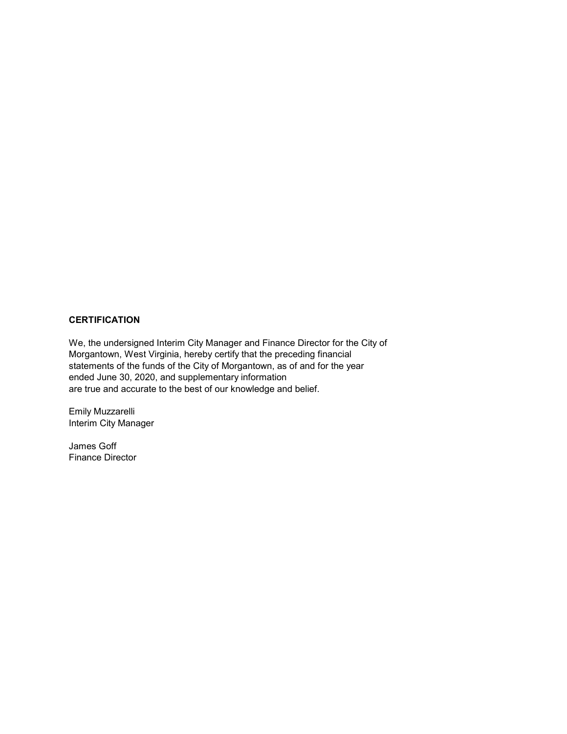**CERTIFICATION**

We, the undersigned Interim City Manager and Finance Director for the City of Morgantown, West Virginia, hereby certify that the preceding financial statements of the funds of the City of Morgantown, as of and for the year ended June 30, 2020, and supplementary information are true and accurate to the best of our knowledge and belief.

Emily Muzzarelli
Interim City Manager

James Goff
Finance Director